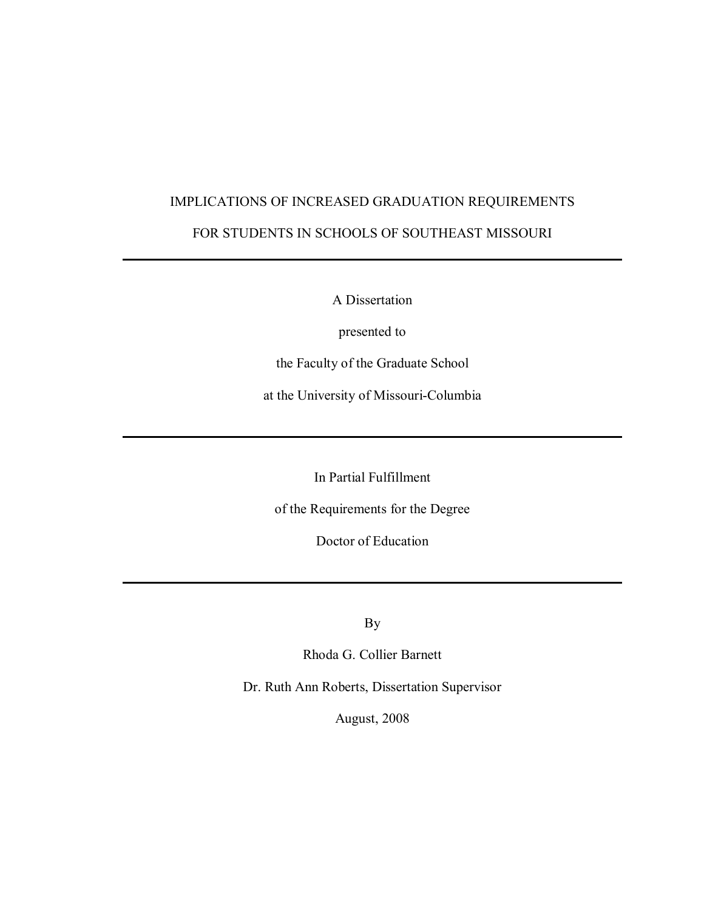# IMPLICATIONS OF INCREASED GRADUATION REQUIREMENTS

# FOR STUDENTS IN SCHOOLS OF SOUTHEAST MISSOURI

---

A Dissertation

presented to

the Faculty of the Graduate School

at the University of Missouri-Columbia

---

In Partial Fulfillment

of the Requirements for the Degree

Doctor of Education

---

By

Rhoda G. Collier Barnett

Dr. Ruth Ann Roberts, Dissertation Supervisor

August, 2008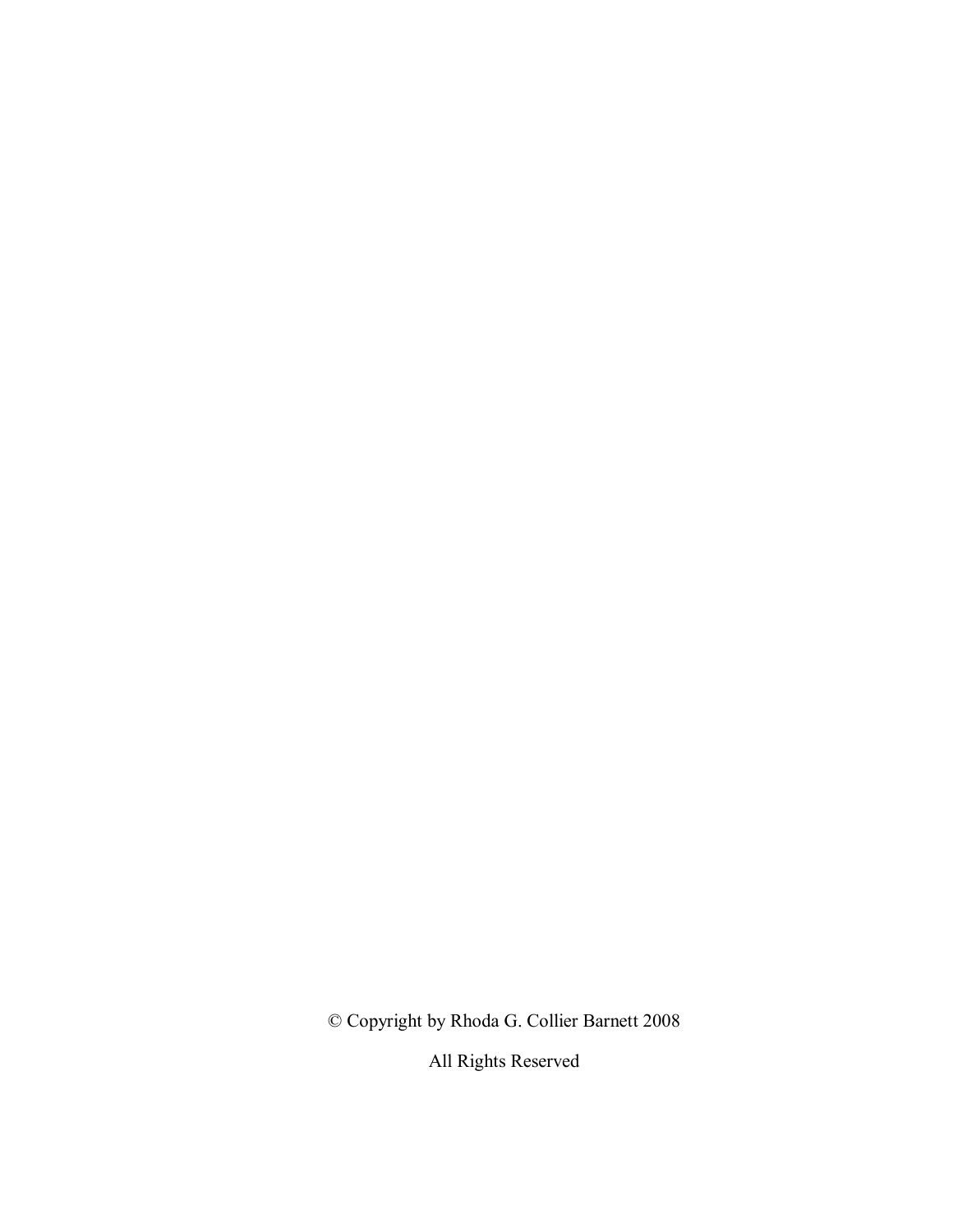© Copyright by Rhoda G. Collier Barnett 2008

All Rights Reserved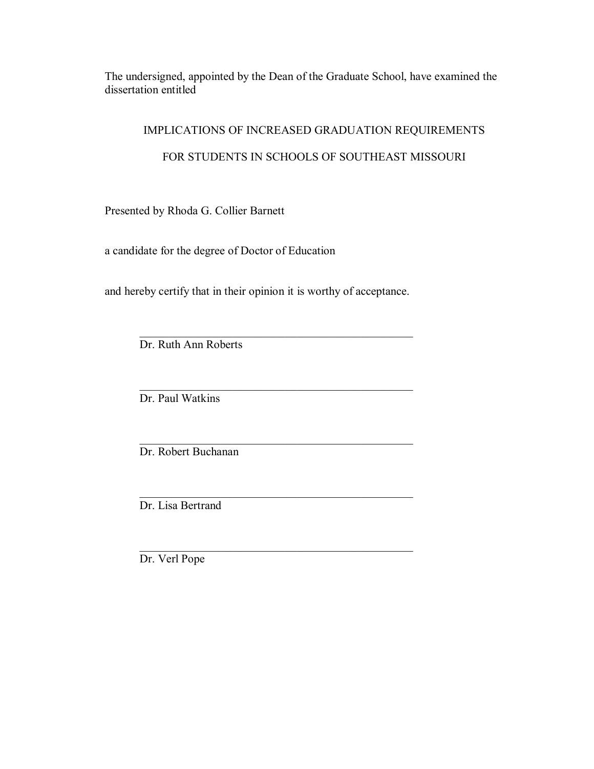The undersigned, appointed by the Dean of the Graduate School, have examined the dissertation entitled

IMPLICATIONS OF INCREASED GRADUATION REQUIREMENTS

FOR STUDENTS IN SCHOOLS OF SOUTHEAST MISSOURI

Presented by Rhoda G. Collier Barnett

a candidate for the degree of Doctor of Education

and hereby certify that in their opinion it is worthy of acceptance.

\_\_\_\_\_\_\_\_\_\_\_\_\_\_\_\_\_\_\_\_\_\_\_\_\_\_\_\_\_\_\_\_\_\_\_\_\_\_\_\_\_\_\_\_
Dr. Ruth Ann Roberts

\_\_\_\_\_\_\_\_\_\_\_\_\_\_\_\_\_\_\_\_\_\_\_\_\_\_\_\_\_\_\_\_\_\_\_\_\_\_\_\_\_\_\_\_
Dr. Paul Watkins

\_\_\_\_\_\_\_\_\_\_\_\_\_\_\_\_\_\_\_\_\_\_\_\_\_\_\_\_\_\_\_\_\_\_\_\_\_\_\_\_\_\_\_\_
Dr. Robert Buchanan

\_\_\_\_\_\_\_\_\_\_\_\_\_\_\_\_\_\_\_\_\_\_\_\_\_\_\_\_\_\_\_\_\_\_\_\_\_\_\_\_\_\_\_\_
Dr. Lisa Bertrand

\_\_\_\_\_\_\_\_\_\_\_\_\_\_\_\_\_\_\_\_\_\_\_\_\_\_\_\_\_\_\_\_\_\_\_\_\_\_\_\_\_\_\_\_
Dr. Verl Pope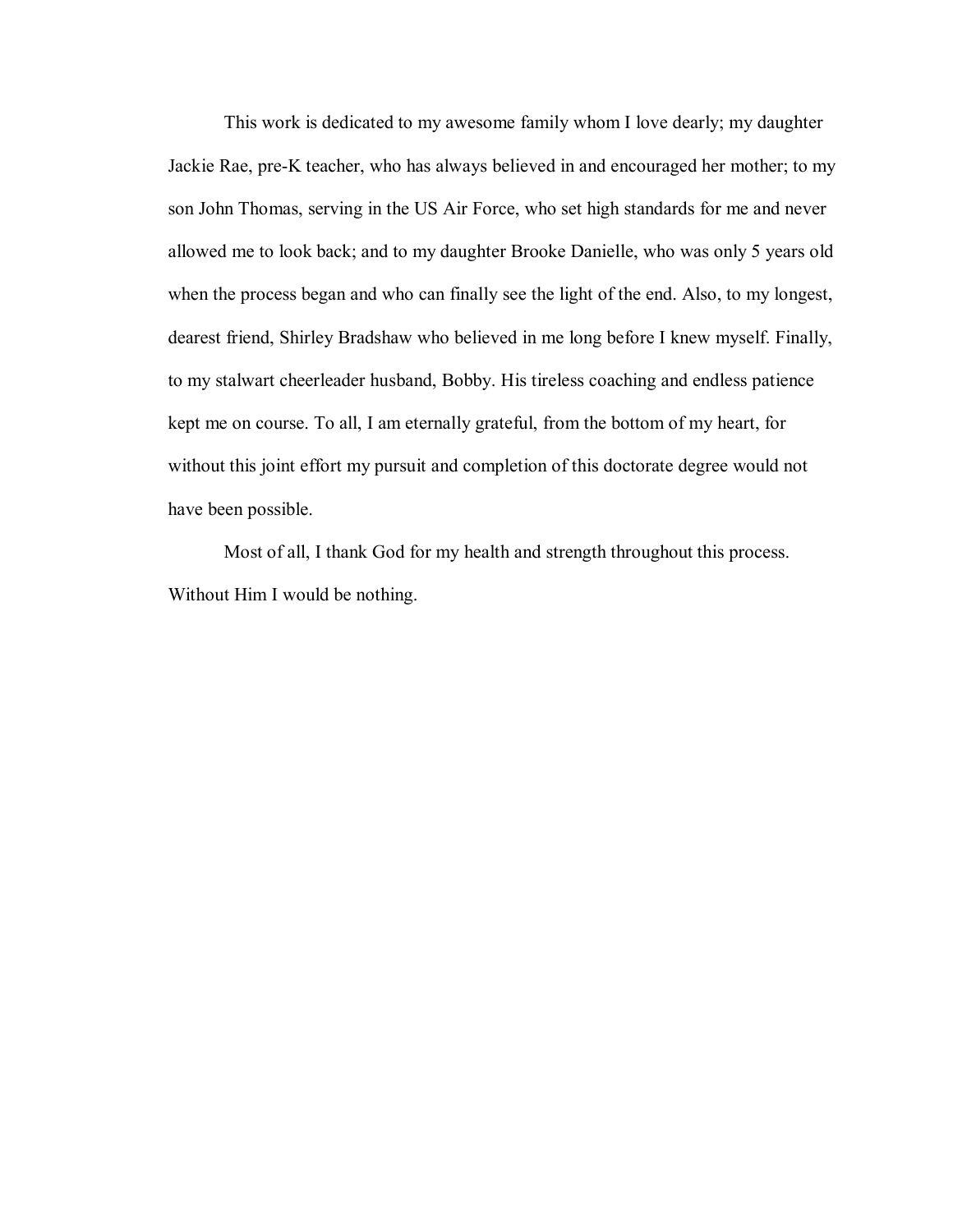This work is dedicated to my awesome family whom I love dearly; my daughter Jackie Rae, pre-K teacher, who has always believed in and encouraged her mother; to my son John Thomas, serving in the US Air Force, who set high standards for me and never allowed me to look back; and to my daughter Brooke Danielle, who was only 5 years old when the process began and who can finally see the light of the end. Also, to my longest, dearest friend, Shirley Bradshaw who believed in me long before I knew myself. Finally, to my stalwart cheerleader husband, Bobby. His tireless coaching and endless patience kept me on course. To all, I am eternally grateful, from the bottom of my heart, for without this joint effort my pursuit and completion of this doctorate degree would not have been possible.

Most of all, I thank God for my health and strength throughout this process. Without Him I would be nothing.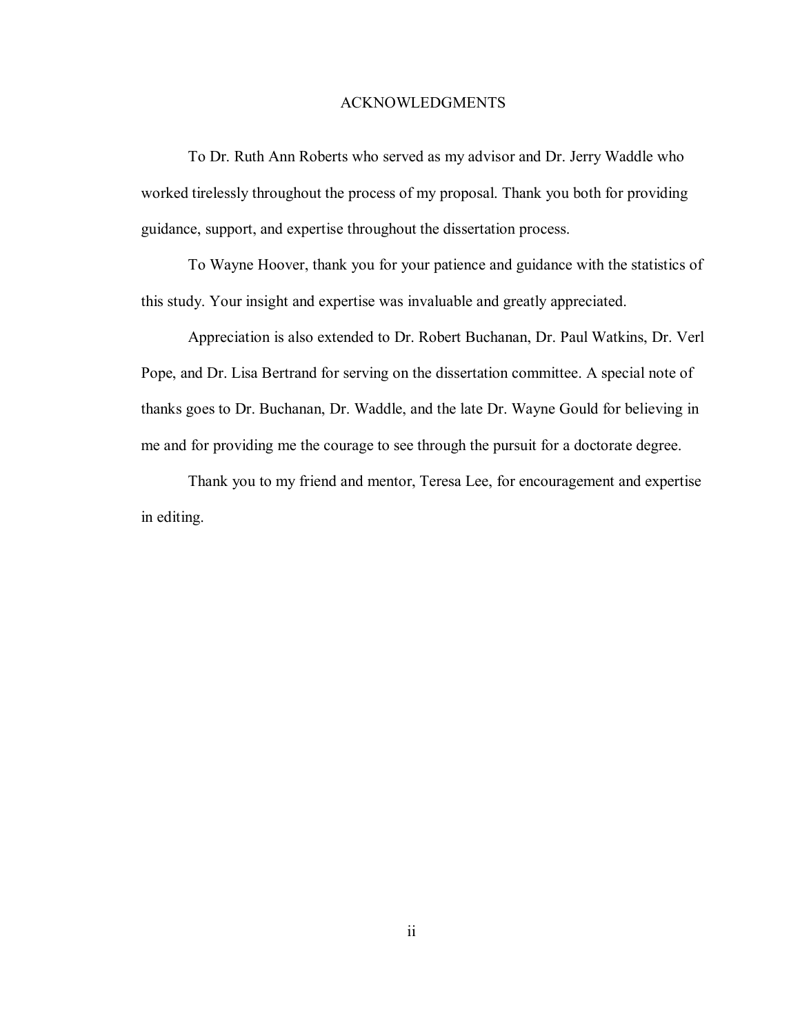# ACKNOWLEDGMENTS

To Dr. Ruth Ann Roberts who served as my advisor and Dr. Jerry Waddle who worked tirelessly throughout the process of my proposal. Thank you both for providing guidance, support, and expertise throughout the dissertation process.

To Wayne Hoover, thank you for your patience and guidance with the statistics of this study. Your insight and expertise was invaluable and greatly appreciated.

Appreciation is also extended to Dr. Robert Buchanan, Dr. Paul Watkins, Dr. Verl Pope, and Dr. Lisa Bertrand for serving on the dissertation committee. A special note of thanks goes to Dr. Buchanan, Dr. Waddle, and the late Dr. Wayne Gould for believing in me and for providing me the courage to see through the pursuit for a doctorate degree.

Thank you to my friend and mentor, Teresa Lee, for encouragement and expertise in editing.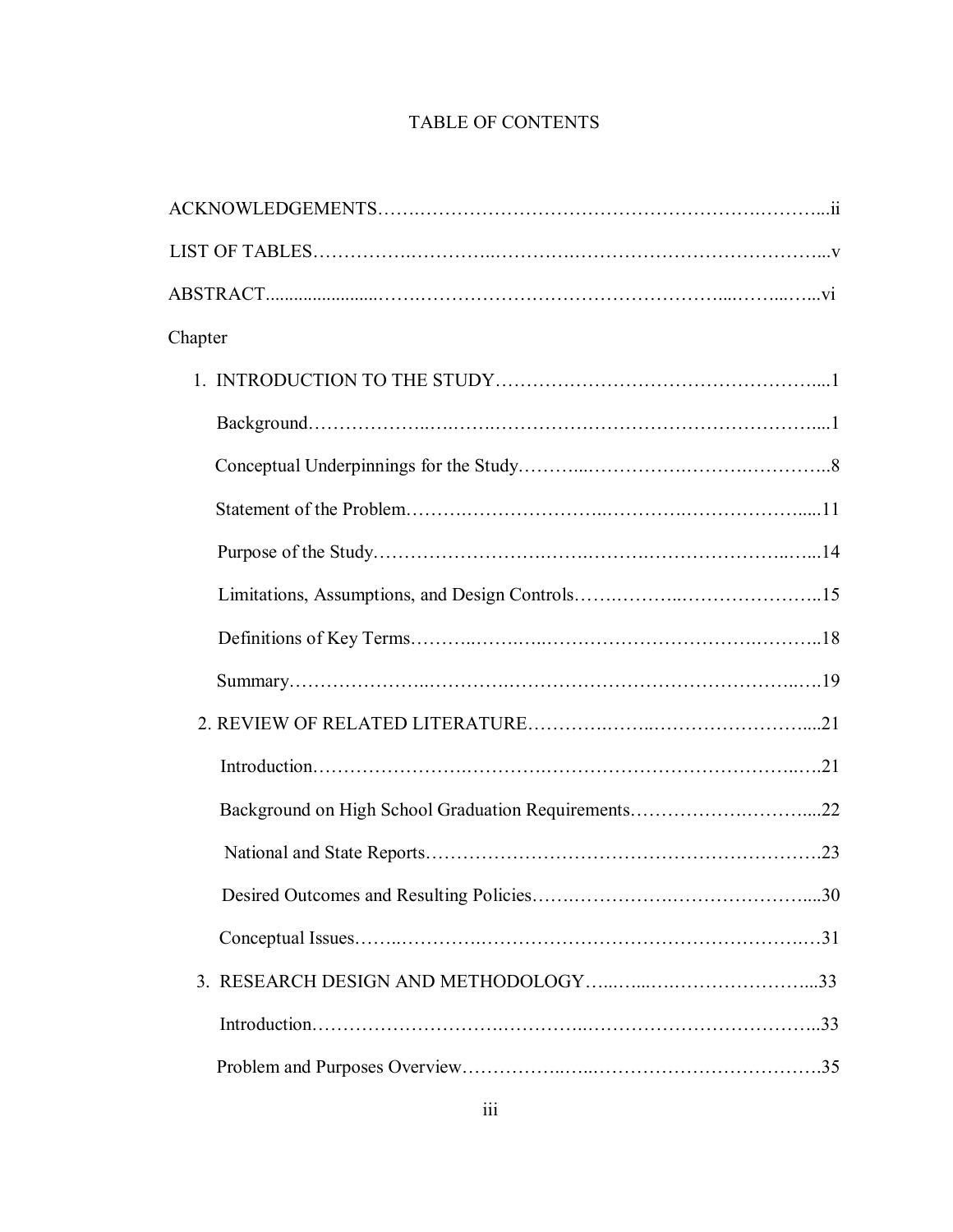# TABLE OF CONTENTS

ACKNOWLEDGEMENTS....................................................................................ii

LIST OF TABLES........................................................................................v

ABSTRACT.................................................................................................vi

Chapter

1. INTRODUCTION TO THE STUDY.......................................................1

    Background...........................................................................................1

    Conceptual Underpinnings for the Study...............................................8

    Statement of the Problem.....................................................................11

    Purpose of the Study............................................................................14

    Limitations, Assumptions, and Design Controls...................................15

    Definitions of Key Terms......................................................................18

    Summary..............................................................................................19

2. REVIEW OF RELATED LITERATURE.................................................21

    Introduction..........................................................................................21

    Background on High School Graduation Requirements.......................22

    National and State Reports...................................................................23

    Desired Outcomes and Resulting Policies.............................................30

    Conceptual Issues.................................................................................31

3. RESEARCH DESIGN AND METHODOLOGY.....................................33

    Introduction..........................................................................................33

    Problem and Purposes Overview..........................................................35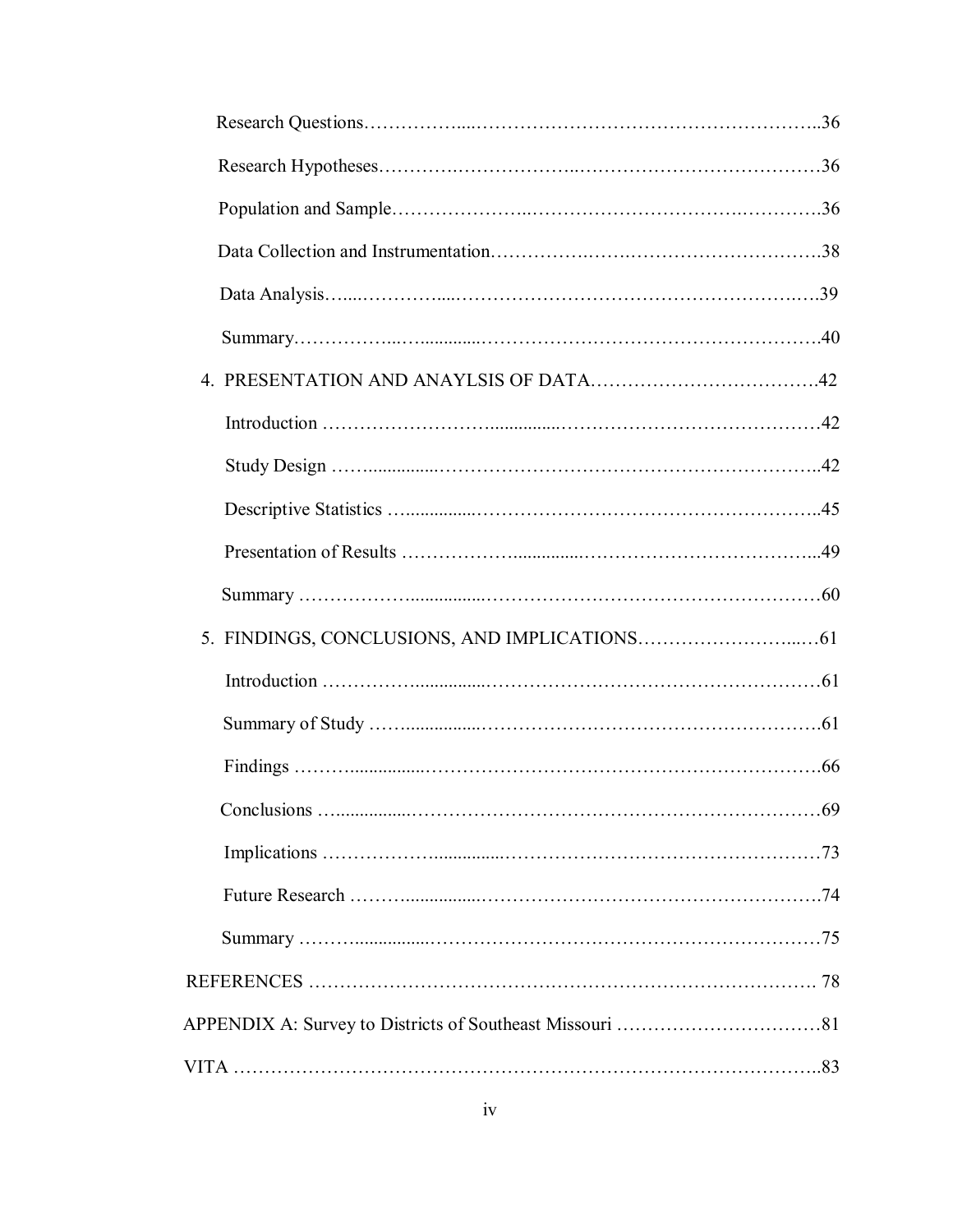Research Questions……………....………………………………………………..36

Research Hypotheses…………..…………………..…………………………………36

Population and Sample………………….………………………………….……….36

Data Collection and Instrumentation……………..…….……………………………38

Data Analysis…....…………....……………………………………………….….39

Summary……………..…...........………………………………………………40

4. PRESENTATION AND ANAYLSIS OF DATA……………………………….42

Introduction ……………………...............……………………………………42

Study Design ……...............…………………………………………………..42

Descriptive Statistics …...............………………………………………………..45

Presentation of Results ……………...............……………………………….....49

Summary ……………….................……………………………………………60

5. FINDINGS, CONCLUSIONS, AND IMPLICATIONS……………………...…61

Introduction ……………................……………………………………………61

Summary of Study ……...............……………………………………………….61

Findings ……….................……………………………………………………….66

Conclusions …...............…………………………………………………………69

Implications ……………................…………………………………………… 73

Future Research ……................……………………………………………….74

Summary ……................…………………………………………………………75

REFERENCES ………………………………………………………………………. 78

APPENDIX A: Survey to Districts of Southeast Missouri ……………………………81

VITA ………………………………………………………………………………..83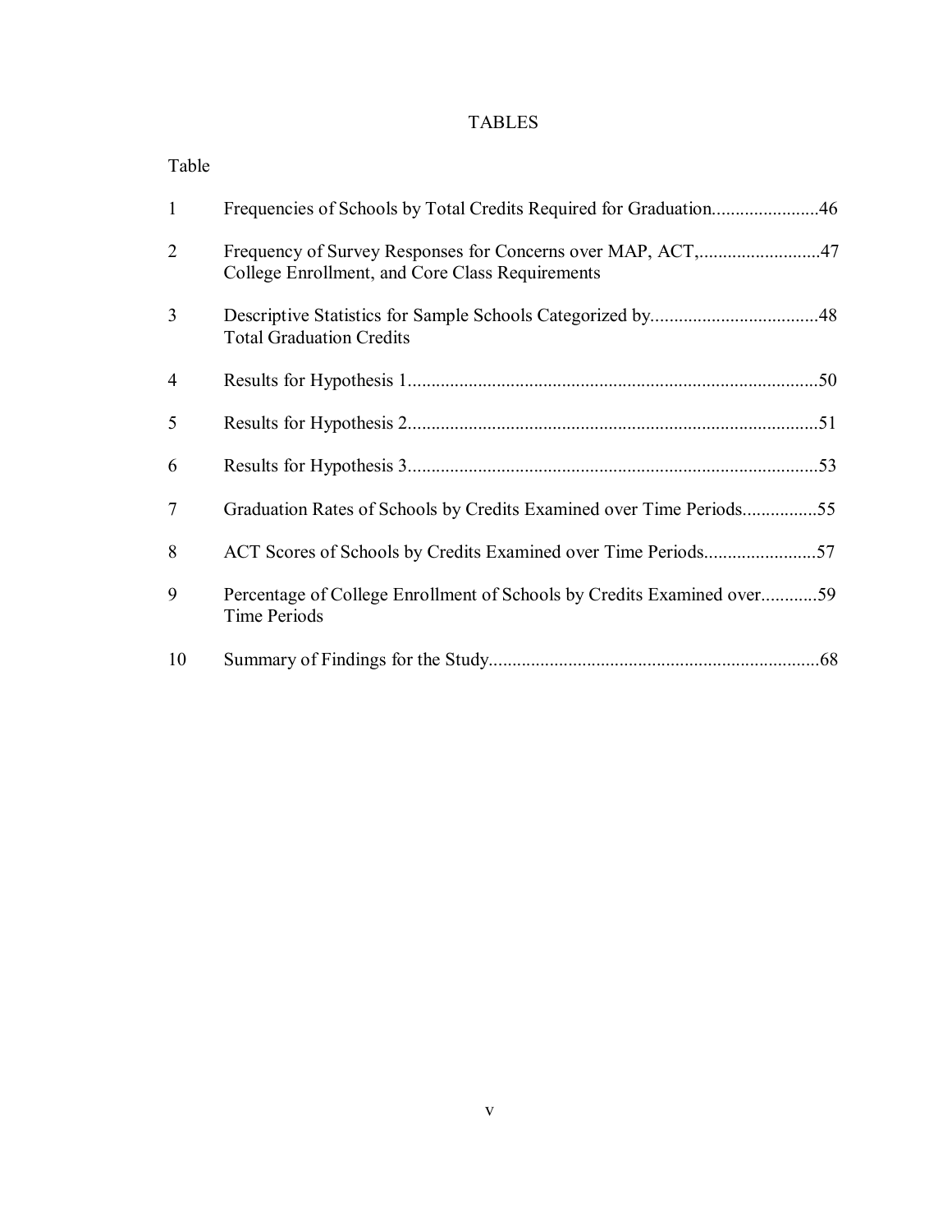# TABLES

| Table | | Page |
|---|---|---|
| 1 | Frequencies of Schools by Total Credits Required for Graduation | 46 |
| 2 | Frequency of Survey Responses for Concerns over MAP, ACT, College Enrollment, and Core Class Requirements | 47 |
| 3 | Descriptive Statistics for Sample Schools Categorized by Total Graduation Credits | 48 |
| 4 | Results for Hypothesis 1 | 50 |
| 5 | Results for Hypothesis 2 | 51 |
| 6 | Results for Hypothesis 3 | 53 |
| 7 | Graduation Rates of Schools by Credits Examined over Time Periods | 55 |
| 8 | ACT Scores of Schools by Credits Examined over Time Periods | 57 |
| 9 | Percentage of College Enrollment of Schools by Credits Examined over Time Periods | 59 |
| 10 | Summary of Findings for the Study | 68 |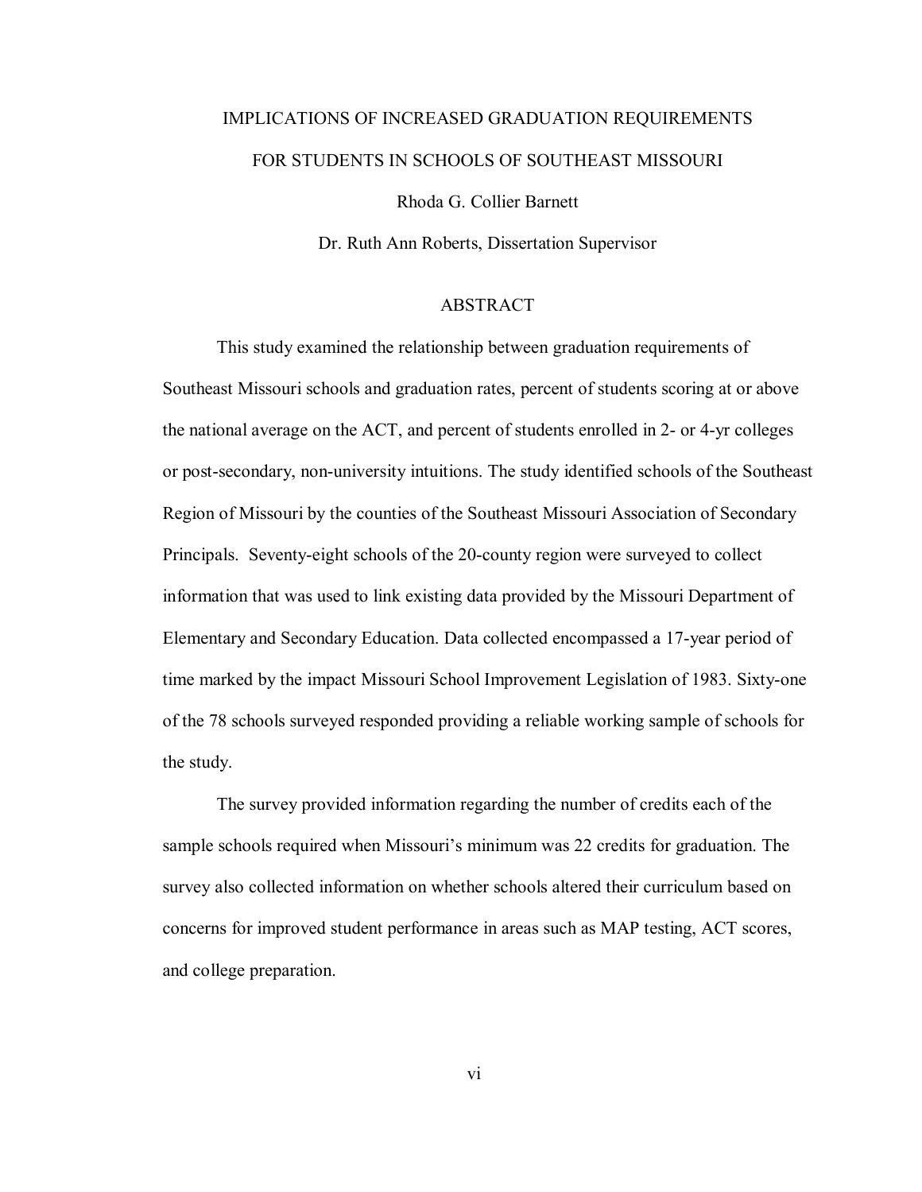IMPLICATIONS OF INCREASED GRADUATION REQUIREMENTS

FOR STUDENTS IN SCHOOLS OF SOUTHEAST MISSOURI

Rhoda G. Collier Barnett

Dr. Ruth Ann Roberts, Dissertation Supervisor

## ABSTRACT

This study examined the relationship between graduation requirements of Southeast Missouri schools and graduation rates, percent of students scoring at or above the national average on the ACT, and percent of students enrolled in 2- or 4-yr colleges or post-secondary, non-university intuitions. The study identified schools of the Southeast Region of Missouri by the counties of the Southeast Missouri Association of Secondary Principals. Seventy-eight schools of the 20-county region were surveyed to collect information that was used to link existing data provided by the Missouri Department of Elementary and Secondary Education. Data collected encompassed a 17-year period of time marked by the impact Missouri School Improvement Legislation of 1983. Sixty-one of the 78 schools surveyed responded providing a reliable working sample of schools for the study.

The survey provided information regarding the number of credits each of the sample schools required when Missouri's minimum was 22 credits for graduation. The survey also collected information on whether schools altered their curriculum based on concerns for improved student performance in areas such as MAP testing, ACT scores, and college preparation.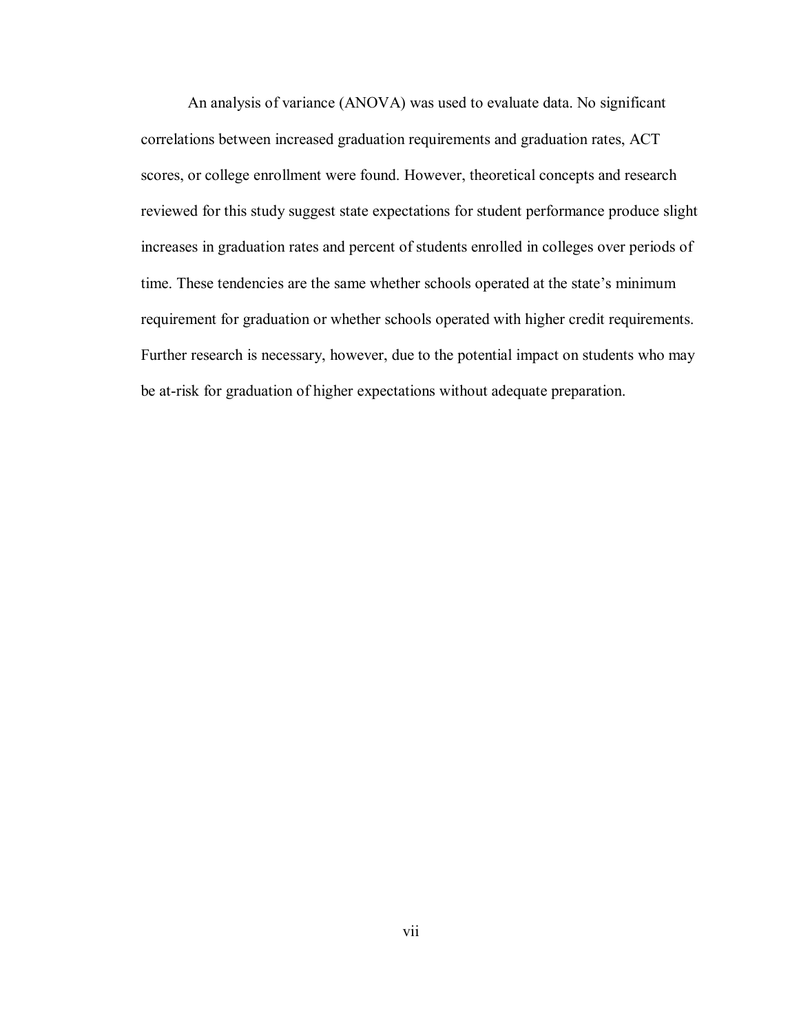An analysis of variance (ANOVA) was used to evaluate data. No significant correlations between increased graduation requirements and graduation rates, ACT scores, or college enrollment were found. However, theoretical concepts and research reviewed for this study suggest state expectations for student performance produce slight increases in graduation rates and percent of students enrolled in colleges over periods of time. These tendencies are the same whether schools operated at the state's minimum requirement for graduation or whether schools operated with higher credit requirements. Further research is necessary, however, due to the potential impact on students who may be at-risk for graduation of higher expectations without adequate preparation.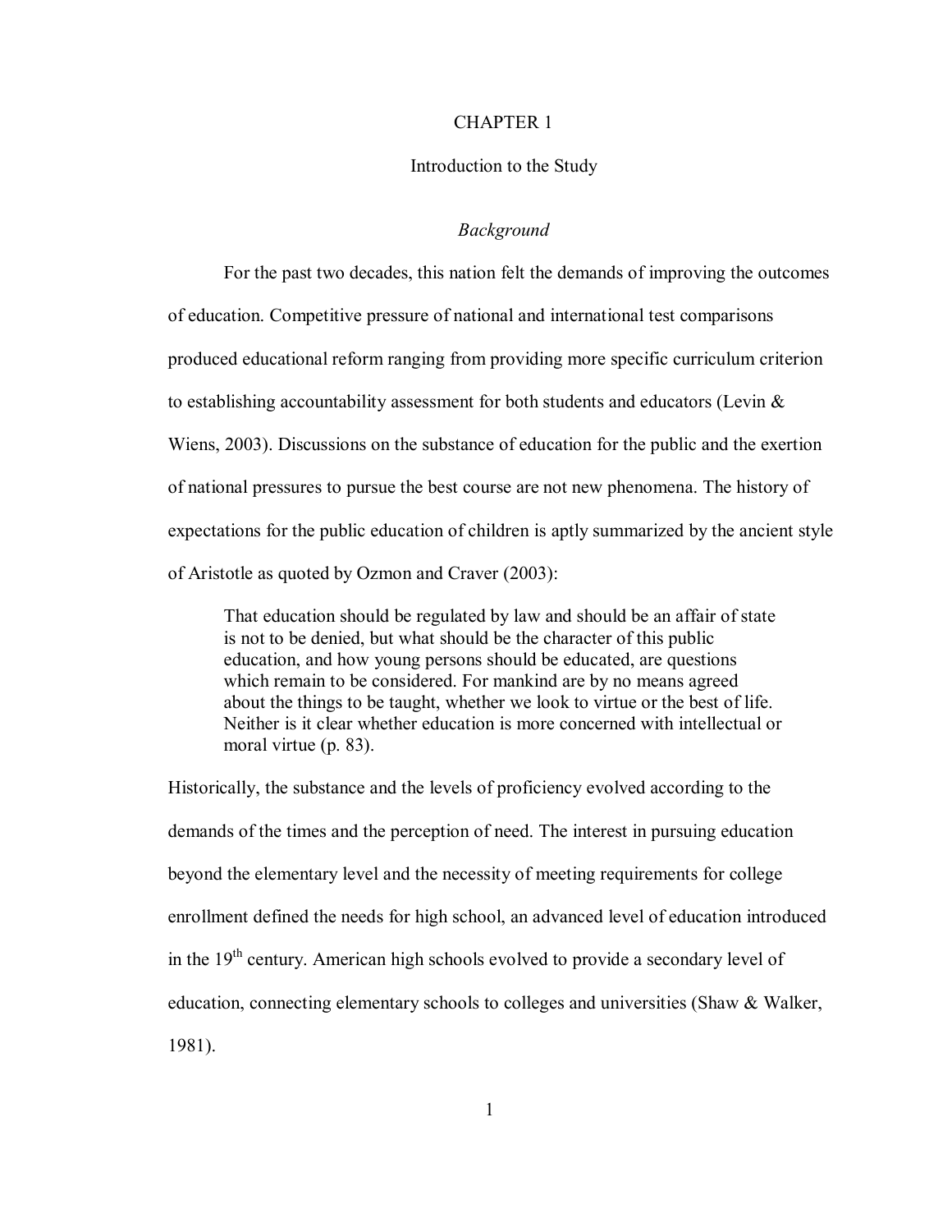# CHAPTER 1

## Introduction to the Study

### *Background*

For the past two decades, this nation felt the demands of improving the outcomes of education. Competitive pressure of national and international test comparisons produced educational reform ranging from providing more specific curriculum criterion to establishing accountability assessment for both students and educators (Levin & Wiens, 2003). Discussions on the substance of education for the public and the exertion of national pressures to pursue the best course are not new phenomena. The history of expectations for the public education of children is aptly summarized by the ancient style of Aristotle as quoted by Ozmon and Craver (2003):

> That education should be regulated by law and should be an affair of state is not to be denied, but what should be the character of this public education, and how young persons should be educated, are questions which remain to be considered. For mankind are by no means agreed about the things to be taught, whether we look to virtue or the best of life. Neither is it clear whether education is more concerned with intellectual or moral virtue (p. 83).

Historically, the substance and the levels of proficiency evolved according to the demands of the times and the perception of need. The interest in pursuing education beyond the elementary level and the necessity of meeting requirements for college enrollment defined the needs for high school, an advanced level of education introduced in the 19th century. American high schools evolved to provide a secondary level of education, connecting elementary schools to colleges and universities (Shaw & Walker, 1981).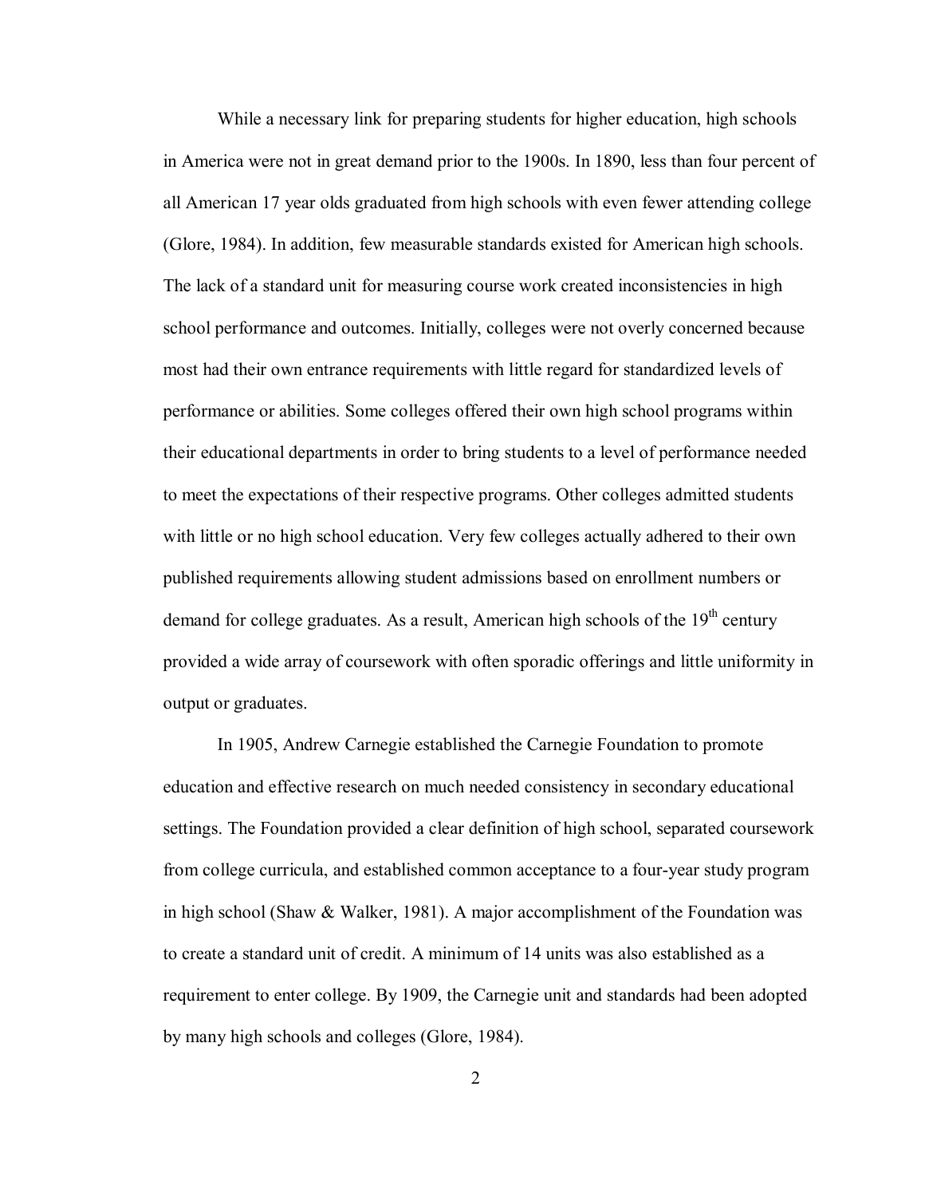While a necessary link for preparing students for higher education, high schools in America were not in great demand prior to the 1900s. In 1890, less than four percent of all American 17 year olds graduated from high schools with even fewer attending college (Glore, 1984). In addition, few measurable standards existed for American high schools. The lack of a standard unit for measuring course work created inconsistencies in high school performance and outcomes. Initially, colleges were not overly concerned because most had their own entrance requirements with little regard for standardized levels of performance or abilities. Some colleges offered their own high school programs within their educational departments in order to bring students to a level of performance needed to meet the expectations of their respective programs. Other colleges admitted students with little or no high school education. Very few colleges actually adhered to their own published requirements allowing student admissions based on enrollment numbers or demand for college graduates. As a result, American high schools of the 19th century provided a wide array of coursework with often sporadic offerings and little uniformity in output or graduates.

In 1905, Andrew Carnegie established the Carnegie Foundation to promote education and effective research on much needed consistency in secondary educational settings. The Foundation provided a clear definition of high school, separated coursework from college curricula, and established common acceptance to a four-year study program in high school (Shaw & Walker, 1981). A major accomplishment of the Foundation was to create a standard unit of credit. A minimum of 14 units was also established as a requirement to enter college. By 1909, the Carnegie unit and standards had been adopted by many high schools and colleges (Glore, 1984).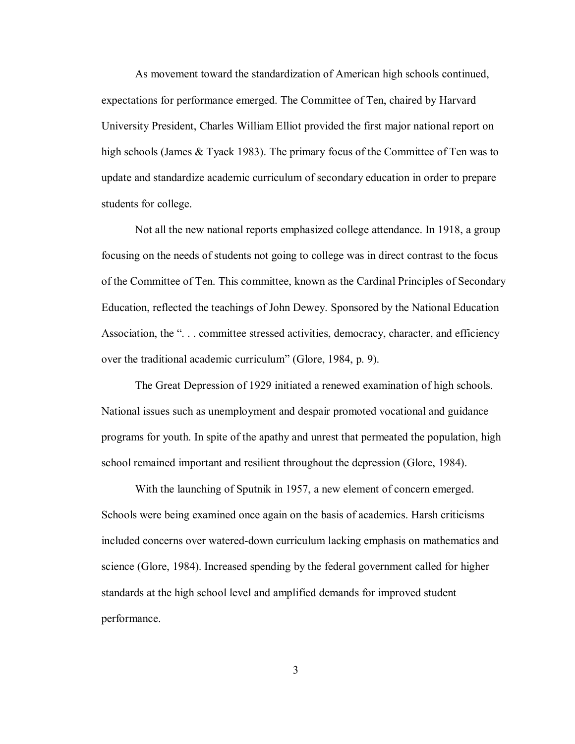As movement toward the standardization of American high schools continued, expectations for performance emerged. The Committee of Ten, chaired by Harvard University President, Charles William Elliot provided the first major national report on high schools (James & Tyack 1983). The primary focus of the Committee of Ten was to update and standardize academic curriculum of secondary education in order to prepare students for college.

Not all the new national reports emphasized college attendance. In 1918, a group focusing on the needs of students not going to college was in direct contrast to the focus of the Committee of Ten. This committee, known as the Cardinal Principles of Secondary Education, reflected the teachings of John Dewey. Sponsored by the National Education Association, the ". . . committee stressed activities, democracy, character, and efficiency over the traditional academic curriculum" (Glore, 1984, p. 9).

The Great Depression of 1929 initiated a renewed examination of high schools. National issues such as unemployment and despair promoted vocational and guidance programs for youth. In spite of the apathy and unrest that permeated the population, high school remained important and resilient throughout the depression (Glore, 1984).

With the launching of Sputnik in 1957, a new element of concern emerged. Schools were being examined once again on the basis of academics. Harsh criticisms included concerns over watered-down curriculum lacking emphasis on mathematics and science (Glore, 1984). Increased spending by the federal government called for higher standards at the high school level and amplified demands for improved student performance.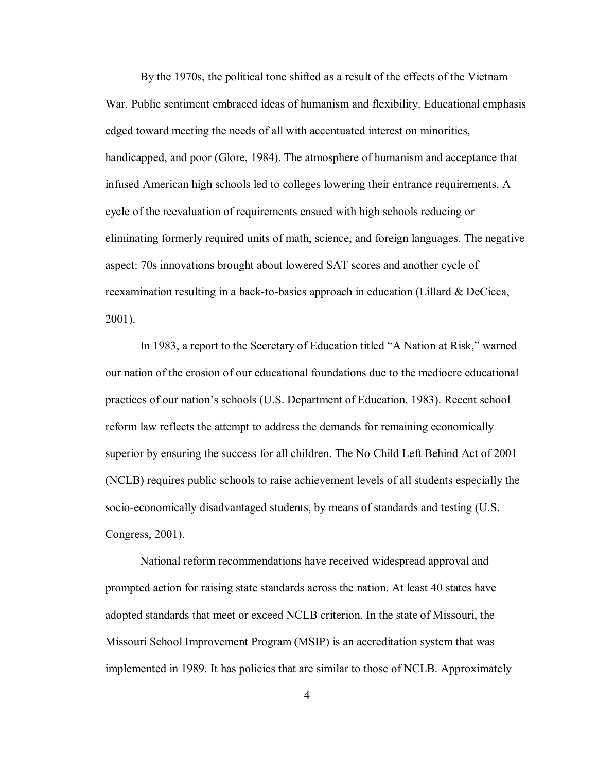By the 1970s, the political tone shifted as a result of the effects of the Vietnam War. Public sentiment embraced ideas of humanism and flexibility. Educational emphasis edged toward meeting the needs of all with accentuated interest on minorities, handicapped, and poor (Glore, 1984). The atmosphere of humanism and acceptance that infused American high schools led to colleges lowering their entrance requirements. A cycle of the reevaluation of requirements ensued with high schools reducing or eliminating formerly required units of math, science, and foreign languages. The negative aspect: 70s innovations brought about lowered SAT scores and another cycle of reexamination resulting in a back-to-basics approach in education (Lillard & DeCicca, 2001).

In 1983, a report to the Secretary of Education titled "A Nation at Risk," warned our nation of the erosion of our educational foundations due to the mediocre educational practices of our nation's schools (U.S. Department of Education, 1983). Recent school reform law reflects the attempt to address the demands for remaining economically superior by ensuring the success for all children. The No Child Left Behind Act of 2001 (NCLB) requires public schools to raise achievement levels of all students especially the socio-economically disadvantaged students, by means of standards and testing (U.S. Congress, 2001).

National reform recommendations have received widespread approval and prompted action for raising state standards across the nation. At least 40 states have adopted standards that meet or exceed NCLB criterion. In the state of Missouri, the Missouri School Improvement Program (MSIP) is an accreditation system that was implemented in 1989. It has policies that are similar to those of NCLB. Approximately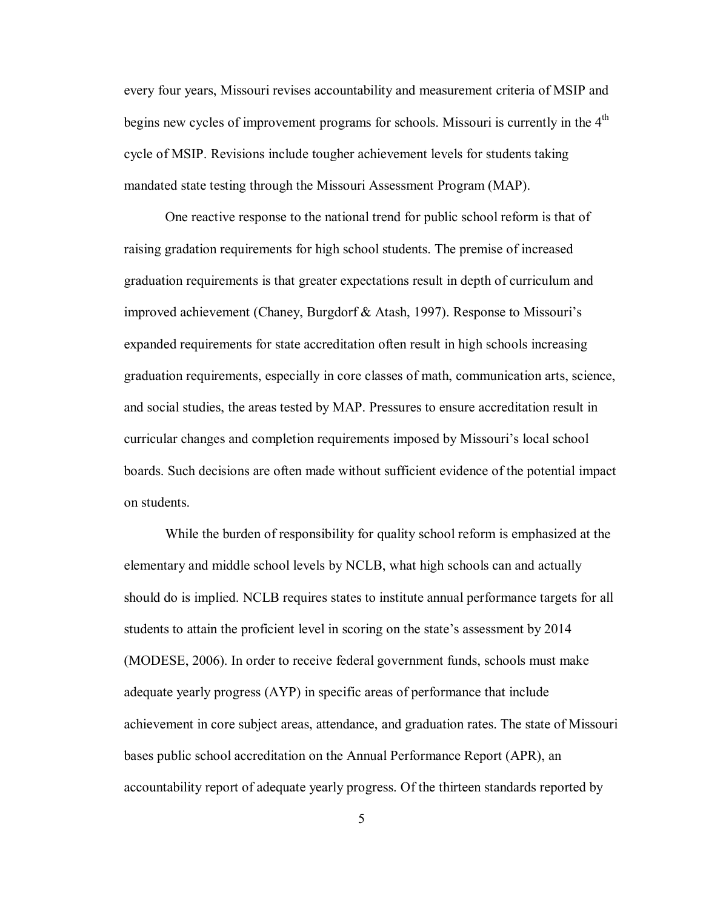every four years, Missouri revises accountability and measurement criteria of MSIP and begins new cycles of improvement programs for schools. Missouri is currently in the 4th cycle of MSIP. Revisions include tougher achievement levels for students taking mandated state testing through the Missouri Assessment Program (MAP).

One reactive response to the national trend for public school reform is that of raising gradation requirements for high school students. The premise of increased graduation requirements is that greater expectations result in depth of curriculum and improved achievement (Chaney, Burgdorf & Atash, 1997). Response to Missouri's expanded requirements for state accreditation often result in high schools increasing graduation requirements, especially in core classes of math, communication arts, science, and social studies, the areas tested by MAP. Pressures to ensure accreditation result in curricular changes and completion requirements imposed by Missouri's local school boards. Such decisions are often made without sufficient evidence of the potential impact on students.

While the burden of responsibility for quality school reform is emphasized at the elementary and middle school levels by NCLB, what high schools can and actually should do is implied. NCLB requires states to institute annual performance targets for all students to attain the proficient level in scoring on the state's assessment by 2014 (MODESE, 2006). In order to receive federal government funds, schools must make adequate yearly progress (AYP) in specific areas of performance that include achievement in core subject areas, attendance, and graduation rates. The state of Missouri bases public school accreditation on the Annual Performance Report (APR), an accountability report of adequate yearly progress. Of the thirteen standards reported by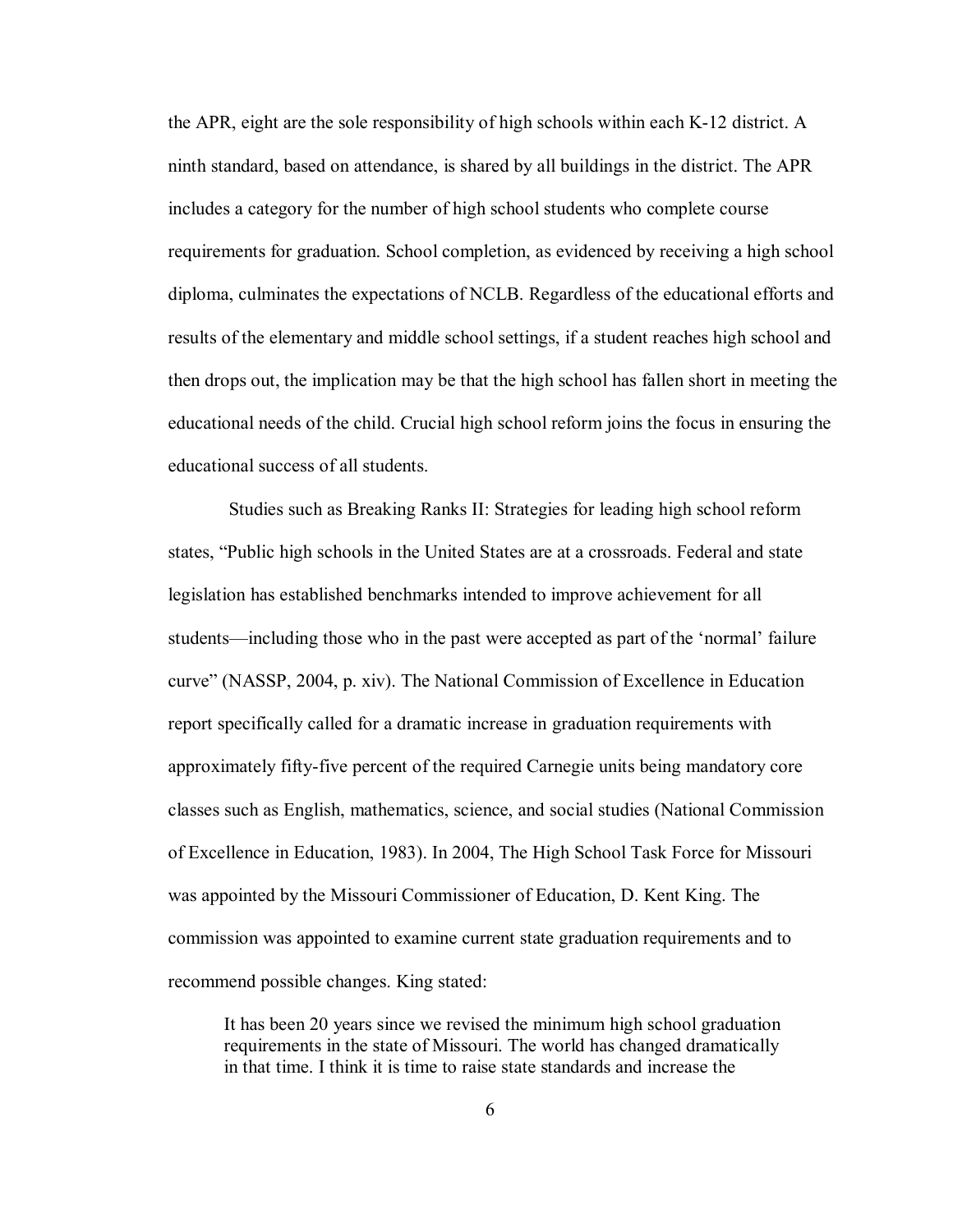the APR, eight are the sole responsibility of high schools within each K-12 district. A ninth standard, based on attendance, is shared by all buildings in the district. The APR includes a category for the number of high school students who complete course requirements for graduation. School completion, as evidenced by receiving a high school diploma, culminates the expectations of NCLB. Regardless of the educational efforts and results of the elementary and middle school settings, if a student reaches high school and then drops out, the implication may be that the high school has fallen short in meeting the educational needs of the child. Crucial high school reform joins the focus in ensuring the educational success of all students.

Studies such as Breaking Ranks II: Strategies for leading high school reform states, "Public high schools in the United States are at a crossroads. Federal and state legislation has established benchmarks intended to improve achievement for all students—including those who in the past were accepted as part of the 'normal' failure curve" (NASSP, 2004, p. xiv). The National Commission of Excellence in Education report specifically called for a dramatic increase in graduation requirements with approximately fifty-five percent of the required Carnegie units being mandatory core classes such as English, mathematics, science, and social studies (National Commission of Excellence in Education, 1983). In 2004, The High School Task Force for Missouri was appointed by the Missouri Commissioner of Education, D. Kent King. The commission was appointed to examine current state graduation requirements and to recommend possible changes. King stated:

> It has been 20 years since we revised the minimum high school graduation requirements in the state of Missouri. The world has changed dramatically in that time. I think it is time to raise state standards and increase the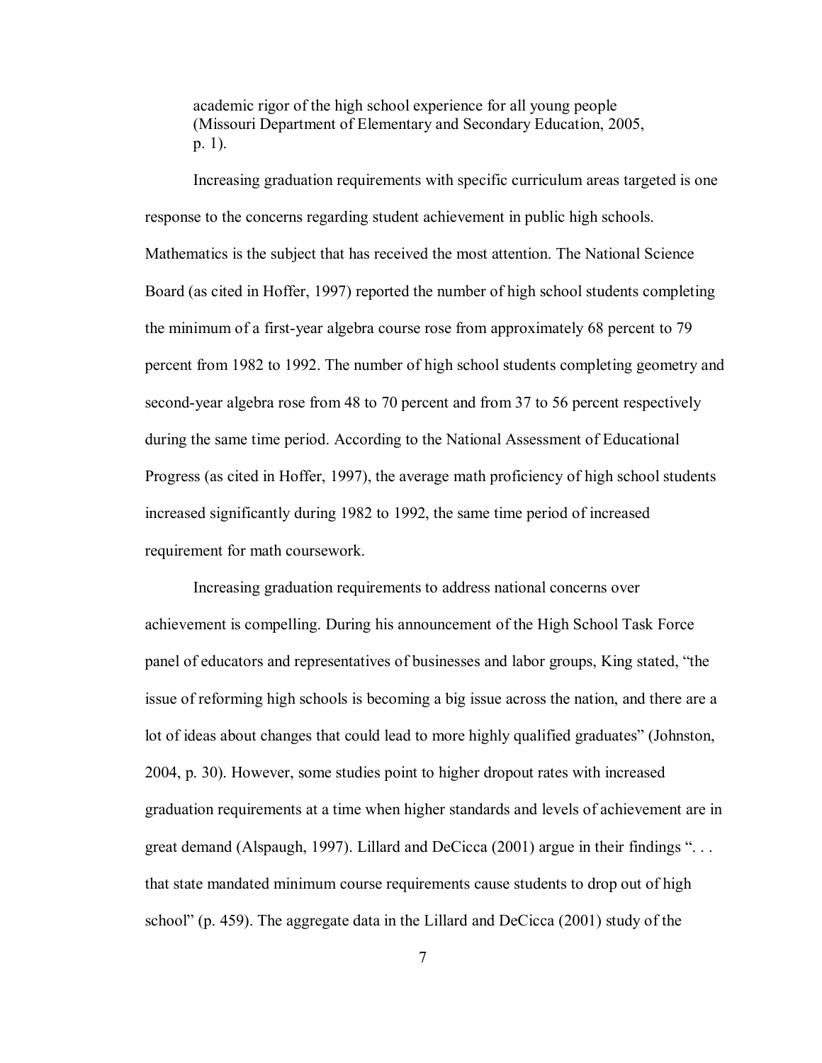> academic rigor of the high school experience for all young people (Missouri Department of Elementary and Secondary Education, 2005, p. 1).

Increasing graduation requirements with specific curriculum areas targeted is one response to the concerns regarding student achievement in public high schools. Mathematics is the subject that has received the most attention. The National Science Board (as cited in Hoffer, 1997) reported the number of high school students completing the minimum of a first-year algebra course rose from approximately 68 percent to 79 percent from 1982 to 1992. The number of high school students completing geometry and second-year algebra rose from 48 to 70 percent and from 37 to 56 percent respectively during the same time period. According to the National Assessment of Educational Progress (as cited in Hoffer, 1997), the average math proficiency of high school students increased significantly during 1982 to 1992, the same time period of increased requirement for math coursework.

Increasing graduation requirements to address national concerns over achievement is compelling. During his announcement of the High School Task Force panel of educators and representatives of businesses and labor groups, King stated, "the issue of reforming high schools is becoming a big issue across the nation, and there are a lot of ideas about changes that could lead to more highly qualified graduates" (Johnston, 2004, p. 30). However, some studies point to higher dropout rates with increased graduation requirements at a time when higher standards and levels of achievement are in great demand (Alspaugh, 1997). Lillard and DeCicca (2001) argue in their findings ". . . that state mandated minimum course requirements cause students to drop out of high school" (p. 459). The aggregate data in the Lillard and DeCicca (2001) study of the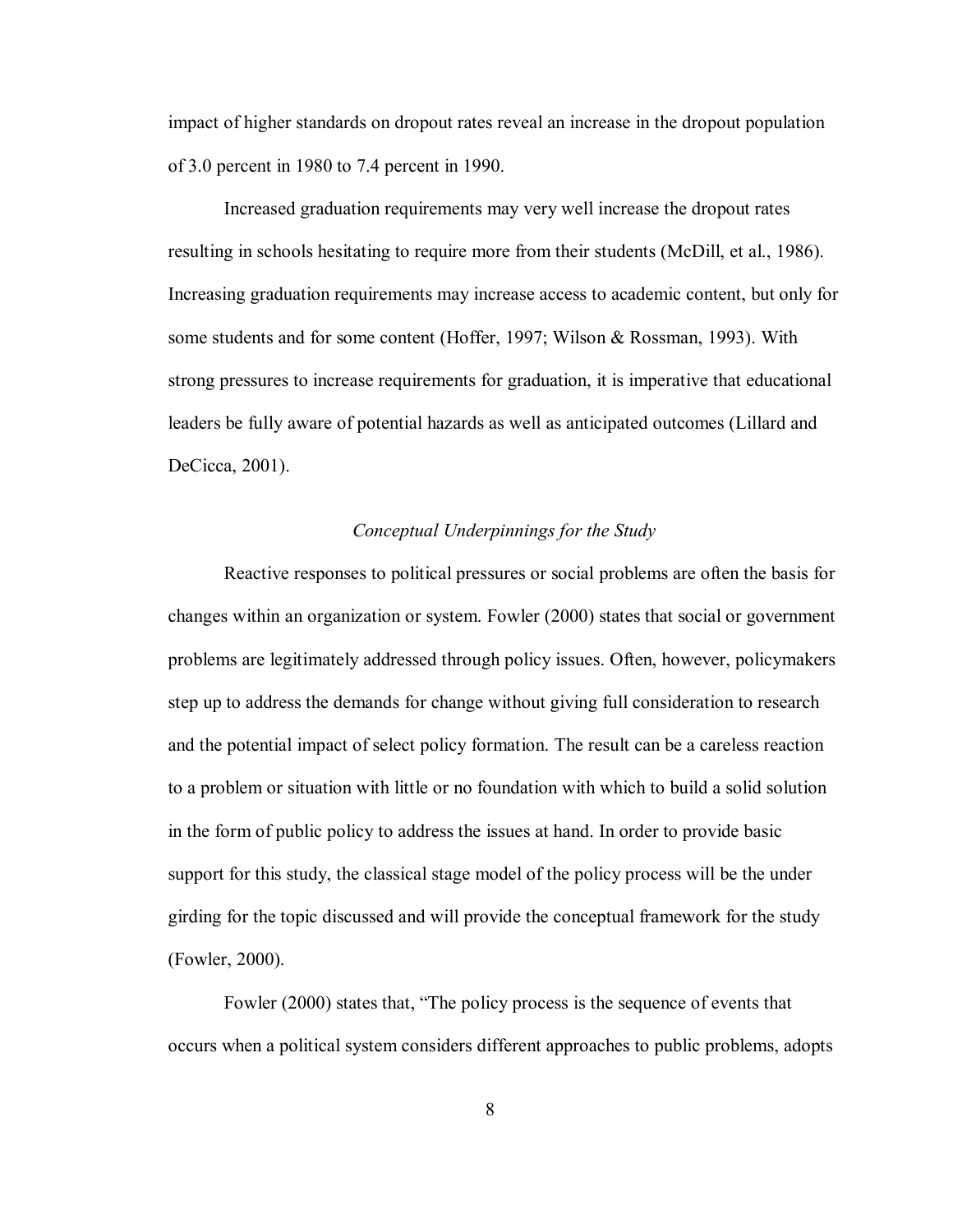impact of higher standards on dropout rates reveal an increase in the dropout population of 3.0 percent in 1980 to 7.4 percent in 1990.

Increased graduation requirements may very well increase the dropout rates resulting in schools hesitating to require more from their students (McDill, et al., 1986). Increasing graduation requirements may increase access to academic content, but only for some students and for some content (Hoffer, 1997; Wilson & Rossman, 1993). With strong pressures to increase requirements for graduation, it is imperative that educational leaders be fully aware of potential hazards as well as anticipated outcomes (Lillard and DeCicca, 2001).

### *Conceptual Underpinnings for the Study*

Reactive responses to political pressures or social problems are often the basis for changes within an organization or system. Fowler (2000) states that social or government problems are legitimately addressed through policy issues. Often, however, policymakers step up to address the demands for change without giving full consideration to research and the potential impact of select policy formation. The result can be a careless reaction to a problem or situation with little or no foundation with which to build a solid solution in the form of public policy to address the issues at hand. In order to provide basic support for this study, the classical stage model of the policy process will be the under girding for the topic discussed and will provide the conceptual framework for the study (Fowler, 2000).

Fowler (2000) states that, "The policy process is the sequence of events that occurs when a political system considers different approaches to public problems, adopts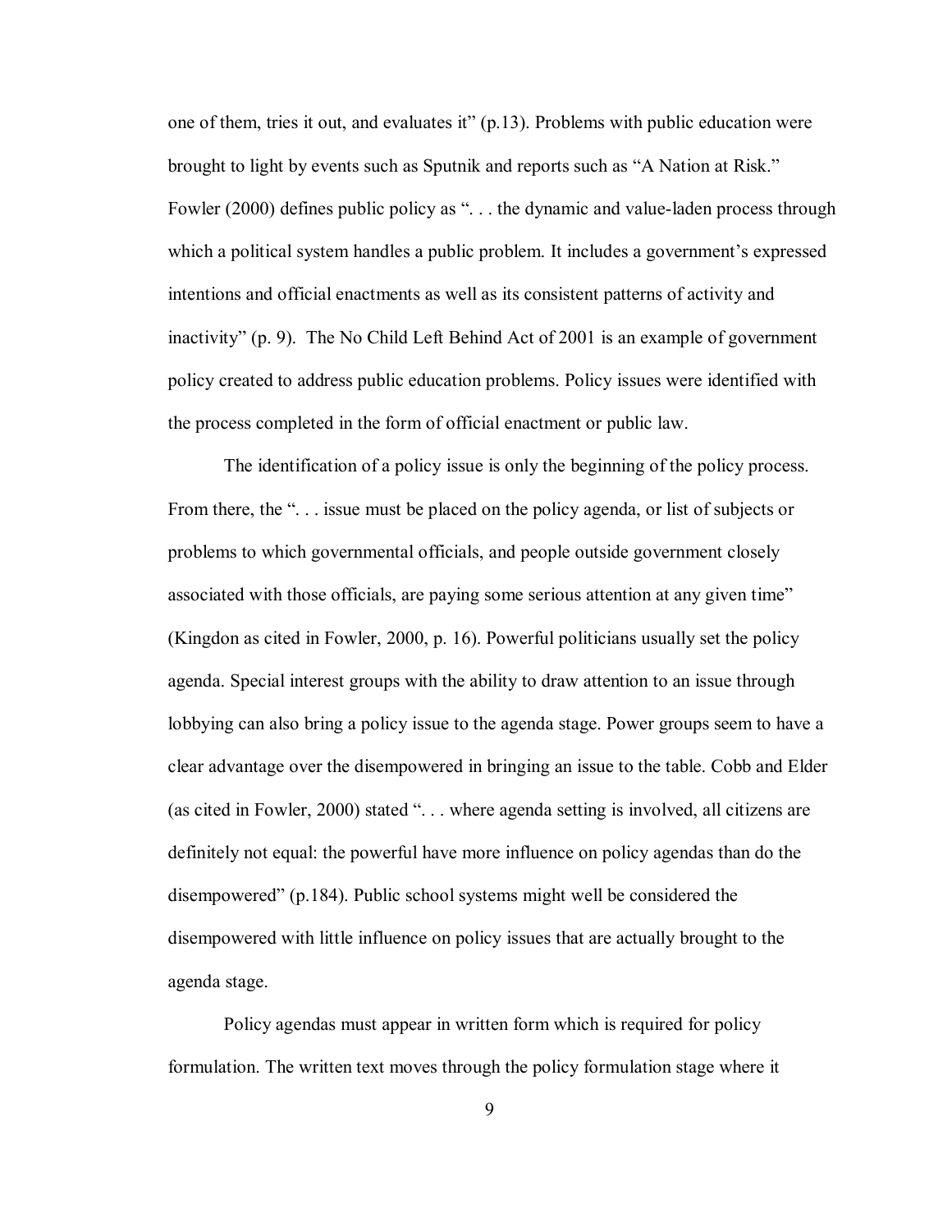one of them, tries it out, and evaluates it" (p.13). Problems with public education were brought to light by events such as Sputnik and reports such as "A Nation at Risk." Fowler (2000) defines public policy as ". . . the dynamic and value-laden process through which a political system handles a public problem. It includes a government's expressed intentions and official enactments as well as its consistent patterns of activity and inactivity" (p. 9). The No Child Left Behind Act of 2001 is an example of government policy created to address public education problems. Policy issues were identified with the process completed in the form of official enactment or public law.

The identification of a policy issue is only the beginning of the policy process. From there, the ". . . issue must be placed on the policy agenda, or list of subjects or problems to which governmental officials, and people outside government closely associated with those officials, are paying some serious attention at any given time" (Kingdon as cited in Fowler, 2000, p. 16). Powerful politicians usually set the policy agenda. Special interest groups with the ability to draw attention to an issue through lobbying can also bring a policy issue to the agenda stage. Power groups seem to have a clear advantage over the disempowered in bringing an issue to the table. Cobb and Elder (as cited in Fowler, 2000) stated ". . . where agenda setting is involved, all citizens are definitely not equal: the powerful have more influence on policy agendas than do the disempowered" (p.184). Public school systems might well be considered the disempowered with little influence on policy issues that are actually brought to the agenda stage.

Policy agendas must appear in written form which is required for policy formulation. The written text moves through the policy formulation stage where it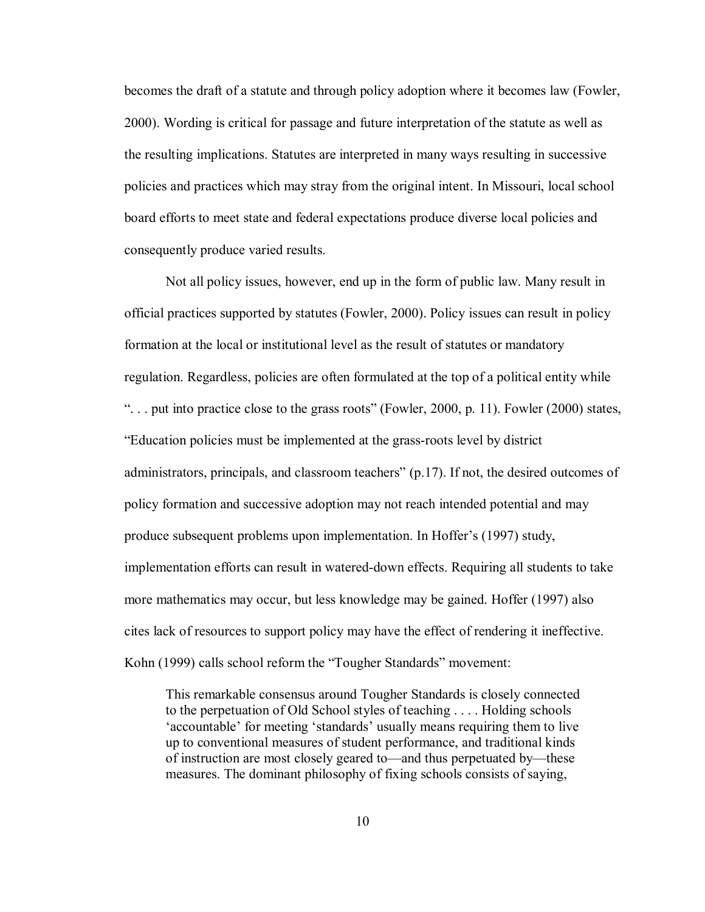becomes the draft of a statute and through policy adoption where it becomes law (Fowler, 2000). Wording is critical for passage and future interpretation of the statute as well as the resulting implications. Statutes are interpreted in many ways resulting in successive policies and practices which may stray from the original intent. In Missouri, local school board efforts to meet state and federal expectations produce diverse local policies and consequently produce varied results.

Not all policy issues, however, end up in the form of public law. Many result in official practices supported by statutes (Fowler, 2000). Policy issues can result in policy formation at the local or institutional level as the result of statutes or mandatory regulation. Regardless, policies are often formulated at the top of a political entity while ". . . put into practice close to the grass roots" (Fowler, 2000, p. 11). Fowler (2000) states, "Education policies must be implemented at the grass-roots level by district administrators, principals, and classroom teachers" (p.17). If not, the desired outcomes of policy formation and successive adoption may not reach intended potential and may produce subsequent problems upon implementation. In Hoffer's (1997) study, implementation efforts can result in watered-down effects. Requiring all students to take more mathematics may occur, but less knowledge may be gained. Hoffer (1997) also cites lack of resources to support policy may have the effect of rendering it ineffective. Kohn (1999) calls school reform the "Tougher Standards" movement:

> This remarkable consensus around Tougher Standards is closely connected to the perpetuation of Old School styles of teaching . . . . Holding schools 'accountable' for meeting 'standards' usually means requiring them to live up to conventional measures of student performance, and traditional kinds of instruction are most closely geared to—and thus perpetuated by—these measures. The dominant philosophy of fixing schools consists of saying,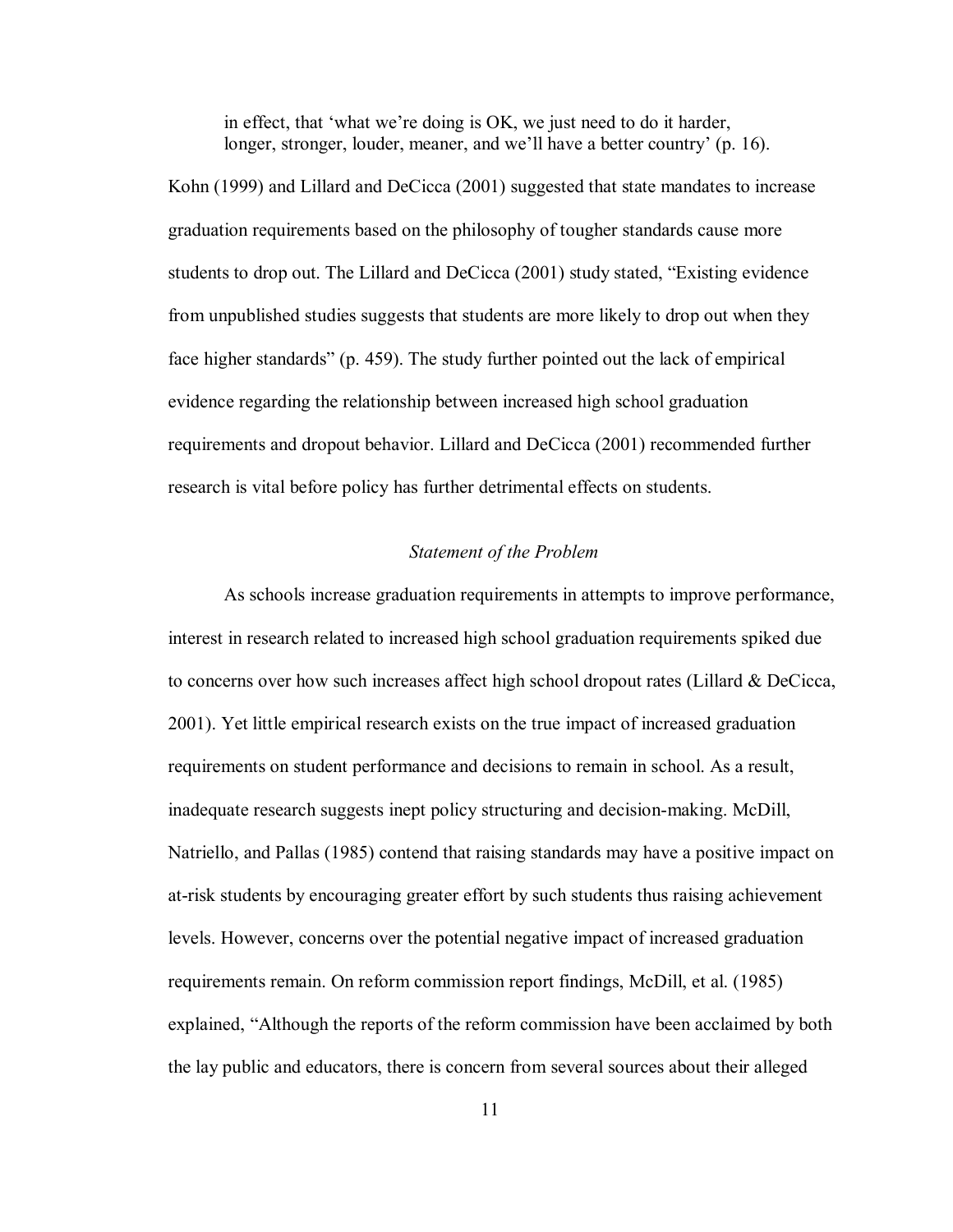in effect, that 'what we're doing is OK, we just need to do it harder, longer, stronger, louder, meaner, and we'll have a better country' (p. 16).

Kohn (1999) and Lillard and DeCicca (2001) suggested that state mandates to increase graduation requirements based on the philosophy of tougher standards cause more students to drop out. The Lillard and DeCicca (2001) study stated, "Existing evidence from unpublished studies suggests that students are more likely to drop out when they face higher standards" (p. 459). The study further pointed out the lack of empirical evidence regarding the relationship between increased high school graduation requirements and dropout behavior. Lillard and DeCicca (2001) recommended further research is vital before policy has further detrimental effects on students.

### *Statement of the Problem*

As schools increase graduation requirements in attempts to improve performance, interest in research related to increased high school graduation requirements spiked due to concerns over how such increases affect high school dropout rates (Lillard & DeCicca, 2001). Yet little empirical research exists on the true impact of increased graduation requirements on student performance and decisions to remain in school. As a result, inadequate research suggests inept policy structuring and decision-making. McDill, Natriello, and Pallas (1985) contend that raising standards may have a positive impact on at-risk students by encouraging greater effort by such students thus raising achievement levels. However, concerns over the potential negative impact of increased graduation requirements remain. On reform commission report findings, McDill, et al. (1985) explained, "Although the reports of the reform commission have been acclaimed by both the lay public and educators, there is concern from several sources about their alleged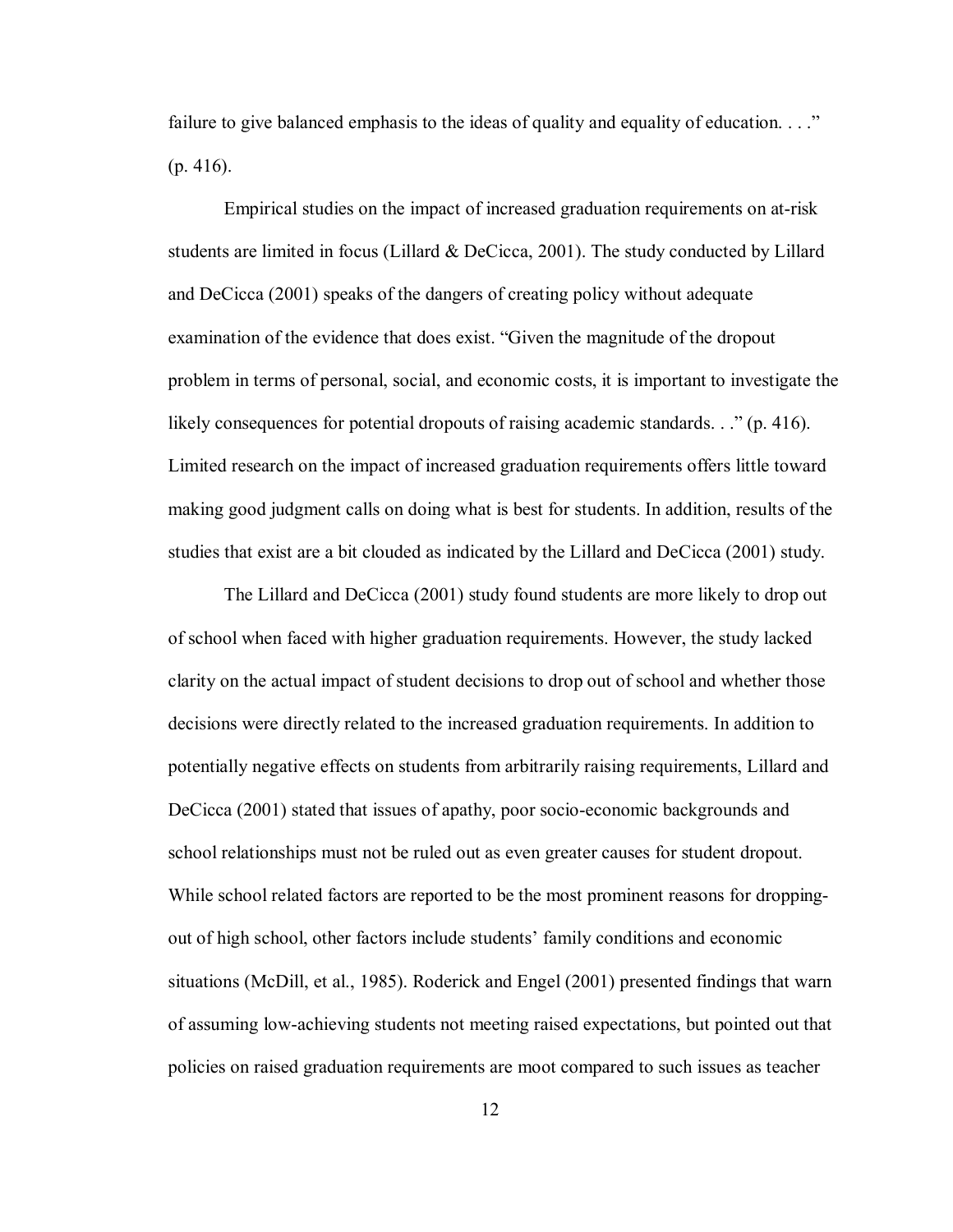failure to give balanced emphasis to the ideas of quality and equality of education. . . ." (p. 416).

Empirical studies on the impact of increased graduation requirements on at-risk students are limited in focus (Lillard & DeCicca, 2001). The study conducted by Lillard and DeCicca (2001) speaks of the dangers of creating policy without adequate examination of the evidence that does exist. "Given the magnitude of the dropout problem in terms of personal, social, and economic costs, it is important to investigate the likely consequences for potential dropouts of raising academic standards. . ." (p. 416). Limited research on the impact of increased graduation requirements offers little toward making good judgment calls on doing what is best for students. In addition, results of the studies that exist are a bit clouded as indicated by the Lillard and DeCicca (2001) study.

The Lillard and DeCicca (2001) study found students are more likely to drop out of school when faced with higher graduation requirements. However, the study lacked clarity on the actual impact of student decisions to drop out of school and whether those decisions were directly related to the increased graduation requirements. In addition to potentially negative effects on students from arbitrarily raising requirements, Lillard and DeCicca (2001) stated that issues of apathy, poor socio-economic backgrounds and school relationships must not be ruled out as even greater causes for student dropout. While school related factors are reported to be the most prominent reasons for dropping-out of high school, other factors include students' family conditions and economic situations (McDill, et al., 1985). Roderick and Engel (2001) presented findings that warn of assuming low-achieving students not meeting raised expectations, but pointed out that policies on raised graduation requirements are moot compared to such issues as teacher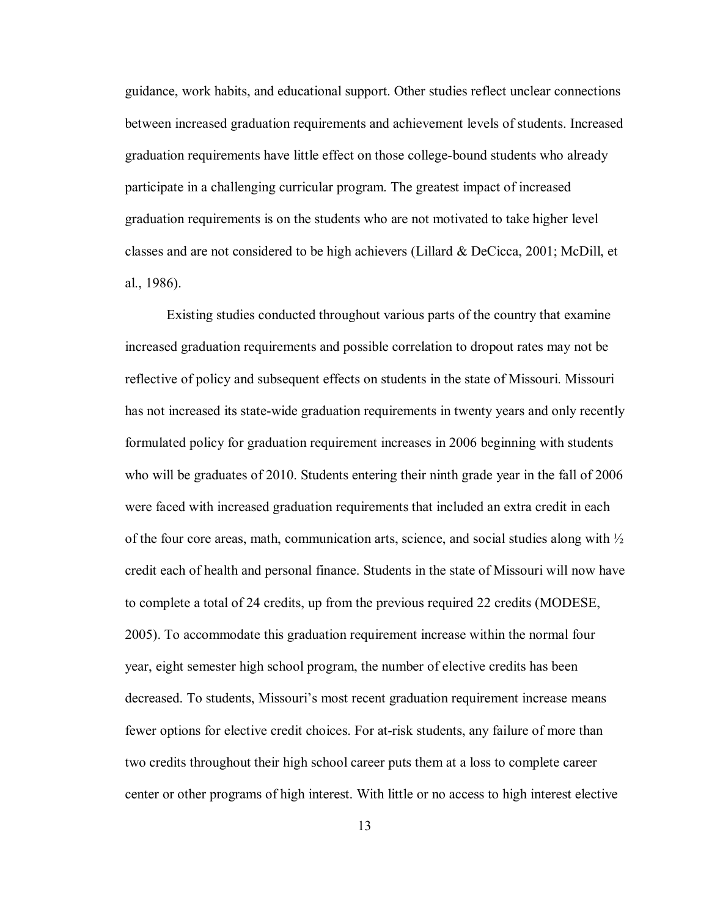guidance, work habits, and educational support. Other studies reflect unclear connections between increased graduation requirements and achievement levels of students. Increased graduation requirements have little effect on those college-bound students who already participate in a challenging curricular program. The greatest impact of increased graduation requirements is on the students who are not motivated to take higher level classes and are not considered to be high achievers (Lillard & DeCicca, 2001; McDill, et al., 1986).

Existing studies conducted throughout various parts of the country that examine increased graduation requirements and possible correlation to dropout rates may not be reflective of policy and subsequent effects on students in the state of Missouri. Missouri has not increased its state-wide graduation requirements in twenty years and only recently formulated policy for graduation requirement increases in 2006 beginning with students who will be graduates of 2010. Students entering their ninth grade year in the fall of 2006 were faced with increased graduation requirements that included an extra credit in each of the four core areas, math, communication arts, science, and social studies along with ½ credit each of health and personal finance. Students in the state of Missouri will now have to complete a total of 24 credits, up from the previous required 22 credits (MODESE, 2005). To accommodate this graduation requirement increase within the normal four year, eight semester high school program, the number of elective credits has been decreased. To students, Missouri's most recent graduation requirement increase means fewer options for elective credit choices. For at-risk students, any failure of more than two credits throughout their high school career puts them at a loss to complete career center or other programs of high interest. With little or no access to high interest elective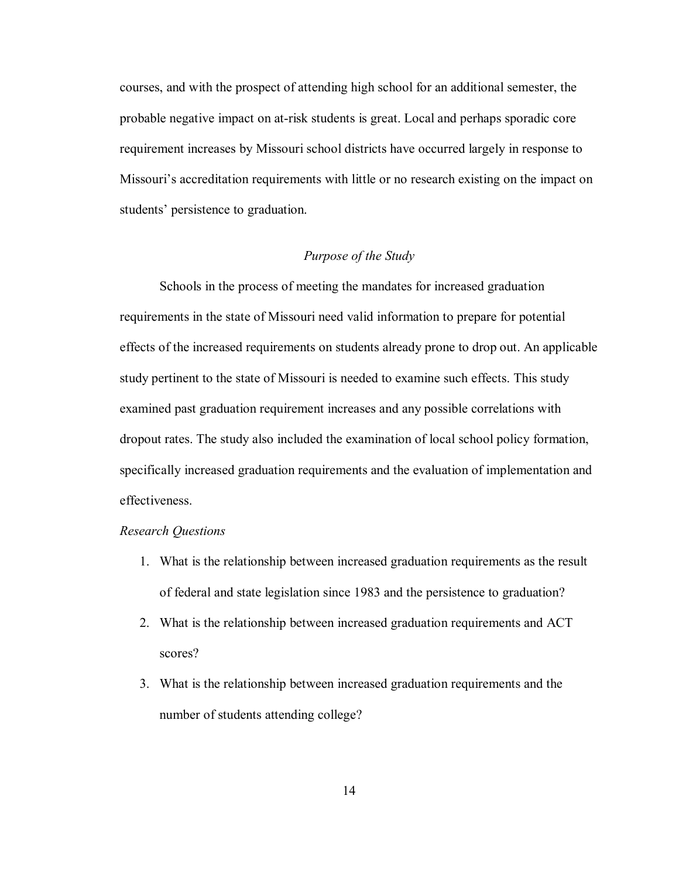courses, and with the prospect of attending high school for an additional semester, the probable negative impact on at-risk students is great. Local and perhaps sporadic core requirement increases by Missouri school districts have occurred largely in response to Missouri's accreditation requirements with little or no research existing on the impact on students' persistence to graduation.

## *Purpose of the Study*

Schools in the process of meeting the mandates for increased graduation requirements in the state of Missouri need valid information to prepare for potential effects of the increased requirements on students already prone to drop out. An applicable study pertinent to the state of Missouri is needed to examine such effects. This study examined past graduation requirement increases and any possible correlations with dropout rates. The study also included the examination of local school policy formation, specifically increased graduation requirements and the evaluation of implementation and effectiveness.

### *Research Questions*

1. What is the relationship between increased graduation requirements as the result of federal and state legislation since 1983 and the persistence to graduation?
2. What is the relationship between increased graduation requirements and ACT scores?
3. What is the relationship between increased graduation requirements and the number of students attending college?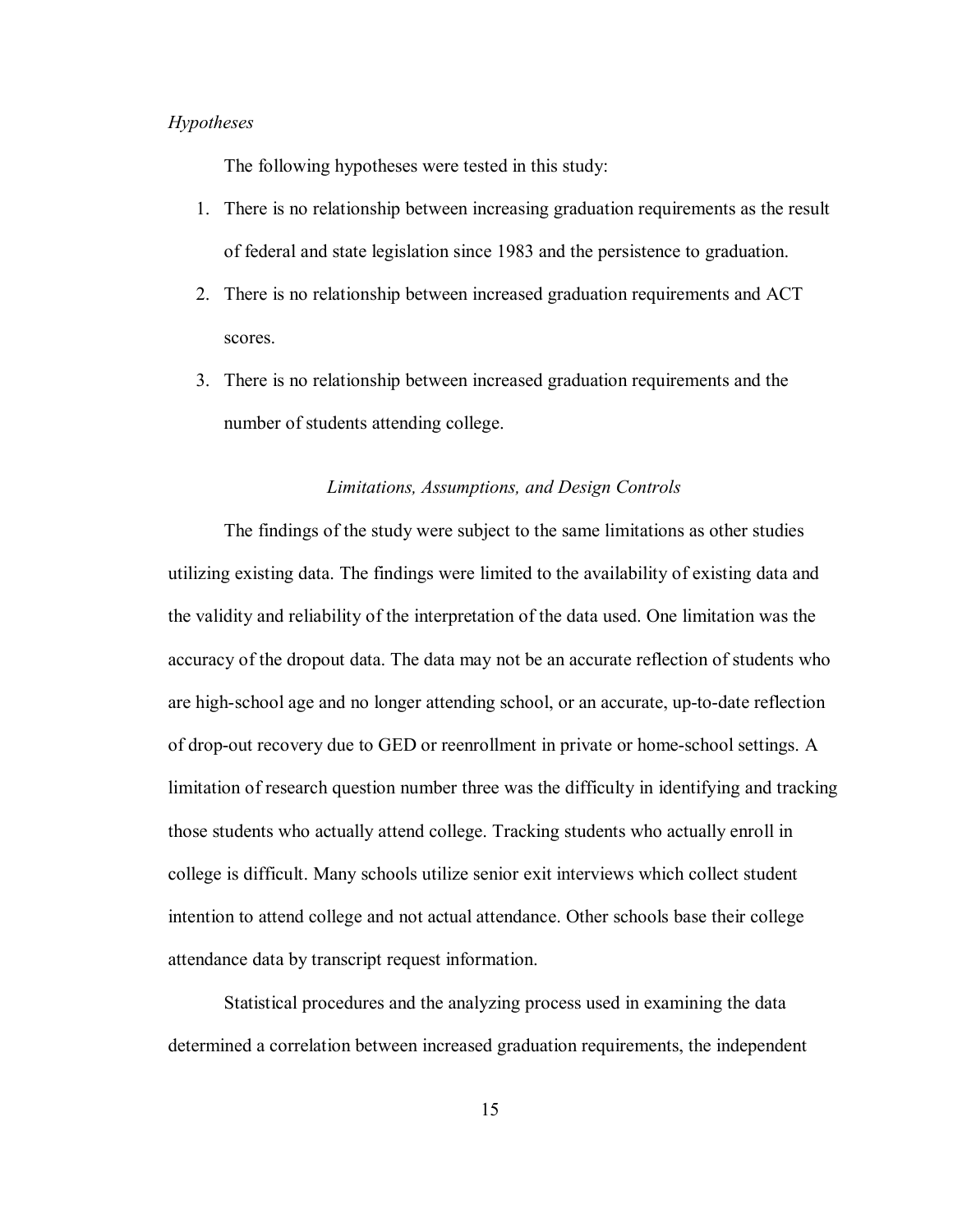*Hypotheses*

The following hypotheses were tested in this study:

1. There is no relationship between increasing graduation requirements as the result of federal and state legislation since 1983 and the persistence to graduation.
2. There is no relationship between increased graduation requirements and ACT scores.
3. There is no relationship between increased graduation requirements and the number of students attending college.

### *Limitations, Assumptions, and Design Controls*

The findings of the study were subject to the same limitations as other studies utilizing existing data. The findings were limited to the availability of existing data and the validity and reliability of the interpretation of the data used. One limitation was the accuracy of the dropout data. The data may not be an accurate reflection of students who are high-school age and no longer attending school, or an accurate, up-to-date reflection of drop-out recovery due to GED or reenrollment in private or home-school settings. A limitation of research question number three was the difficulty in identifying and tracking those students who actually attend college. Tracking students who actually enroll in college is difficult. Many schools utilize senior exit interviews which collect student intention to attend college and not actual attendance. Other schools base their college attendance data by transcript request information.

Statistical procedures and the analyzing process used in examining the data determined a correlation between increased graduation requirements, the independent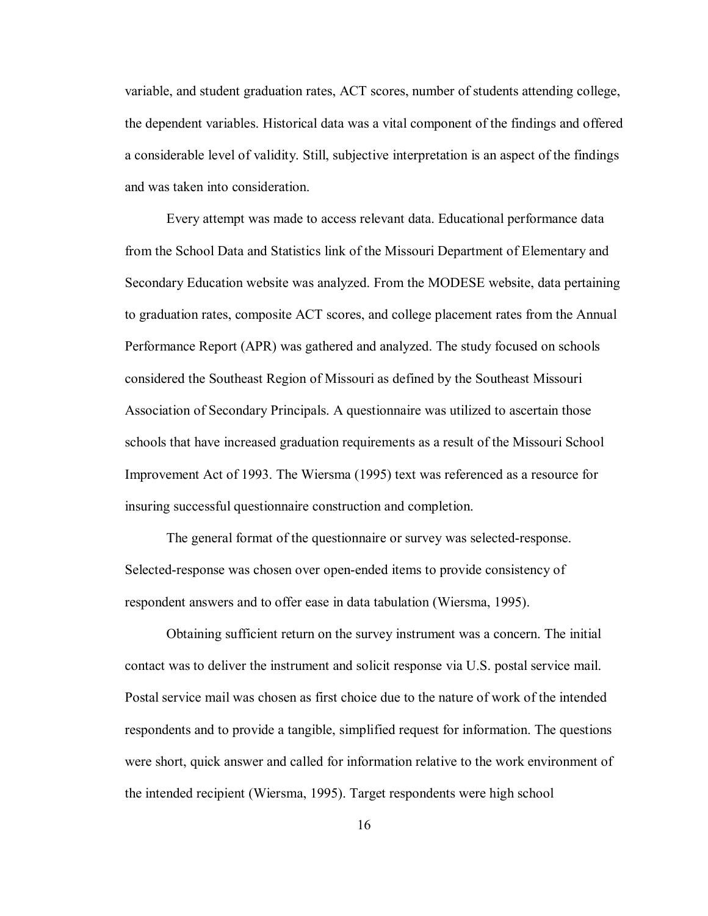variable, and student graduation rates, ACT scores, number of students attending college, the dependent variables. Historical data was a vital component of the findings and offered a considerable level of validity. Still, subjective interpretation is an aspect of the findings and was taken into consideration.

Every attempt was made to access relevant data. Educational performance data from the School Data and Statistics link of the Missouri Department of Elementary and Secondary Education website was analyzed. From the MODESE website, data pertaining to graduation rates, composite ACT scores, and college placement rates from the Annual Performance Report (APR) was gathered and analyzed. The study focused on schools considered the Southeast Region of Missouri as defined by the Southeast Missouri Association of Secondary Principals. A questionnaire was utilized to ascertain those schools that have increased graduation requirements as a result of the Missouri School Improvement Act of 1993. The Wiersma (1995) text was referenced as a resource for insuring successful questionnaire construction and completion.

The general format of the questionnaire or survey was selected-response. Selected-response was chosen over open-ended items to provide consistency of respondent answers and to offer ease in data tabulation (Wiersma, 1995).

Obtaining sufficient return on the survey instrument was a concern. The initial contact was to deliver the instrument and solicit response via U.S. postal service mail. Postal service mail was chosen as first choice due to the nature of work of the intended respondents and to provide a tangible, simplified request for information. The questions were short, quick answer and called for information relative to the work environment of the intended recipient (Wiersma, 1995). Target respondents were high school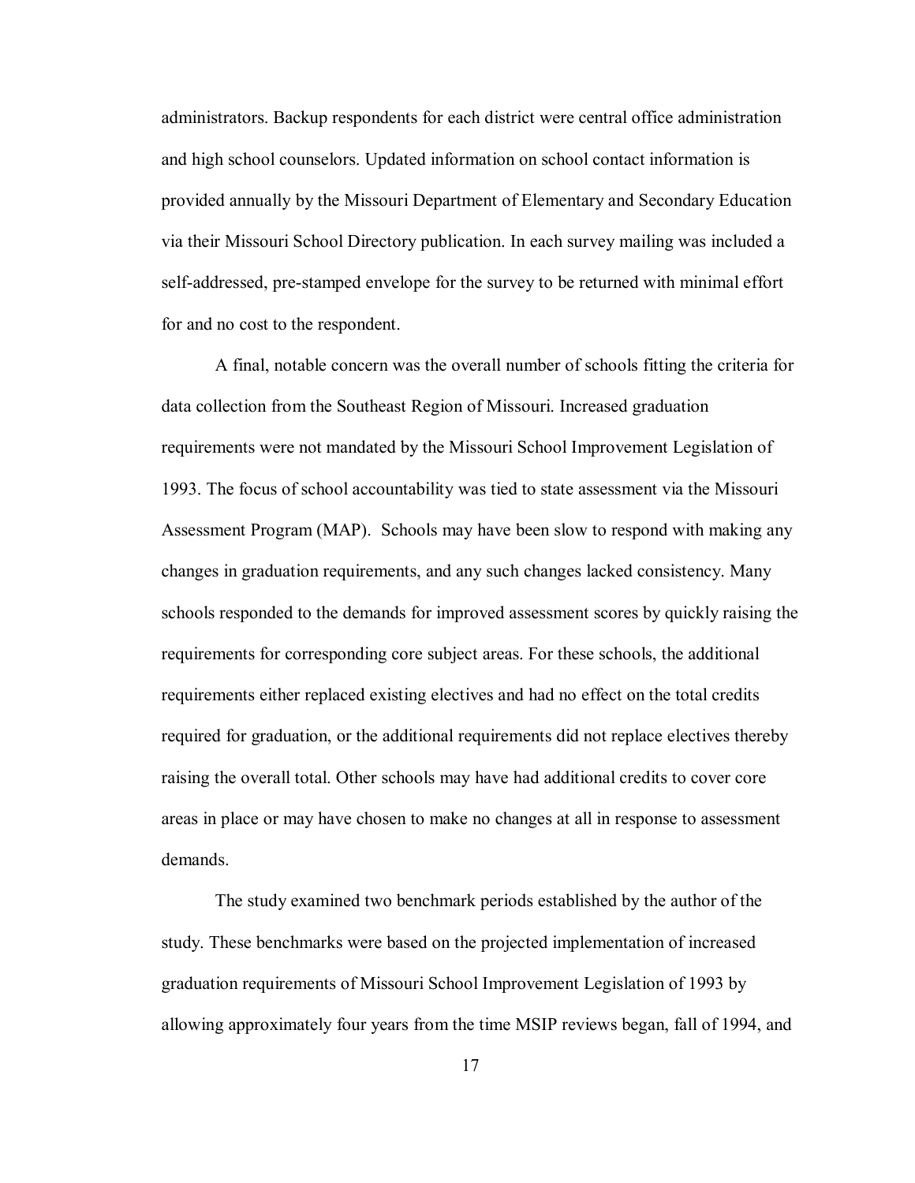administrators. Backup respondents for each district were central office administration and high school counselors. Updated information on school contact information is provided annually by the Missouri Department of Elementary and Secondary Education via their Missouri School Directory publication. In each survey mailing was included a self-addressed, pre-stamped envelope for the survey to be returned with minimal effort for and no cost to the respondent.

A final, notable concern was the overall number of schools fitting the criteria for data collection from the Southeast Region of Missouri. Increased graduation requirements were not mandated by the Missouri School Improvement Legislation of 1993. The focus of school accountability was tied to state assessment via the Missouri Assessment Program (MAP). Schools may have been slow to respond with making any changes in graduation requirements, and any such changes lacked consistency. Many schools responded to the demands for improved assessment scores by quickly raising the requirements for corresponding core subject areas. For these schools, the additional requirements either replaced existing electives and had no effect on the total credits required for graduation, or the additional requirements did not replace electives thereby raising the overall total. Other schools may have had additional credits to cover core areas in place or may have chosen to make no changes at all in response to assessment demands.

The study examined two benchmark periods established by the author of the study. These benchmarks were based on the projected implementation of increased graduation requirements of Missouri School Improvement Legislation of 1993 by allowing approximately four years from the time MSIP reviews began, fall of 1994, and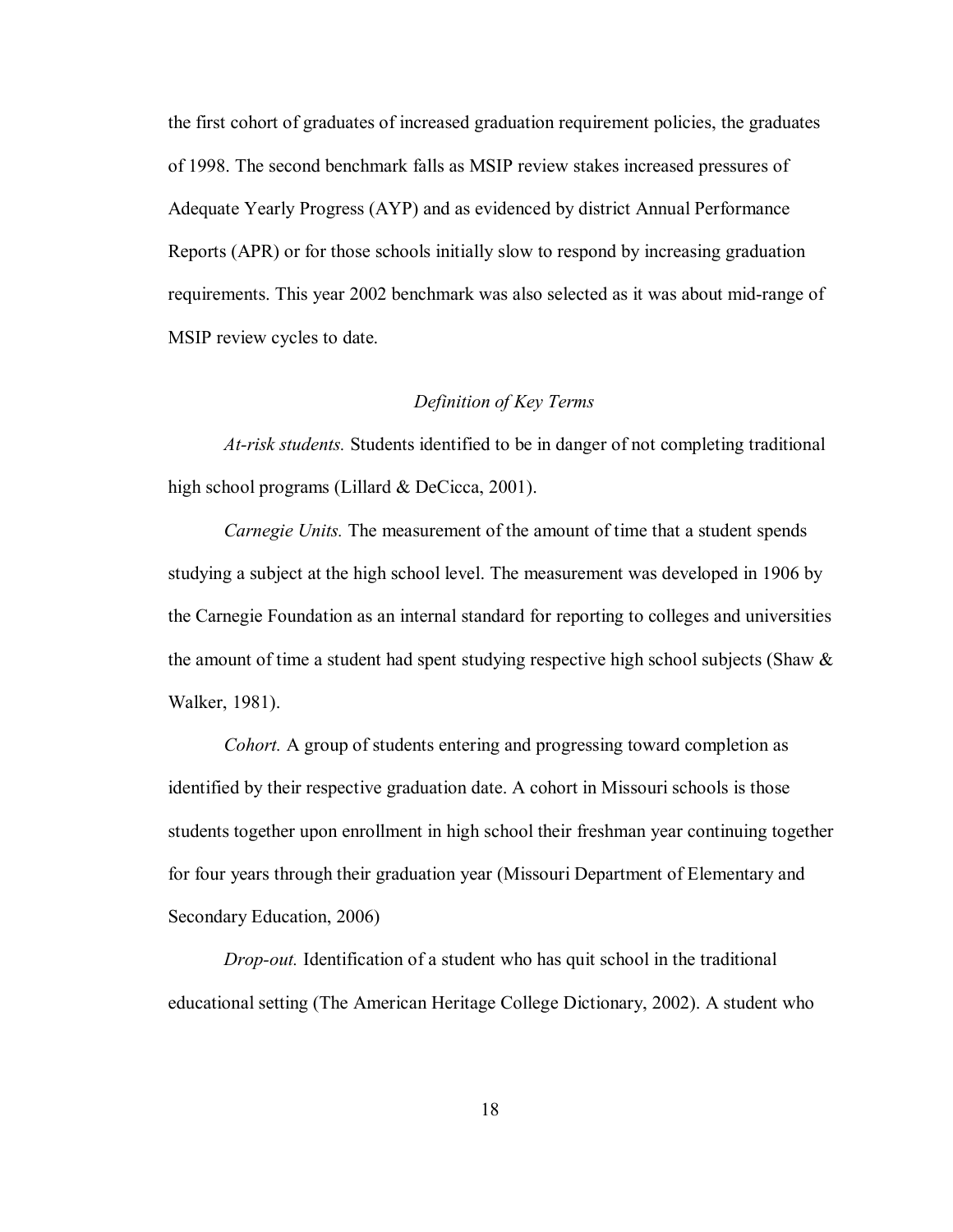the first cohort of graduates of increased graduation requirement policies, the graduates of 1998. The second benchmark falls as MSIP review stakes increased pressures of Adequate Yearly Progress (AYP) and as evidenced by district Annual Performance Reports (APR) or for those schools initially slow to respond by increasing graduation requirements. This year 2002 benchmark was also selected as it was about mid-range of MSIP review cycles to date.

### *Definition of Key Terms*

*At-risk students.* Students identified to be in danger of not completing traditional high school programs (Lillard & DeCicca, 2001).

*Carnegie Units.* The measurement of the amount of time that a student spends studying a subject at the high school level. The measurement was developed in 1906 by the Carnegie Foundation as an internal standard for reporting to colleges and universities the amount of time a student had spent studying respective high school subjects (Shaw & Walker, 1981).

*Cohort.* A group of students entering and progressing toward completion as identified by their respective graduation date. A cohort in Missouri schools is those students together upon enrollment in high school their freshman year continuing together for four years through their graduation year (Missouri Department of Elementary and Secondary Education, 2006)

*Drop-out.* Identification of a student who has quit school in the traditional educational setting (The American Heritage College Dictionary, 2002). A student who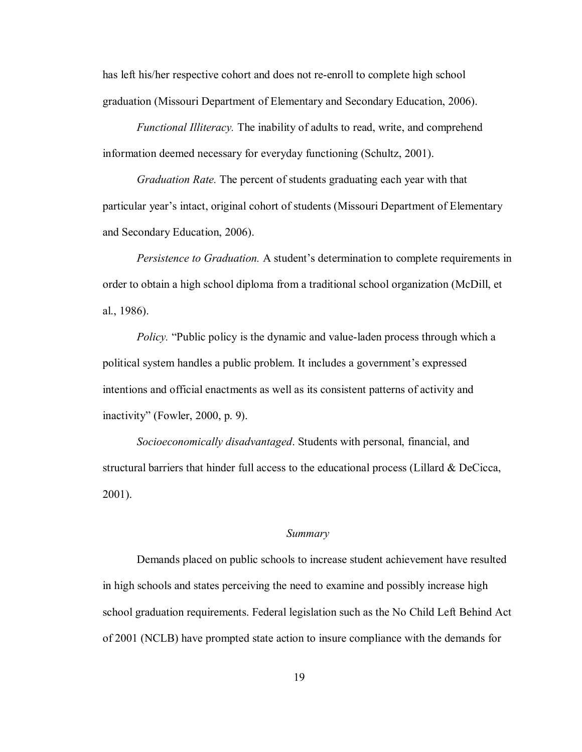has left his/her respective cohort and does not re-enroll to complete high school graduation (Missouri Department of Elementary and Secondary Education, 2006).

*Functional Illiteracy.* The inability of adults to read, write, and comprehend information deemed necessary for everyday functioning (Schultz, 2001).

*Graduation Rate.* The percent of students graduating each year with that particular year's intact, original cohort of students (Missouri Department of Elementary and Secondary Education, 2006).

*Persistence to Graduation.* A student's determination to complete requirements in order to obtain a high school diploma from a traditional school organization (McDill, et al., 1986).

*Policy.* "Public policy is the dynamic and value-laden process through which a political system handles a public problem. It includes a government's expressed intentions and official enactments as well as its consistent patterns of activity and inactivity" (Fowler, 2000, p. 9).

*Socioeconomically disadvantaged*. Students with personal, financial, and structural barriers that hinder full access to the educational process (Lillard & DeCicca, 2001).

### *Summary*

Demands placed on public schools to increase student achievement have resulted in high schools and states perceiving the need to examine and possibly increase high school graduation requirements. Federal legislation such as the No Child Left Behind Act of 2001 (NCLB) have prompted state action to insure compliance with the demands for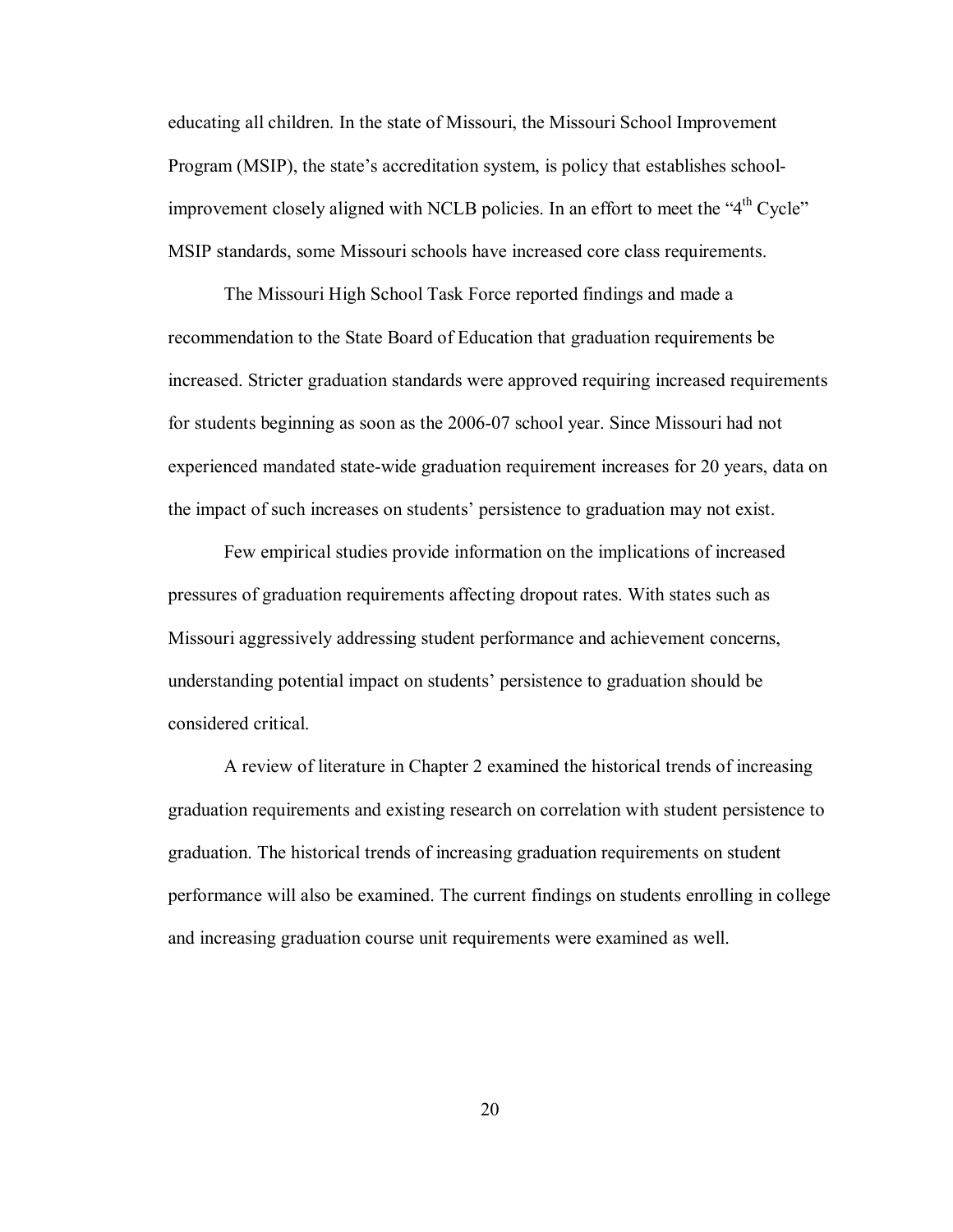educating all children. In the state of Missouri, the Missouri School Improvement Program (MSIP), the state's accreditation system, is policy that establishes school-improvement closely aligned with NCLB policies. In an effort to meet the "4th Cycle" MSIP standards, some Missouri schools have increased core class requirements.

The Missouri High School Task Force reported findings and made a recommendation to the State Board of Education that graduation requirements be increased. Stricter graduation standards were approved requiring increased requirements for students beginning as soon as the 2006-07 school year. Since Missouri had not experienced mandated state-wide graduation requirement increases for 20 years, data on the impact of such increases on students' persistence to graduation may not exist.

Few empirical studies provide information on the implications of increased pressures of graduation requirements affecting dropout rates. With states such as Missouri aggressively addressing student performance and achievement concerns, understanding potential impact on students' persistence to graduation should be considered critical.

A review of literature in Chapter 2 examined the historical trends of increasing graduation requirements and existing research on correlation with student persistence to graduation. The historical trends of increasing graduation requirements on student performance will also be examined. The current findings on students enrolling in college and increasing graduation course unit requirements were examined as well.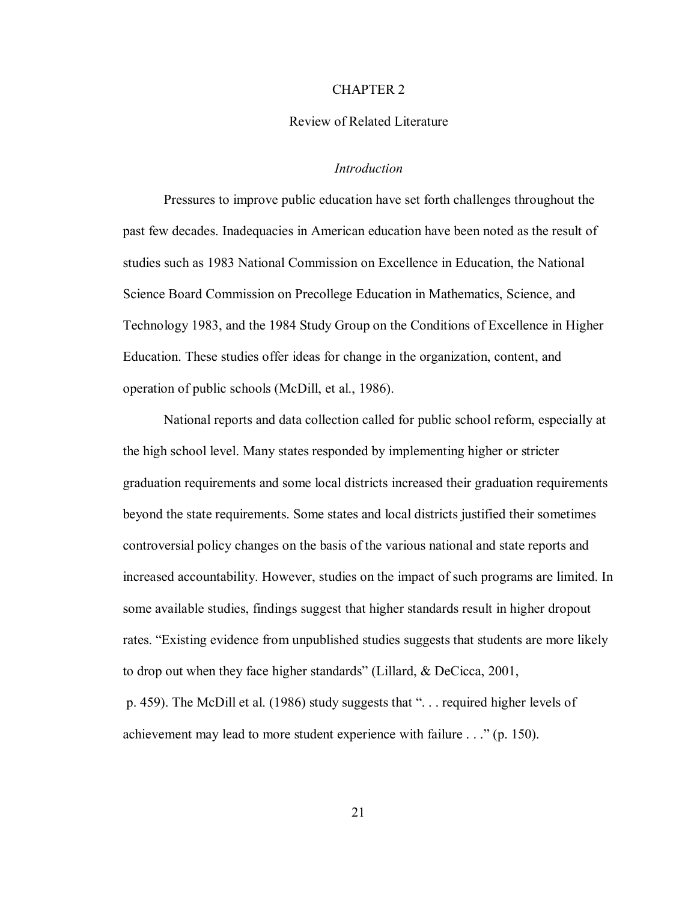# CHAPTER 2

## Review of Related Literature

### *Introduction*

Pressures to improve public education have set forth challenges throughout the past few decades. Inadequacies in American education have been noted as the result of studies such as 1983 National Commission on Excellence in Education, the National Science Board Commission on Precollege Education in Mathematics, Science, and Technology 1983, and the 1984 Study Group on the Conditions of Excellence in Higher Education. These studies offer ideas for change in the organization, content, and operation of public schools (McDill, et al., 1986).

National reports and data collection called for public school reform, especially at the high school level. Many states responded by implementing higher or stricter graduation requirements and some local districts increased their graduation requirements beyond the state requirements. Some states and local districts justified their sometimes controversial policy changes on the basis of the various national and state reports and increased accountability. However, studies on the impact of such programs are limited. In some available studies, findings suggest that higher standards result in higher dropout rates. "Existing evidence from unpublished studies suggests that students are more likely to drop out when they face higher standards" (Lillard, & DeCicca, 2001, p. 459). The McDill et al. (1986) study suggests that ". . . required higher levels of achievement may lead to more student experience with failure . . ." (p. 150).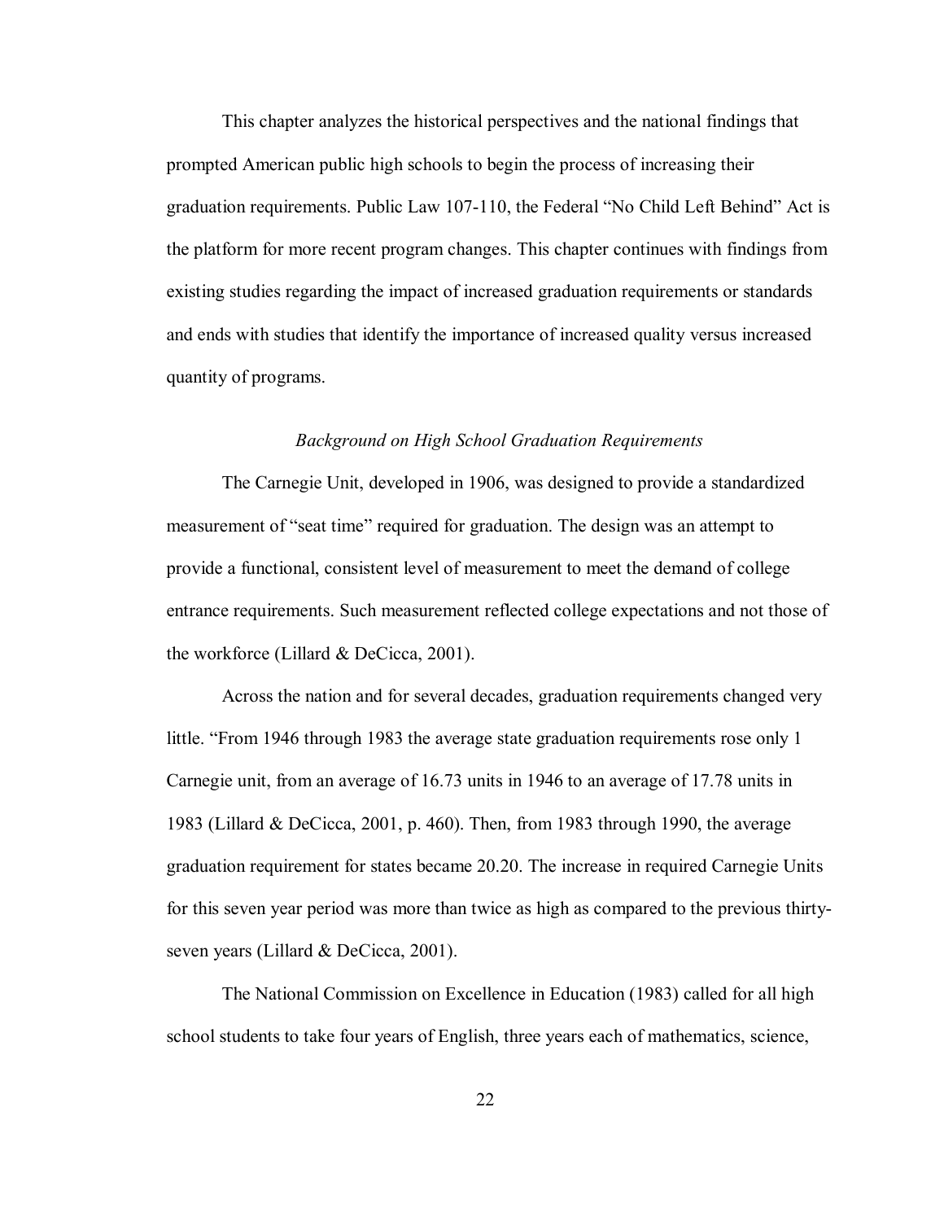This chapter analyzes the historical perspectives and the national findings that prompted American public high schools to begin the process of increasing their graduation requirements. Public Law 107-110, the Federal "No Child Left Behind" Act is the platform for more recent program changes. This chapter continues with findings from existing studies regarding the impact of increased graduation requirements or standards and ends with studies that identify the importance of increased quality versus increased quantity of programs.

*Background on High School Graduation Requirements*

The Carnegie Unit, developed in 1906, was designed to provide a standardized measurement of "seat time" required for graduation. The design was an attempt to provide a functional, consistent level of measurement to meet the demand of college entrance requirements. Such measurement reflected college expectations and not those of the workforce (Lillard & DeCicca, 2001).

Across the nation and for several decades, graduation requirements changed very little. "From 1946 through 1983 the average state graduation requirements rose only 1 Carnegie unit, from an average of 16.73 units in 1946 to an average of 17.78 units in 1983 (Lillard & DeCicca, 2001, p. 460). Then, from 1983 through 1990, the average graduation requirement for states became 20.20. The increase in required Carnegie Units for this seven year period was more than twice as high as compared to the previous thirty-seven years (Lillard & DeCicca, 2001).

The National Commission on Excellence in Education (1983) called for all high school students to take four years of English, three years each of mathematics, science,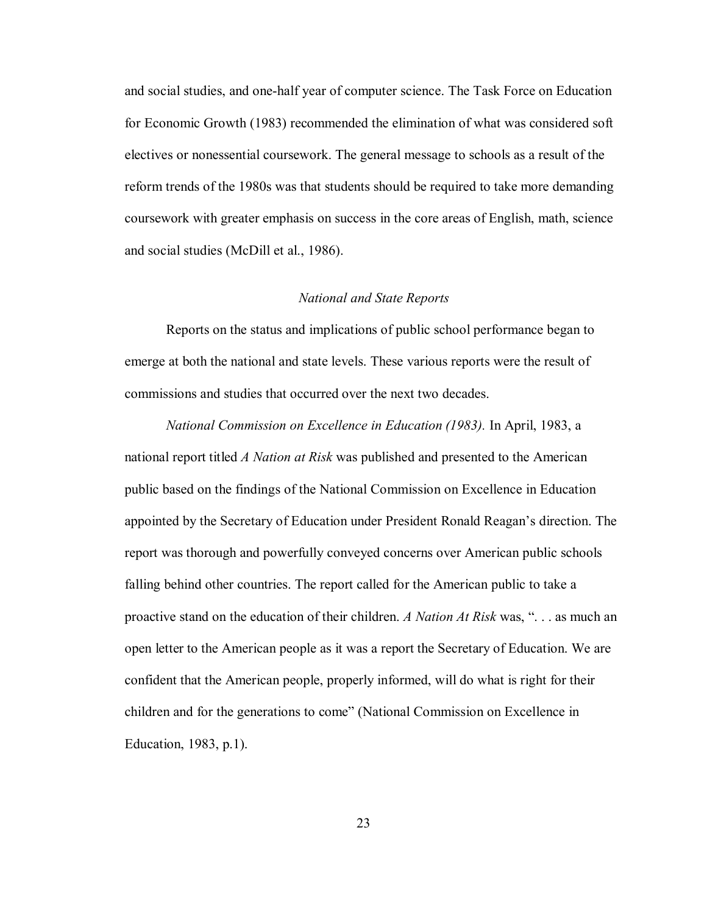and social studies, and one-half year of computer science. The Task Force on Education for Economic Growth (1983) recommended the elimination of what was considered soft electives or nonessential coursework. The general message to schools as a result of the reform trends of the 1980s was that students should be required to take more demanding coursework with greater emphasis on success in the core areas of English, math, science and social studies (McDill et al., 1986).

### *National and State Reports*

Reports on the status and implications of public school performance began to emerge at both the national and state levels. These various reports were the result of commissions and studies that occurred over the next two decades.

*National Commission on Excellence in Education (1983).* In April, 1983, a national report titled *A Nation at Risk* was published and presented to the American public based on the findings of the National Commission on Excellence in Education appointed by the Secretary of Education under President Ronald Reagan's direction. The report was thorough and powerfully conveyed concerns over American public schools falling behind other countries. The report called for the American public to take a proactive stand on the education of their children. *A Nation At Risk* was, ". . . as much an open letter to the American people as it was a report the Secretary of Education. We are confident that the American people, properly informed, will do what is right for their children and for the generations to come" (National Commission on Excellence in Education, 1983, p.1).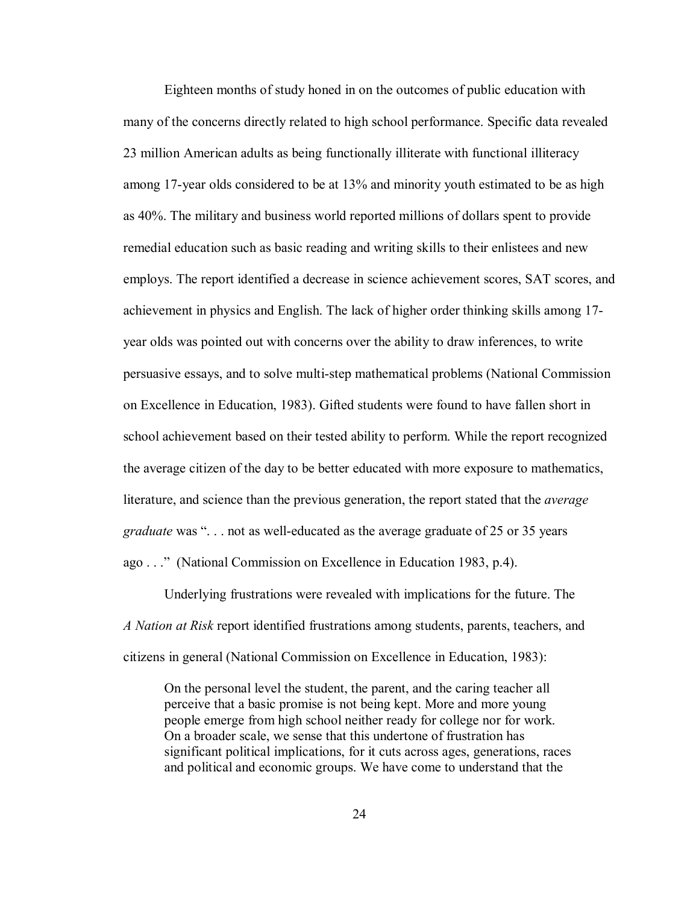Eighteen months of study honed in on the outcomes of public education with many of the concerns directly related to high school performance. Specific data revealed 23 million American adults as being functionally illiterate with functional illiteracy among 17-year olds considered to be at 13% and minority youth estimated to be as high as 40%. The military and business world reported millions of dollars spent to provide remedial education such as basic reading and writing skills to their enlistees and new employs. The report identified a decrease in science achievement scores, SAT scores, and achievement in physics and English. The lack of higher order thinking skills among 17-year olds was pointed out with concerns over the ability to draw inferences, to write persuasive essays, and to solve multi-step mathematical problems (National Commission on Excellence in Education, 1983). Gifted students were found to have fallen short in school achievement based on their tested ability to perform. While the report recognized the average citizen of the day to be better educated with more exposure to mathematics, literature, and science than the previous generation, the report stated that the *average graduate* was ". . . not as well-educated as the average graduate of 25 or 35 years ago . . ." (National Commission on Excellence in Education 1983, p.4).

Underlying frustrations were revealed with implications for the future. The *A Nation at Risk* report identified frustrations among students, parents, teachers, and citizens in general (National Commission on Excellence in Education, 1983):

> On the personal level the student, the parent, and the caring teacher all perceive that a basic promise is not being kept. More and more young people emerge from high school neither ready for college nor for work. On a broader scale, we sense that this undertone of frustration has significant political implications, for it cuts across ages, generations, races and political and economic groups. We have come to understand that the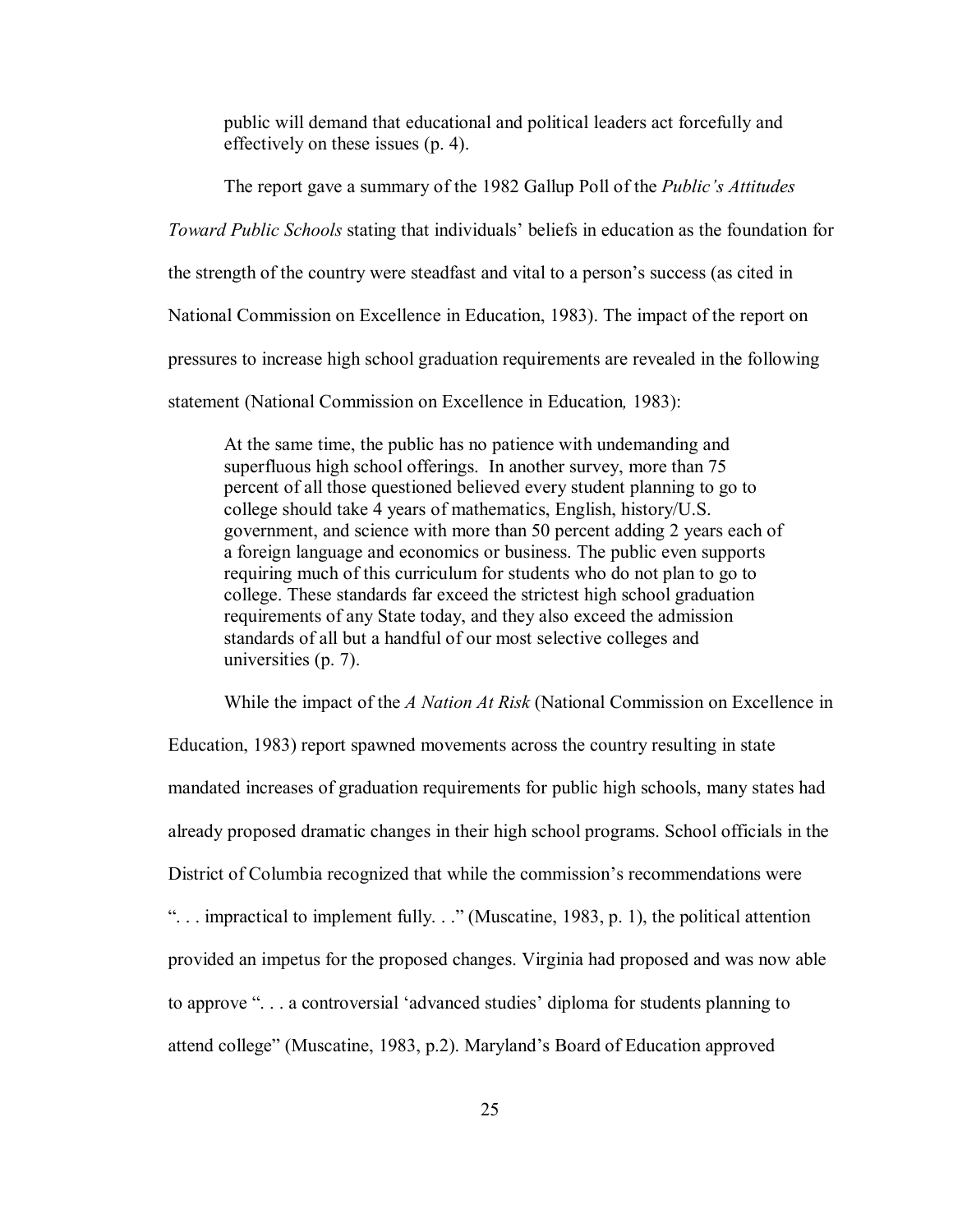> public will demand that educational and political leaders act forcefully and effectively on these issues (p. 4).

The report gave a summary of the 1982 Gallup Poll of the *Public's Attitudes Toward Public Schools* stating that individuals' beliefs in education as the foundation for the strength of the country were steadfast and vital to a person's success (as cited in National Commission on Excellence in Education, 1983). The impact of the report on pressures to increase high school graduation requirements are revealed in the following statement (National Commission on Excellence in Education*,* 1983):

> At the same time, the public has no patience with undemanding and superfluous high school offerings. In another survey, more than 75 percent of all those questioned believed every student planning to go to college should take 4 years of mathematics, English, history/U.S. government, and science with more than 50 percent adding 2 years each of a foreign language and economics or business. The public even supports requiring much of this curriculum for students who do not plan to go to college. These standards far exceed the strictest high school graduation requirements of any State today, and they also exceed the admission standards of all but a handful of our most selective colleges and universities (p. 7).

While the impact of the *A Nation At Risk* (National Commission on Excellence in Education, 1983) report spawned movements across the country resulting in state mandated increases of graduation requirements for public high schools, many states had already proposed dramatic changes in their high school programs. School officials in the District of Columbia recognized that while the commission's recommendations were ". . . impractical to implement fully. . ." (Muscatine, 1983, p. 1), the political attention provided an impetus for the proposed changes. Virginia had proposed and was now able to approve ". . . a controversial 'advanced studies' diploma for students planning to attend college" (Muscatine, 1983, p.2). Maryland's Board of Education approved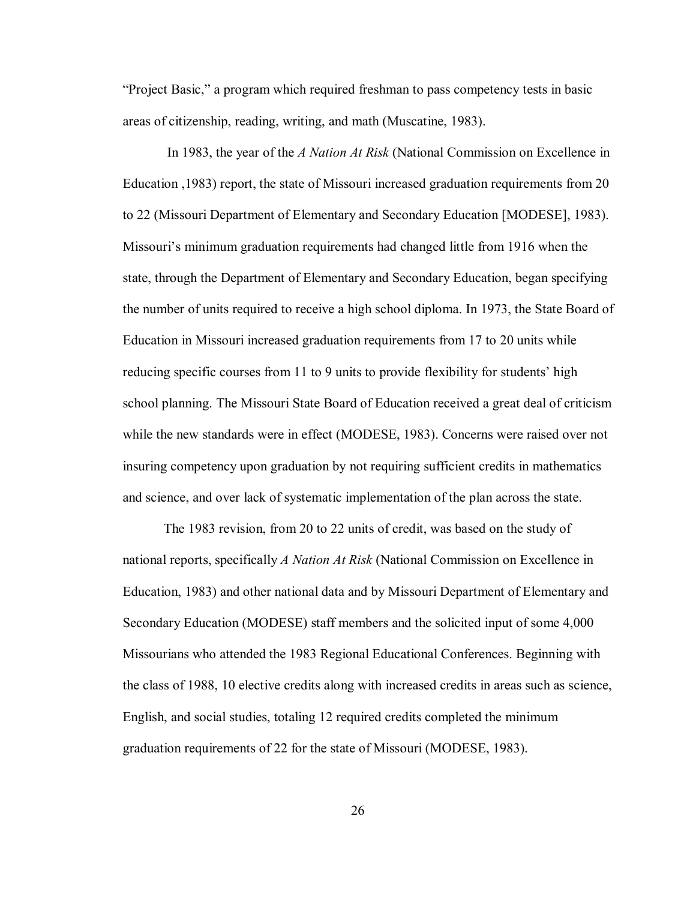"Project Basic," a program which required freshman to pass competency tests in basic areas of citizenship, reading, writing, and math (Muscatine, 1983).

In 1983, the year of the *A Nation At Risk* (National Commission on Excellence in Education ,1983) report, the state of Missouri increased graduation requirements from 20 to 22 (Missouri Department of Elementary and Secondary Education [MODESE], 1983). Missouri's minimum graduation requirements had changed little from 1916 when the state, through the Department of Elementary and Secondary Education, began specifying the number of units required to receive a high school diploma. In 1973, the State Board of Education in Missouri increased graduation requirements from 17 to 20 units while reducing specific courses from 11 to 9 units to provide flexibility for students' high school planning. The Missouri State Board of Education received a great deal of criticism while the new standards were in effect (MODESE, 1983). Concerns were raised over not insuring competency upon graduation by not requiring sufficient credits in mathematics and science, and over lack of systematic implementation of the plan across the state.

The 1983 revision, from 20 to 22 units of credit, was based on the study of national reports, specifically *A Nation At Risk* (National Commission on Excellence in Education, 1983) and other national data and by Missouri Department of Elementary and Secondary Education (MODESE) staff members and the solicited input of some 4,000 Missourians who attended the 1983 Regional Educational Conferences. Beginning with the class of 1988, 10 elective credits along with increased credits in areas such as science, English, and social studies, totaling 12 required credits completed the minimum graduation requirements of 22 for the state of Missouri (MODESE, 1983).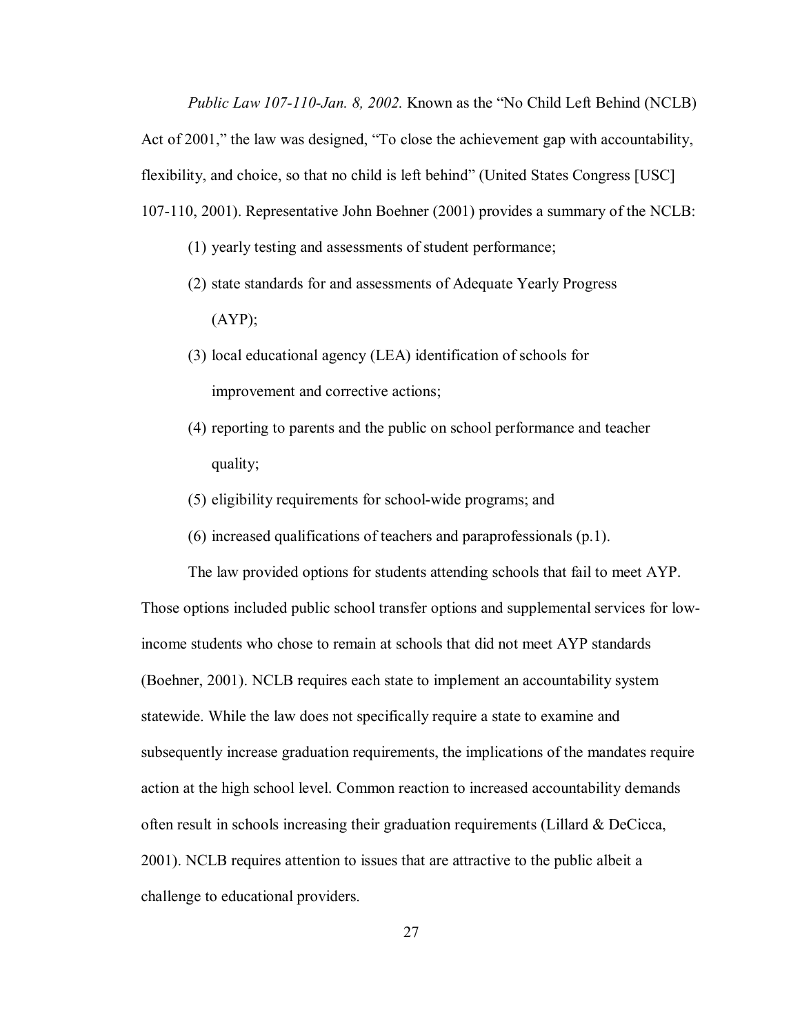*Public Law 107-110-Jan. 8, 2002.* Known as the "No Child Left Behind (NCLB) Act of 2001," the law was designed, "To close the achievement gap with accountability, flexibility, and choice, so that no child is left behind" (United States Congress [USC] 107-110, 2001). Representative John Boehner (2001) provides a summary of the NCLB:

(1) yearly testing and assessments of student performance;

(2) state standards for and assessments of Adequate Yearly Progress (AYP);

(3) local educational agency (LEA) identification of schools for improvement and corrective actions;

(4) reporting to parents and the public on school performance and teacher quality;

(5) eligibility requirements for school-wide programs; and

(6) increased qualifications of teachers and paraprofessionals (p.1).

The law provided options for students attending schools that fail to meet AYP. Those options included public school transfer options and supplemental services for low-income students who chose to remain at schools that did not meet AYP standards (Boehner, 2001). NCLB requires each state to implement an accountability system statewide. While the law does not specifically require a state to examine and subsequently increase graduation requirements, the implications of the mandates require action at the high school level. Common reaction to increased accountability demands often result in schools increasing their graduation requirements (Lillard & DeCicca, 2001). NCLB requires attention to issues that are attractive to the public albeit a challenge to educational providers.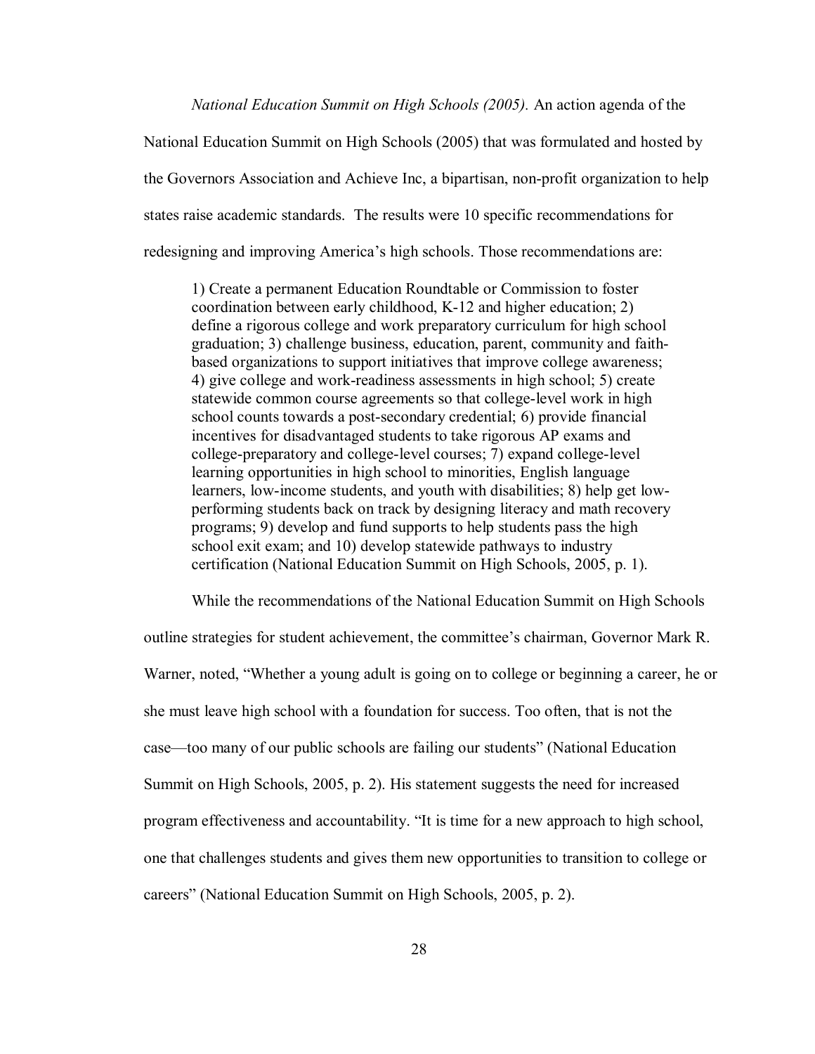*National Education Summit on High Schools (2005).* An action agenda of the National Education Summit on High Schools (2005) that was formulated and hosted by the Governors Association and Achieve Inc, a bipartisan, non-profit organization to help states raise academic standards. The results were 10 specific recommendations for redesigning and improving America's high schools. Those recommendations are:

> 1) Create a permanent Education Roundtable or Commission to foster coordination between early childhood, K-12 and higher education; 2) define a rigorous college and work preparatory curriculum for high school graduation; 3) challenge business, education, parent, community and faith-based organizations to support initiatives that improve college awareness; 4) give college and work-readiness assessments in high school; 5) create statewide common course agreements so that college-level work in high school counts towards a post-secondary credential; 6) provide financial incentives for disadvantaged students to take rigorous AP exams and college-preparatory and college-level courses; 7) expand college-level learning opportunities in high school to minorities, English language learners, low-income students, and youth with disabilities; 8) help get low-performing students back on track by designing literacy and math recovery programs; 9) develop and fund supports to help students pass the high school exit exam; and 10) develop statewide pathways to industry certification (National Education Summit on High Schools, 2005, p. 1).

While the recommendations of the National Education Summit on High Schools outline strategies for student achievement, the committee's chairman, Governor Mark R. Warner, noted, "Whether a young adult is going on to college or beginning a career, he or she must leave high school with a foundation for success. Too often, that is not the case—too many of our public schools are failing our students" (National Education Summit on High Schools, 2005, p. 2). His statement suggests the need for increased program effectiveness and accountability. "It is time for a new approach to high school, one that challenges students and gives them new opportunities to transition to college or careers" (National Education Summit on High Schools, 2005, p. 2).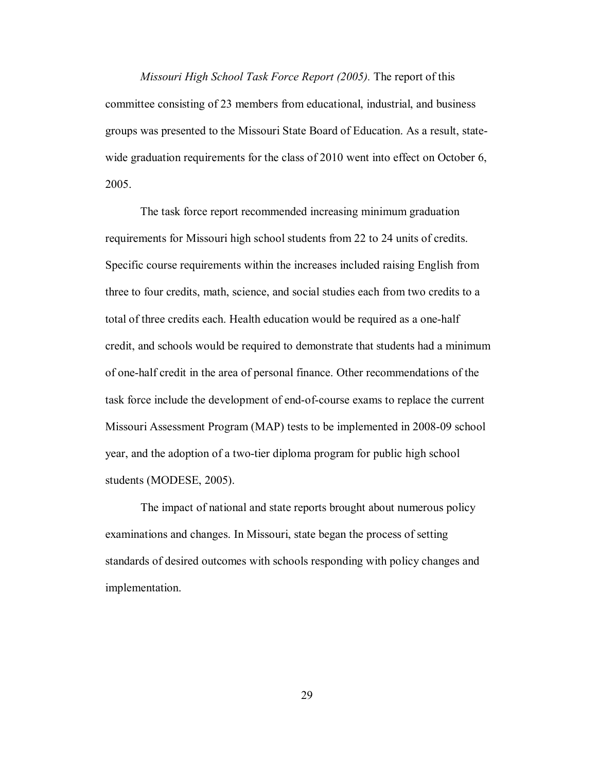*Missouri High School Task Force Report (2005).* The report of this committee consisting of 23 members from educational, industrial, and business groups was presented to the Missouri State Board of Education. As a result, state-wide graduation requirements for the class of 2010 went into effect on October 6, 2005.

The task force report recommended increasing minimum graduation requirements for Missouri high school students from 22 to 24 units of credits. Specific course requirements within the increases included raising English from three to four credits, math, science, and social studies each from two credits to a total of three credits each. Health education would be required as a one-half credit, and schools would be required to demonstrate that students had a minimum of one-half credit in the area of personal finance. Other recommendations of the task force include the development of end-of-course exams to replace the current Missouri Assessment Program (MAP) tests to be implemented in 2008-09 school year, and the adoption of a two-tier diploma program for public high school students (MODESE, 2005).

The impact of national and state reports brought about numerous policy examinations and changes. In Missouri, state began the process of setting standards of desired outcomes with schools responding with policy changes and implementation.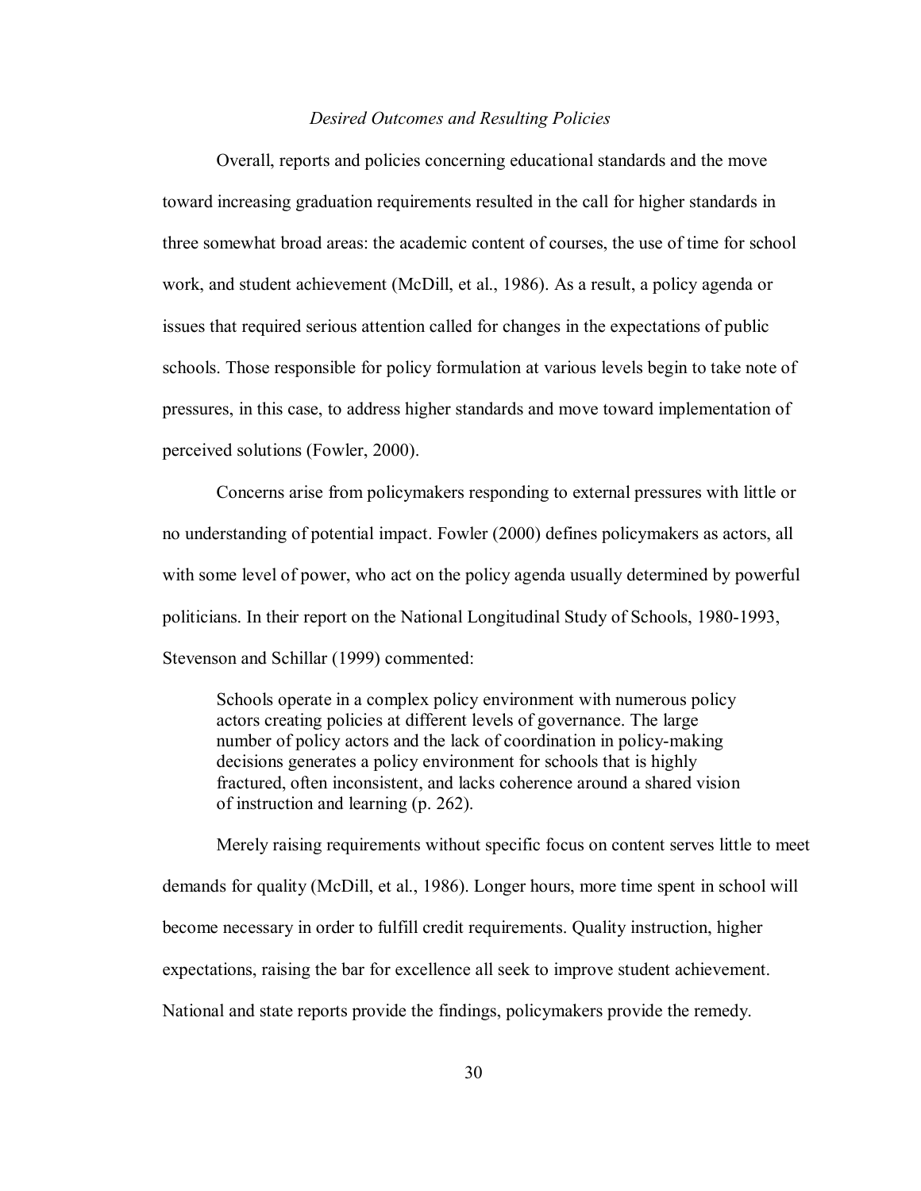### *Desired Outcomes and Resulting Policies*

Overall, reports and policies concerning educational standards and the move toward increasing graduation requirements resulted in the call for higher standards in three somewhat broad areas: the academic content of courses, the use of time for school work, and student achievement (McDill, et al., 1986). As a result, a policy agenda or issues that required serious attention called for changes in the expectations of public schools. Those responsible for policy formulation at various levels begin to take note of pressures, in this case, to address higher standards and move toward implementation of perceived solutions (Fowler, 2000).

Concerns arise from policymakers responding to external pressures with little or no understanding of potential impact. Fowler (2000) defines policymakers as actors, all with some level of power, who act on the policy agenda usually determined by powerful politicians. In their report on the National Longitudinal Study of Schools, 1980-1993, Stevenson and Schillar (1999) commented:

> Schools operate in a complex policy environment with numerous policy actors creating policies at different levels of governance. The large number of policy actors and the lack of coordination in policy-making decisions generates a policy environment for schools that is highly fractured, often inconsistent, and lacks coherence around a shared vision of instruction and learning (p. 262).

Merely raising requirements without specific focus on content serves little to meet demands for quality (McDill, et al., 1986). Longer hours, more time spent in school will become necessary in order to fulfill credit requirements. Quality instruction, higher expectations, raising the bar for excellence all seek to improve student achievement. National and state reports provide the findings, policymakers provide the remedy.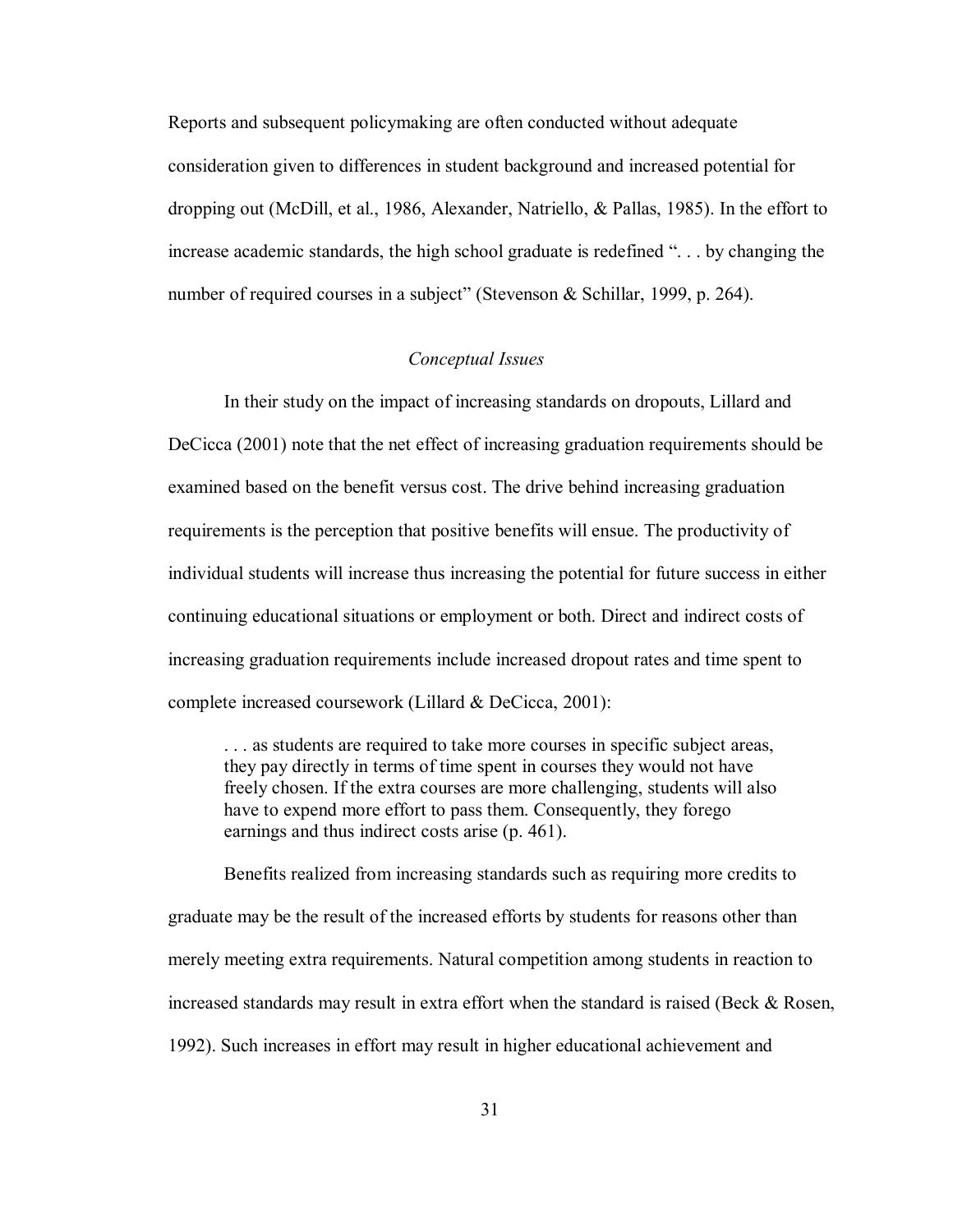Reports and subsequent policymaking are often conducted without adequate consideration given to differences in student background and increased potential for dropping out (McDill, et al., 1986, Alexander, Natriello, & Pallas, 1985). In the effort to increase academic standards, the high school graduate is redefined ". . . by changing the number of required courses in a subject" (Stevenson & Schillar, 1999, p. 264).

### *Conceptual Issues*

In their study on the impact of increasing standards on dropouts, Lillard and DeCicca (2001) note that the net effect of increasing graduation requirements should be examined based on the benefit versus cost. The drive behind increasing graduation requirements is the perception that positive benefits will ensue. The productivity of individual students will increase thus increasing the potential for future success in either continuing educational situations or employment or both. Direct and indirect costs of increasing graduation requirements include increased dropout rates and time spent to complete increased coursework (Lillard & DeCicca, 2001):

> . . . as students are required to take more courses in specific subject areas, they pay directly in terms of time spent in courses they would not have freely chosen. If the extra courses are more challenging, students will also have to expend more effort to pass them. Consequently, they forego earnings and thus indirect costs arise (p. 461).

Benefits realized from increasing standards such as requiring more credits to graduate may be the result of the increased efforts by students for reasons other than merely meeting extra requirements. Natural competition among students in reaction to increased standards may result in extra effort when the standard is raised (Beck & Rosen, 1992). Such increases in effort may result in higher educational achievement and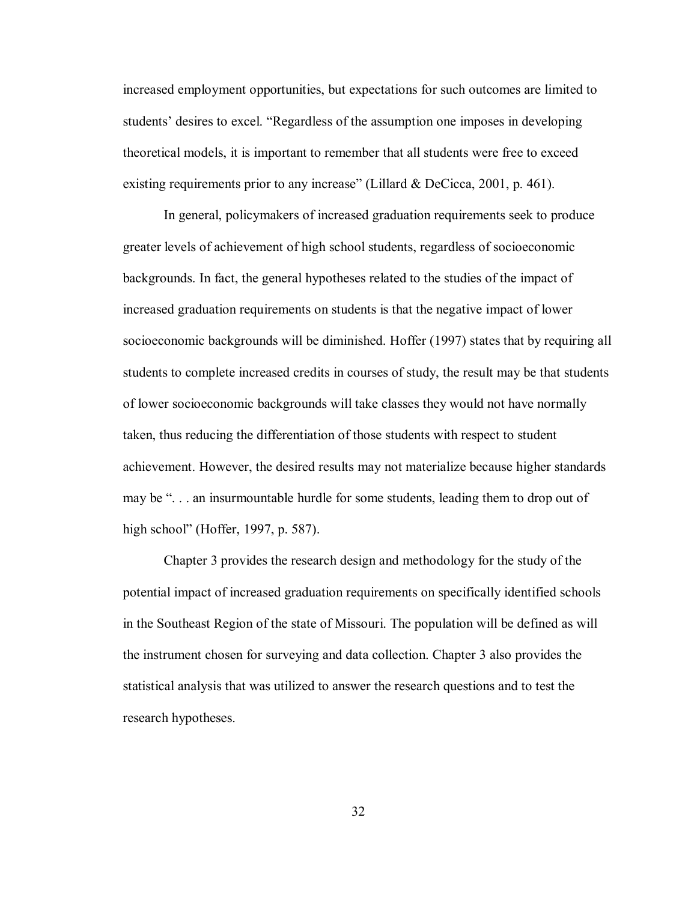increased employment opportunities, but expectations for such outcomes are limited to students' desires to excel. "Regardless of the assumption one imposes in developing theoretical models, it is important to remember that all students were free to exceed existing requirements prior to any increase" (Lillard & DeCicca, 2001, p. 461).

In general, policymakers of increased graduation requirements seek to produce greater levels of achievement of high school students, regardless of socioeconomic backgrounds. In fact, the general hypotheses related to the studies of the impact of increased graduation requirements on students is that the negative impact of lower socioeconomic backgrounds will be diminished. Hoffer (1997) states that by requiring all students to complete increased credits in courses of study, the result may be that students of lower socioeconomic backgrounds will take classes they would not have normally taken, thus reducing the differentiation of those students with respect to student achievement. However, the desired results may not materialize because higher standards may be ". . . an insurmountable hurdle for some students, leading them to drop out of high school" (Hoffer, 1997, p. 587).

Chapter 3 provides the research design and methodology for the study of the potential impact of increased graduation requirements on specifically identified schools in the Southeast Region of the state of Missouri. The population will be defined as will the instrument chosen for surveying and data collection. Chapter 3 also provides the statistical analysis that was utilized to answer the research questions and to test the research hypotheses.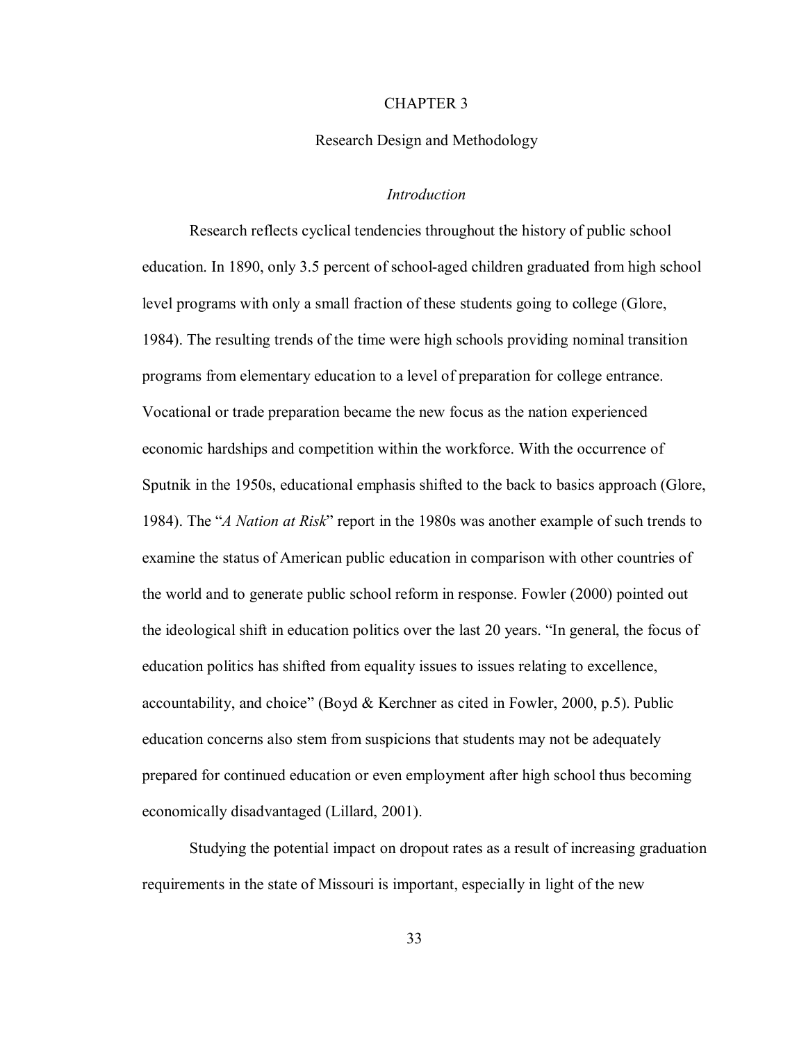# CHAPTER 3

## Research Design and Methodology

### *Introduction*

Research reflects cyclical tendencies throughout the history of public school education. In 1890, only 3.5 percent of school-aged children graduated from high school level programs with only a small fraction of these students going to college (Glore, 1984). The resulting trends of the time were high schools providing nominal transition programs from elementary education to a level of preparation for college entrance. Vocational or trade preparation became the new focus as the nation experienced economic hardships and competition within the workforce. With the occurrence of Sputnik in the 1950s, educational emphasis shifted to the back to basics approach (Glore, 1984). The "*A Nation at Risk*" report in the 1980s was another example of such trends to examine the status of American public education in comparison with other countries of the world and to generate public school reform in response. Fowler (2000) pointed out the ideological shift in education politics over the last 20 years. "In general, the focus of education politics has shifted from equality issues to issues relating to excellence, accountability, and choice" (Boyd & Kerchner as cited in Fowler, 2000, p.5). Public education concerns also stem from suspicions that students may not be adequately prepared for continued education or even employment after high school thus becoming economically disadvantaged (Lillard, 2001).

Studying the potential impact on dropout rates as a result of increasing graduation requirements in the state of Missouri is important, especially in light of the new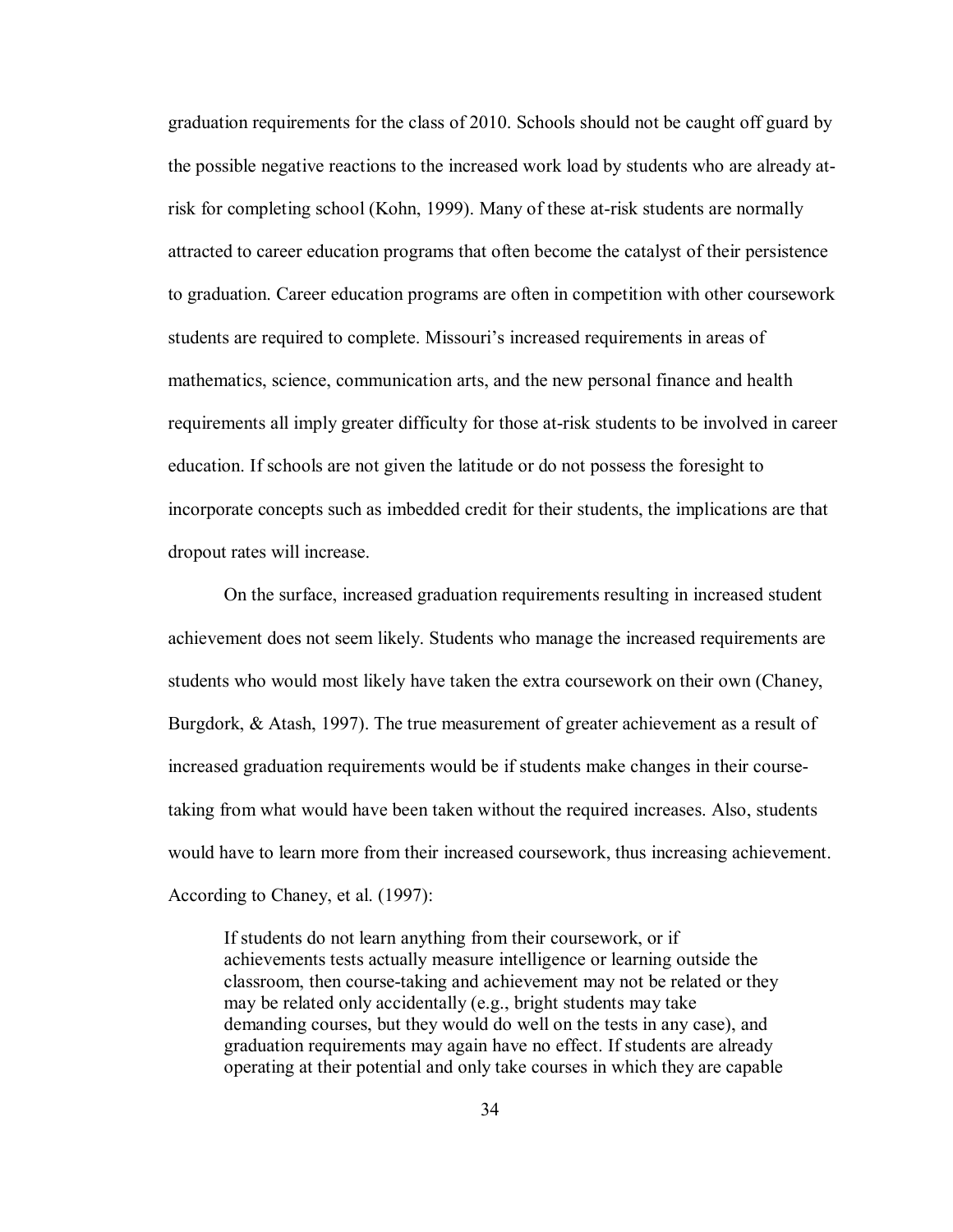graduation requirements for the class of 2010. Schools should not be caught off guard by the possible negative reactions to the increased work load by students who are already at-risk for completing school (Kohn, 1999). Many of these at-risk students are normally attracted to career education programs that often become the catalyst of their persistence to graduation. Career education programs are often in competition with other coursework students are required to complete. Missouri's increased requirements in areas of mathematics, science, communication arts, and the new personal finance and health requirements all imply greater difficulty for those at-risk students to be involved in career education. If schools are not given the latitude or do not possess the foresight to incorporate concepts such as imbedded credit for their students, the implications are that dropout rates will increase.

On the surface, increased graduation requirements resulting in increased student achievement does not seem likely. Students who manage the increased requirements are students who would most likely have taken the extra coursework on their own (Chaney, Burgdork, & Atash, 1997). The true measurement of greater achievement as a result of increased graduation requirements would be if students make changes in their course-taking from what would have been taken without the required increases. Also, students would have to learn more from their increased coursework, thus increasing achievement. According to Chaney, et al. (1997):

> If students do not learn anything from their coursework, or if achievements tests actually measure intelligence or learning outside the classroom, then course-taking and achievement may not be related or they may be related only accidentally (e.g., bright students may take demanding courses, but they would do well on the tests in any case), and graduation requirements may again have no effect. If students are already operating at their potential and only take courses in which they are capable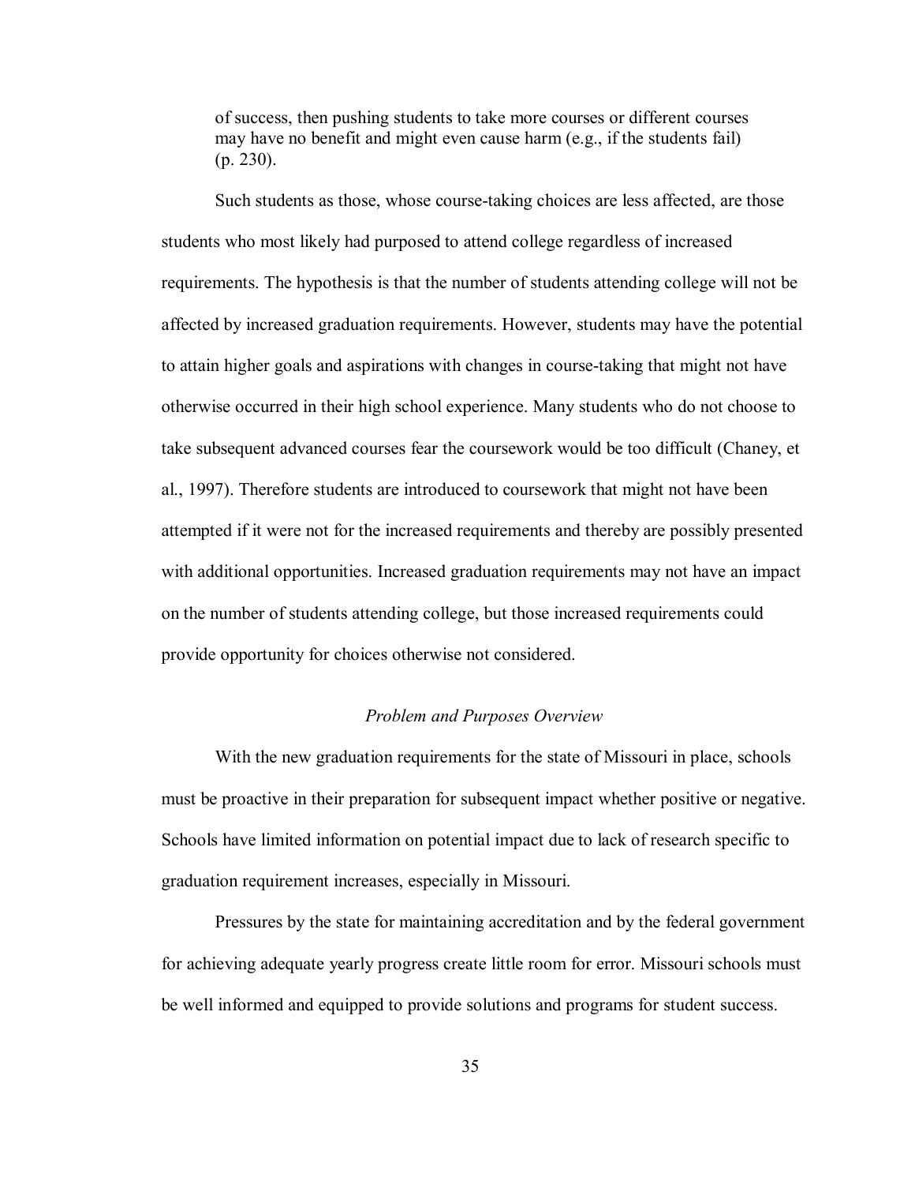> of success, then pushing students to take more courses or different courses may have no benefit and might even cause harm (e.g., if the students fail) (p. 230).

Such students as those, whose course-taking choices are less affected, are those students who most likely had purposed to attend college regardless of increased requirements. The hypothesis is that the number of students attending college will not be affected by increased graduation requirements. However, students may have the potential to attain higher goals and aspirations with changes in course-taking that might not have otherwise occurred in their high school experience. Many students who do not choose to take subsequent advanced courses fear the coursework would be too difficult (Chaney, et al., 1997). Therefore students are introduced to coursework that might not have been attempted if it were not for the increased requirements and thereby are possibly presented with additional opportunities. Increased graduation requirements may not have an impact on the number of students attending college, but those increased requirements could provide opportunity for choices otherwise not considered.

### *Problem and Purposes Overview*

With the new graduation requirements for the state of Missouri in place, schools must be proactive in their preparation for subsequent impact whether positive or negative. Schools have limited information on potential impact due to lack of research specific to graduation requirement increases, especially in Missouri.

Pressures by the state for maintaining accreditation and by the federal government for achieving adequate yearly progress create little room for error. Missouri schools must be well informed and equipped to provide solutions and programs for student success.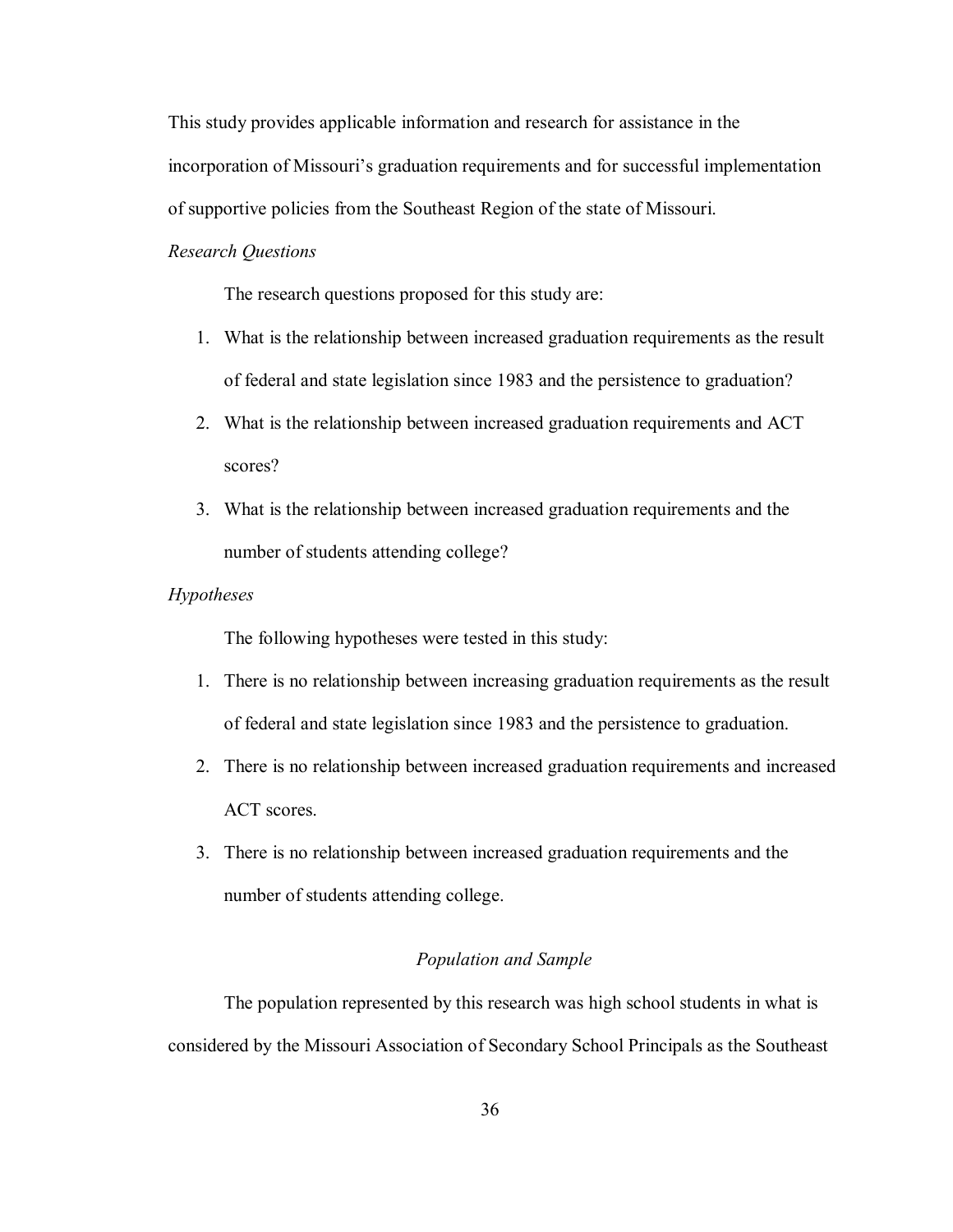This study provides applicable information and research for assistance in the incorporation of Missouri's graduation requirements and for successful implementation of supportive policies from the Southeast Region of the state of Missouri.

*Research Questions*

The research questions proposed for this study are:

1. What is the relationship between increased graduation requirements as the result of federal and state legislation since 1983 and the persistence to graduation?
2. What is the relationship between increased graduation requirements and ACT scores?
3. What is the relationship between increased graduation requirements and the number of students attending college?

*Hypotheses*

The following hypotheses were tested in this study:

1. There is no relationship between increasing graduation requirements as the result of federal and state legislation since 1983 and the persistence to graduation.
2. There is no relationship between increased graduation requirements and increased ACT scores.
3. There is no relationship between increased graduation requirements and the number of students attending college.

## *Population and Sample*

The population represented by this research was high school students in what is considered by the Missouri Association of Secondary School Principals as the Southeast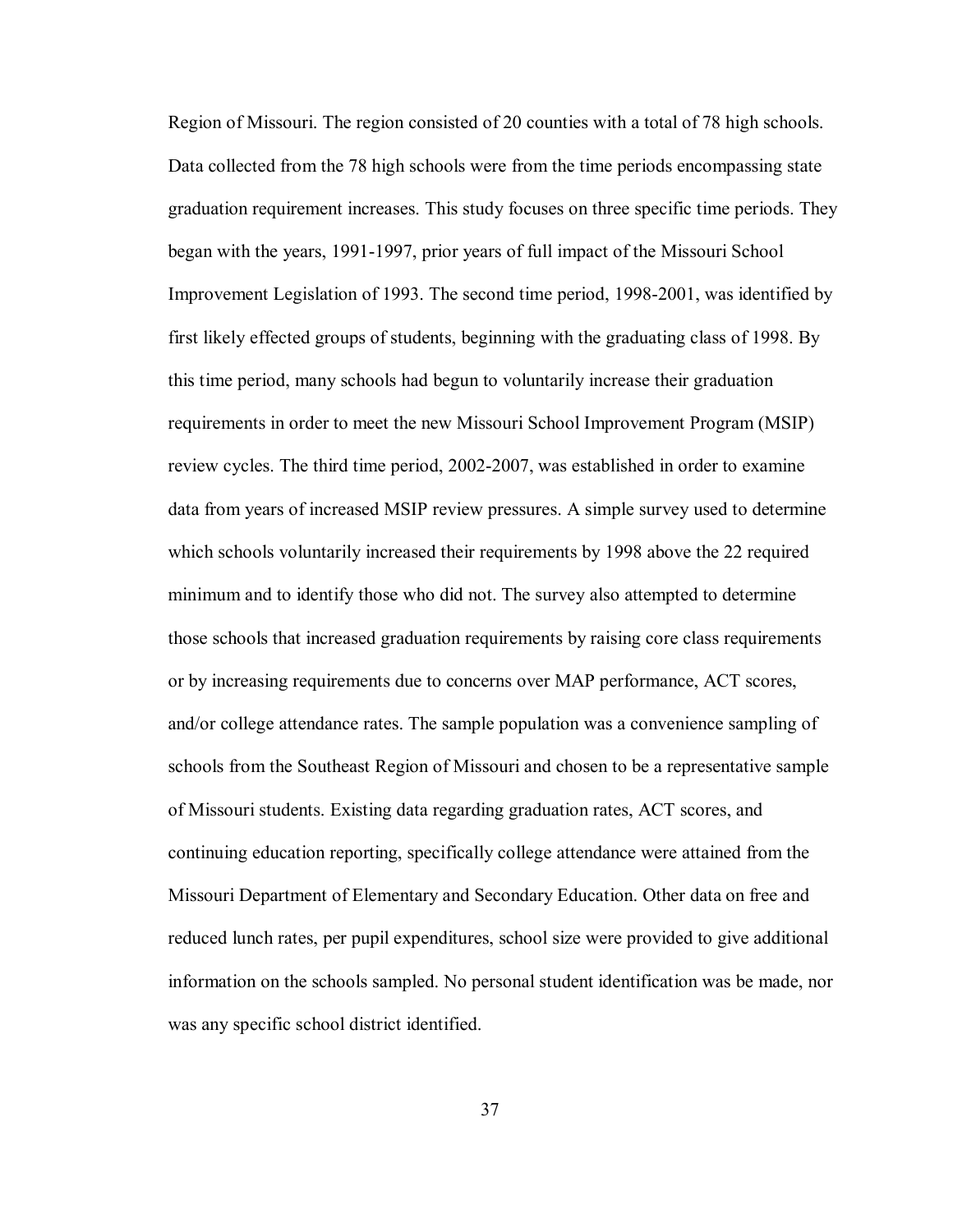Region of Missouri. The region consisted of 20 counties with a total of 78 high schools. Data collected from the 78 high schools were from the time periods encompassing state graduation requirement increases. This study focuses on three specific time periods. They began with the years, 1991-1997, prior years of full impact of the Missouri School Improvement Legislation of 1993. The second time period, 1998-2001, was identified by first likely effected groups of students, beginning with the graduating class of 1998. By this time period, many schools had begun to voluntarily increase their graduation requirements in order to meet the new Missouri School Improvement Program (MSIP) review cycles. The third time period, 2002-2007, was established in order to examine data from years of increased MSIP review pressures. A simple survey used to determine which schools voluntarily increased their requirements by 1998 above the 22 required minimum and to identify those who did not. The survey also attempted to determine those schools that increased graduation requirements by raising core class requirements or by increasing requirements due to concerns over MAP performance, ACT scores, and/or college attendance rates. The sample population was a convenience sampling of schools from the Southeast Region of Missouri and chosen to be a representative sample of Missouri students. Existing data regarding graduation rates, ACT scores, and continuing education reporting, specifically college attendance were attained from the Missouri Department of Elementary and Secondary Education. Other data on free and reduced lunch rates, per pupil expenditures, school size were provided to give additional information on the schools sampled. No personal student identification was be made, nor was any specific school district identified.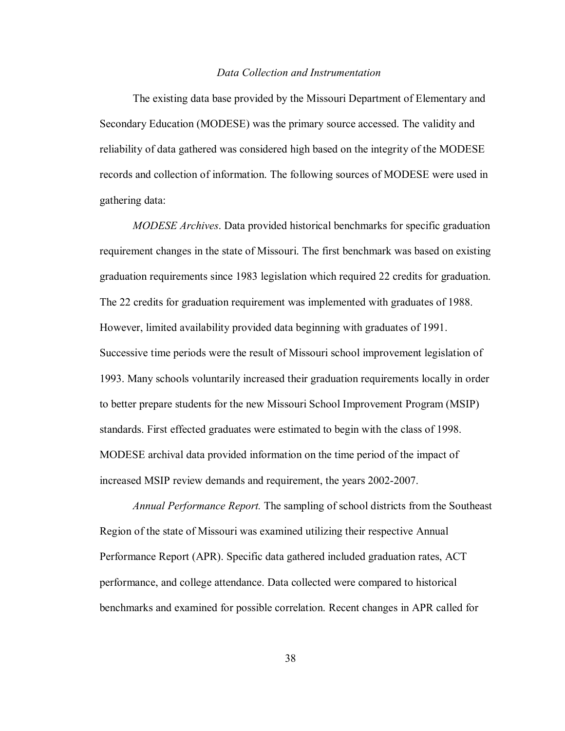*Data Collection and Instrumentation*

The existing data base provided by the Missouri Department of Elementary and Secondary Education (MODESE) was the primary source accessed. The validity and reliability of data gathered was considered high based on the integrity of the MODESE records and collection of information. The following sources of MODESE were used in gathering data:

*MODESE Archives*. Data provided historical benchmarks for specific graduation requirement changes in the state of Missouri. The first benchmark was based on existing graduation requirements since 1983 legislation which required 22 credits for graduation. The 22 credits for graduation requirement was implemented with graduates of 1988. However, limited availability provided data beginning with graduates of 1991. Successive time periods were the result of Missouri school improvement legislation of 1993. Many schools voluntarily increased their graduation requirements locally in order to better prepare students for the new Missouri School Improvement Program (MSIP) standards. First effected graduates were estimated to begin with the class of 1998. MODESE archival data provided information on the time period of the impact of increased MSIP review demands and requirement, the years 2002-2007.

*Annual Performance Report.* The sampling of school districts from the Southeast Region of the state of Missouri was examined utilizing their respective Annual Performance Report (APR). Specific data gathered included graduation rates, ACT performance, and college attendance. Data collected were compared to historical benchmarks and examined for possible correlation. Recent changes in APR called for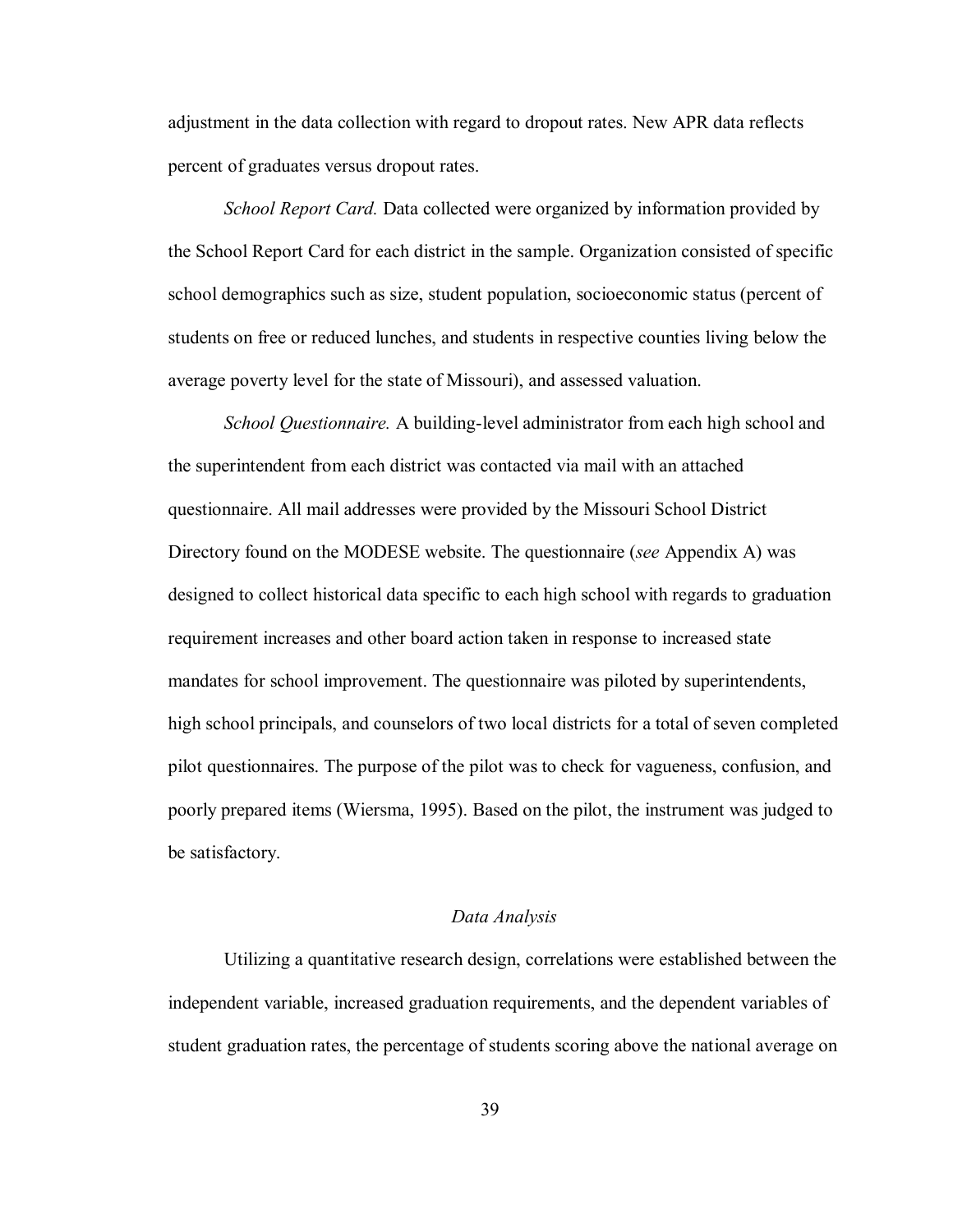adjustment in the data collection with regard to dropout rates. New APR data reflects percent of graduates versus dropout rates.

*School Report Card.* Data collected were organized by information provided by the School Report Card for each district in the sample. Organization consisted of specific school demographics such as size, student population, socioeconomic status (percent of students on free or reduced lunches, and students in respective counties living below the average poverty level for the state of Missouri), and assessed valuation.

*School Questionnaire.* A building-level administrator from each high school and the superintendent from each district was contacted via mail with an attached questionnaire. All mail addresses were provided by the Missouri School District Directory found on the MODESE website. The questionnaire (*see* Appendix A) was designed to collect historical data specific to each high school with regards to graduation requirement increases and other board action taken in response to increased state mandates for school improvement. The questionnaire was piloted by superintendents, high school principals, and counselors of two local districts for a total of seven completed pilot questionnaires. The purpose of the pilot was to check for vagueness, confusion, and poorly prepared items (Wiersma, 1995). Based on the pilot, the instrument was judged to be satisfactory.

### *Data Analysis*

Utilizing a quantitative research design, correlations were established between the independent variable, increased graduation requirements, and the dependent variables of student graduation rates, the percentage of students scoring above the national average on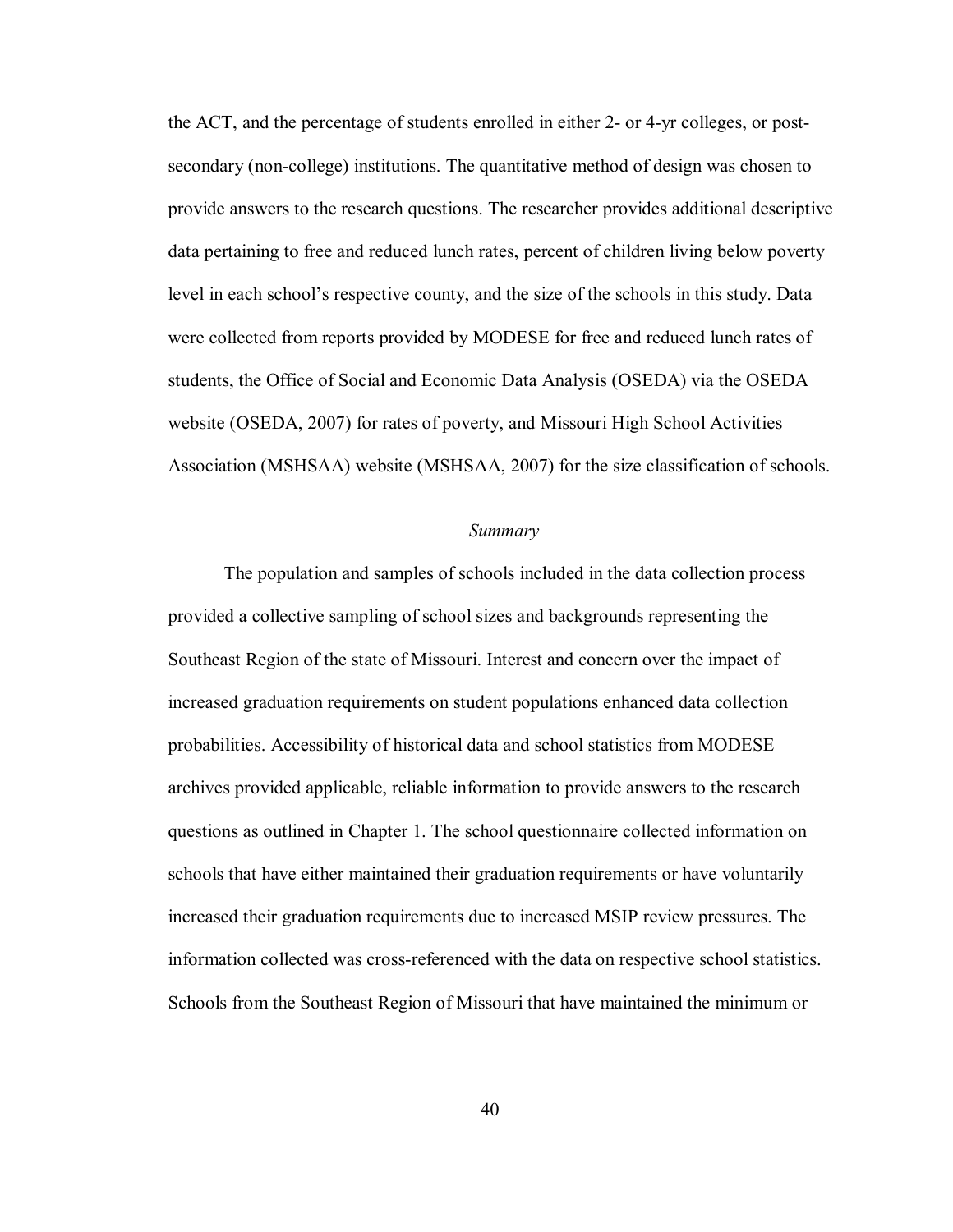the ACT, and the percentage of students enrolled in either 2- or 4-yr colleges, or post-secondary (non-college) institutions. The quantitative method of design was chosen to provide answers to the research questions. The researcher provides additional descriptive data pertaining to free and reduced lunch rates, percent of children living below poverty level in each school's respective county, and the size of the schools in this study. Data were collected from reports provided by MODESE for free and reduced lunch rates of students, the Office of Social and Economic Data Analysis (OSEDA) via the OSEDA website (OSEDA, 2007) for rates of poverty, and Missouri High School Activities Association (MSHSAA) website (MSHSAA, 2007) for the size classification of schools.

### *Summary*

The population and samples of schools included in the data collection process provided a collective sampling of school sizes and backgrounds representing the Southeast Region of the state of Missouri. Interest and concern over the impact of increased graduation requirements on student populations enhanced data collection probabilities. Accessibility of historical data and school statistics from MODESE archives provided applicable, reliable information to provide answers to the research questions as outlined in Chapter 1. The school questionnaire collected information on schools that have either maintained their graduation requirements or have voluntarily increased their graduation requirements due to increased MSIP review pressures. The information collected was cross-referenced with the data on respective school statistics. Schools from the Southeast Region of Missouri that have maintained the minimum or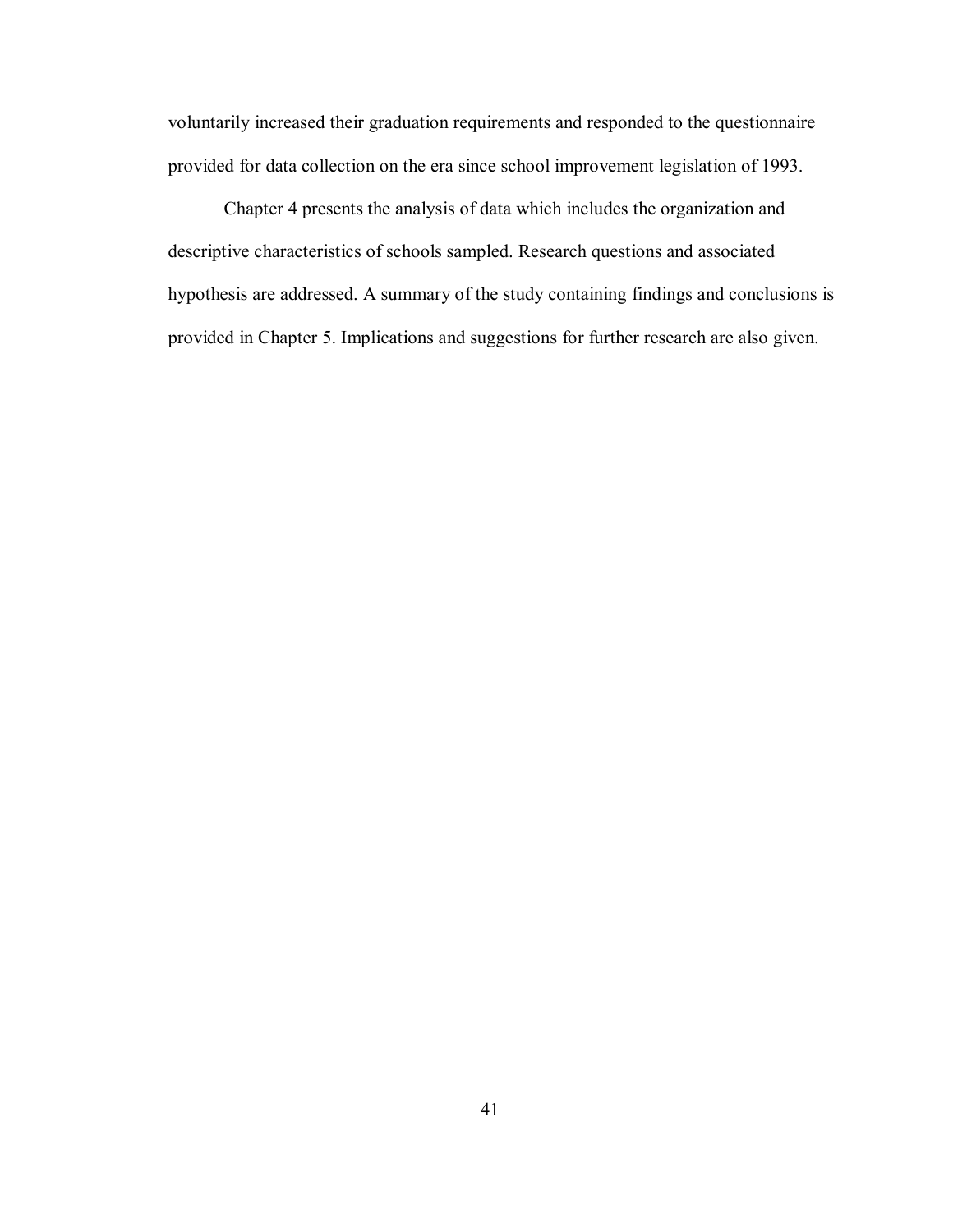voluntarily increased their graduation requirements and responded to the questionnaire provided for data collection on the era since school improvement legislation of 1993.

Chapter 4 presents the analysis of data which includes the organization and descriptive characteristics of schools sampled. Research questions and associated hypothesis are addressed. A summary of the study containing findings and conclusions is provided in Chapter 5. Implications and suggestions for further research are also given.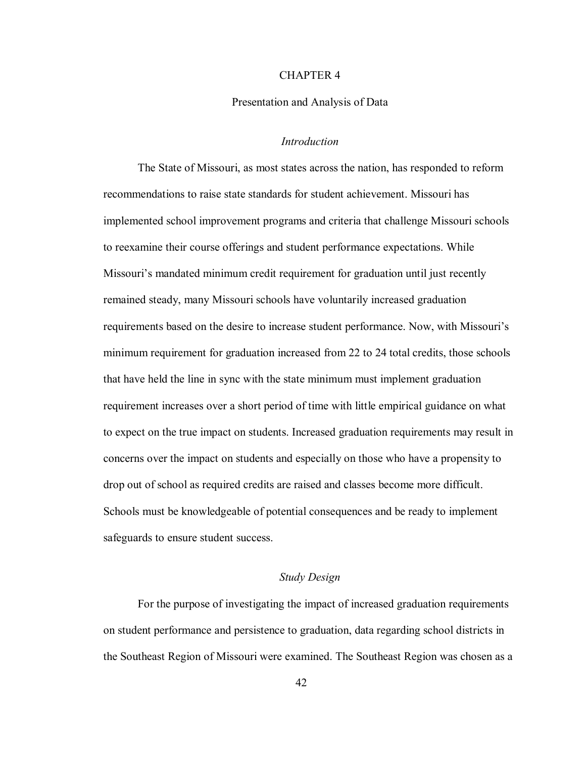# CHAPTER 4

## Presentation and Analysis of Data

### *Introduction*

The State of Missouri, as most states across the nation, has responded to reform recommendations to raise state standards for student achievement. Missouri has implemented school improvement programs and criteria that challenge Missouri schools to reexamine their course offerings and student performance expectations. While Missouri's mandated minimum credit requirement for graduation until just recently remained steady, many Missouri schools have voluntarily increased graduation requirements based on the desire to increase student performance. Now, with Missouri's minimum requirement for graduation increased from 22 to 24 total credits, those schools that have held the line in sync with the state minimum must implement graduation requirement increases over a short period of time with little empirical guidance on what to expect on the true impact on students. Increased graduation requirements may result in concerns over the impact on students and especially on those who have a propensity to drop out of school as required credits are raised and classes become more difficult. Schools must be knowledgeable of potential consequences and be ready to implement safeguards to ensure student success.

### *Study Design*

For the purpose of investigating the impact of increased graduation requirements on student performance and persistence to graduation, data regarding school districts in the Southeast Region of Missouri were examined. The Southeast Region was chosen as a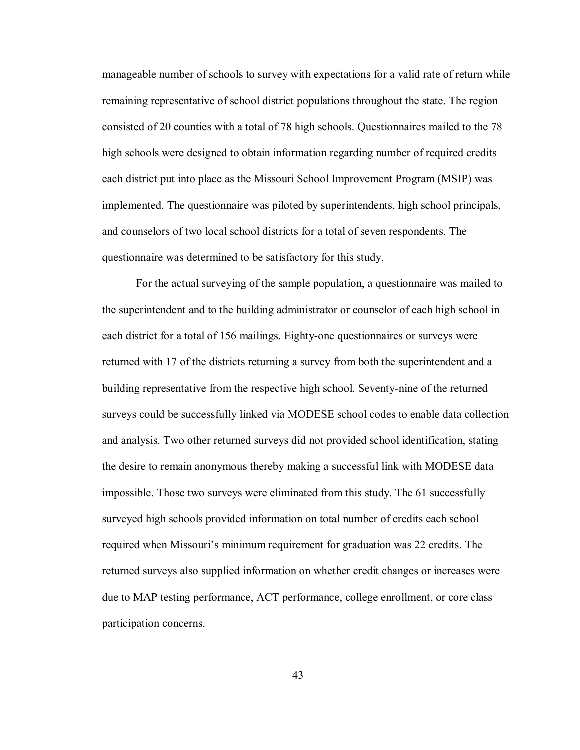manageable number of schools to survey with expectations for a valid rate of return while remaining representative of school district populations throughout the state. The region consisted of 20 counties with a total of 78 high schools. Questionnaires mailed to the 78 high schools were designed to obtain information regarding number of required credits each district put into place as the Missouri School Improvement Program (MSIP) was implemented. The questionnaire was piloted by superintendents, high school principals, and counselors of two local school districts for a total of seven respondents. The questionnaire was determined to be satisfactory for this study.

For the actual surveying of the sample population, a questionnaire was mailed to the superintendent and to the building administrator or counselor of each high school in each district for a total of 156 mailings. Eighty-one questionnaires or surveys were returned with 17 of the districts returning a survey from both the superintendent and a building representative from the respective high school. Seventy-nine of the returned surveys could be successfully linked via MODESE school codes to enable data collection and analysis. Two other returned surveys did not provided school identification, stating the desire to remain anonymous thereby making a successful link with MODESE data impossible. Those two surveys were eliminated from this study. The 61 successfully surveyed high schools provided information on total number of credits each school required when Missouri's minimum requirement for graduation was 22 credits. The returned surveys also supplied information on whether credit changes or increases were due to MAP testing performance, ACT performance, college enrollment, or core class participation concerns.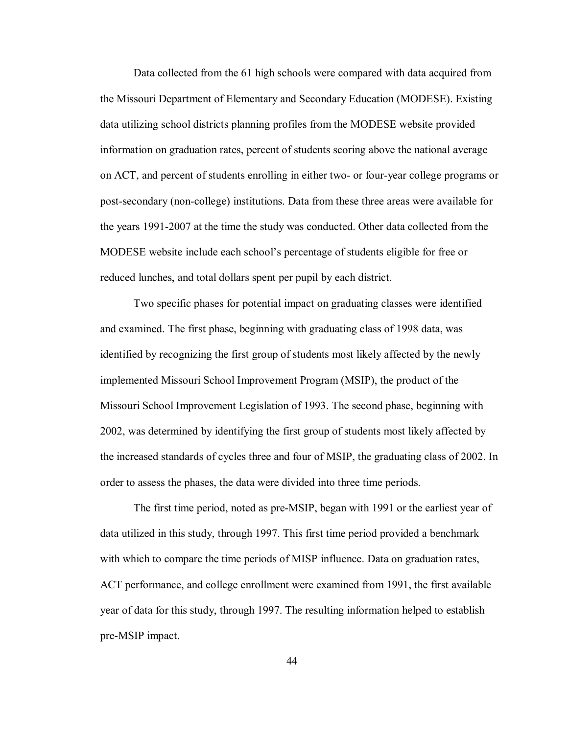Data collected from the 61 high schools were compared with data acquired from the Missouri Department of Elementary and Secondary Education (MODESE). Existing data utilizing school districts planning profiles from the MODESE website provided information on graduation rates, percent of students scoring above the national average on ACT, and percent of students enrolling in either two- or four-year college programs or post-secondary (non-college) institutions. Data from these three areas were available for the years 1991-2007 at the time the study was conducted. Other data collected from the MODESE website include each school's percentage of students eligible for free or reduced lunches, and total dollars spent per pupil by each district.

Two specific phases for potential impact on graduating classes were identified and examined. The first phase, beginning with graduating class of 1998 data, was identified by recognizing the first group of students most likely affected by the newly implemented Missouri School Improvement Program (MSIP), the product of the Missouri School Improvement Legislation of 1993. The second phase, beginning with 2002, was determined by identifying the first group of students most likely affected by the increased standards of cycles three and four of MSIP, the graduating class of 2002. In order to assess the phases, the data were divided into three time periods.

The first time period, noted as pre-MSIP, began with 1991 or the earliest year of data utilized in this study, through 1997. This first time period provided a benchmark with which to compare the time periods of MISP influence. Data on graduation rates, ACT performance, and college enrollment were examined from 1991, the first available year of data for this study, through 1997. The resulting information helped to establish pre-MSIP impact.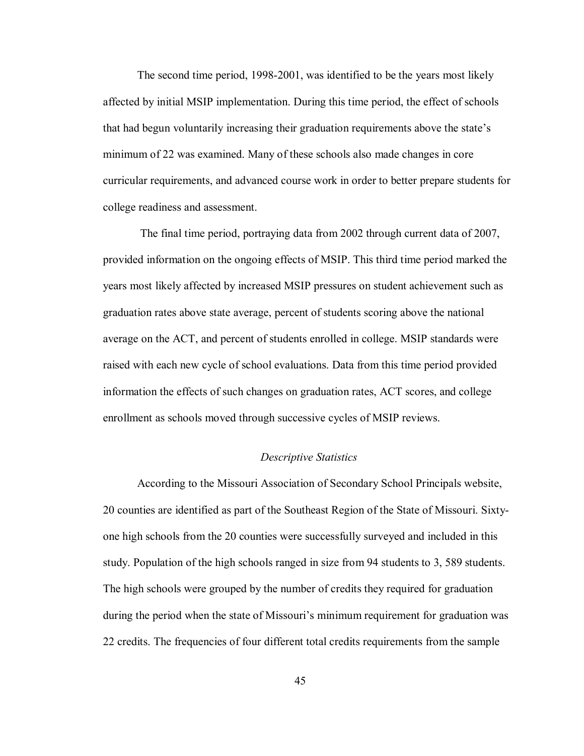The second time period, 1998-2001, was identified to be the years most likely affected by initial MSIP implementation. During this time period, the effect of schools that had begun voluntarily increasing their graduation requirements above the state's minimum of 22 was examined. Many of these schools also made changes in core curricular requirements, and advanced course work in order to better prepare students for college readiness and assessment.

The final time period, portraying data from 2002 through current data of 2007, provided information on the ongoing effects of MSIP. This third time period marked the years most likely affected by increased MSIP pressures on student achievement such as graduation rates above state average, percent of students scoring above the national average on the ACT, and percent of students enrolled in college. MSIP standards were raised with each new cycle of school evaluations. Data from this time period provided information the effects of such changes on graduation rates, ACT scores, and college enrollment as schools moved through successive cycles of MSIP reviews.

### *Descriptive Statistics*

According to the Missouri Association of Secondary School Principals website, 20 counties are identified as part of the Southeast Region of the State of Missouri. Sixty-one high schools from the 20 counties were successfully surveyed and included in this study. Population of the high schools ranged in size from 94 students to 3, 589 students. The high schools were grouped by the number of credits they required for graduation during the period when the state of Missouri's minimum requirement for graduation was 22 credits. The frequencies of four different total credits requirements from the sample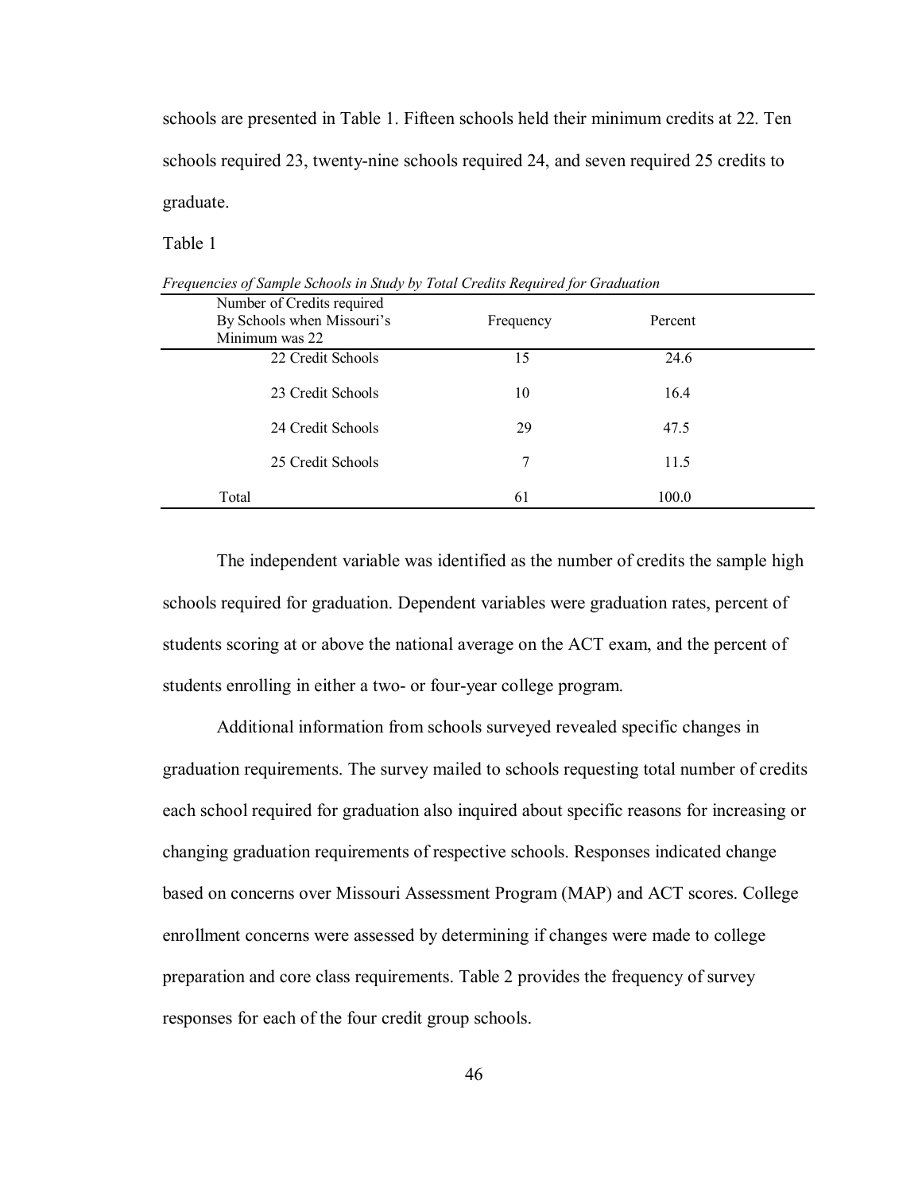schools are presented in Table 1. Fifteen schools held their minimum credits at 22. Ten schools required 23, twenty-nine schools required 24, and seven required 25 credits to graduate.

Table 1

*Frequencies of Sample Schools in Study by Total Credits Required for Graduation*

| Number of Credits required By Schools when Missouri's Minimum was 22 | Frequency | Percent |
|---|---|---|
| 22 Credit Schools | 15 | 24.6 |
| 23 Credit Schools | 10 | 16.4 |
| 24 Credit Schools | 29 | 47.5 |
| 25 Credit Schools | 7 | 11.5 |
| Total | 61 | 100.0 |

The independent variable was identified as the number of credits the sample high schools required for graduation. Dependent variables were graduation rates, percent of students scoring at or above the national average on the ACT exam, and the percent of students enrolling in either a two- or four-year college program.

Additional information from schools surveyed revealed specific changes in graduation requirements. The survey mailed to schools requesting total number of credits each school required for graduation also inquired about specific reasons for increasing or changing graduation requirements of respective schools. Responses indicated change based on concerns over Missouri Assessment Program (MAP) and ACT scores. College enrollment concerns were assessed by determining if changes were made to college preparation and core class requirements. Table 2 provides the frequency of survey responses for each of the four credit group schools.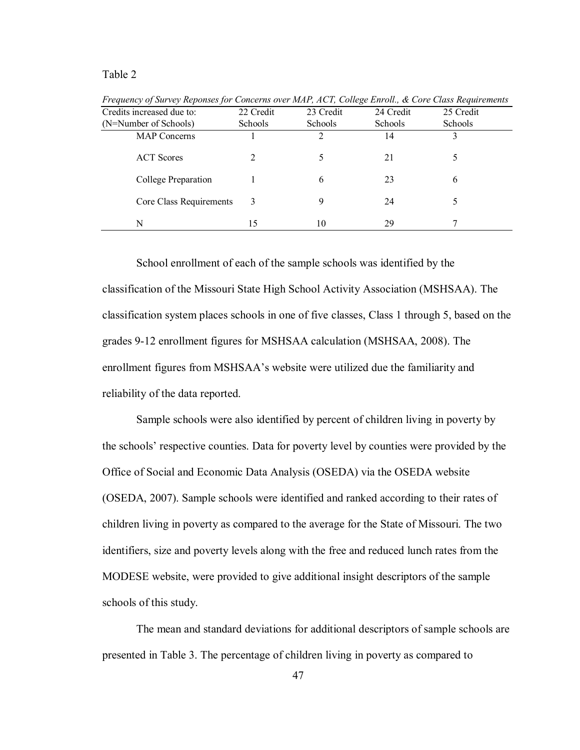Table 2

*Frequency of Survey Reponses for Concerns over MAP, ACT, College Enroll., & Core Class Requirements*

| Credits increased due to: (N=Number of Schools) | 22 Credit Schools | 23 Credit Schools | 24 Credit Schools | 25 Credit Schools |
|---|---|---|---|---|
| MAP Concerns | 1 | 2 | 14 | 3 |
| ACT Scores | 2 | 5 | 21 | 5 |
| College Preparation | 1 | 6 | 23 | 6 |
| Core Class Requirements | 3 | 9 | 24 | 5 |
| N | 15 | 10 | 29 | 7 |

School enrollment of each of the sample schools was identified by the classification of the Missouri State High School Activity Association (MSHSAA). The classification system places schools in one of five classes, Class 1 through 5, based on the grades 9-12 enrollment figures for MSHSAA calculation (MSHSAA, 2008). The enrollment figures from MSHSAA's website were utilized due the familiarity and reliability of the data reported.

Sample schools were also identified by percent of children living in poverty by the schools' respective counties. Data for poverty level by counties were provided by the Office of Social and Economic Data Analysis (OSEDA) via the OSEDA website (OSEDA, 2007). Sample schools were identified and ranked according to their rates of children living in poverty as compared to the average for the State of Missouri. The two identifiers, size and poverty levels along with the free and reduced lunch rates from the MODESE website, were provided to give additional insight descriptors of the sample schools of this study.

The mean and standard deviations for additional descriptors of sample schools are presented in Table 3. The percentage of children living in poverty as compared to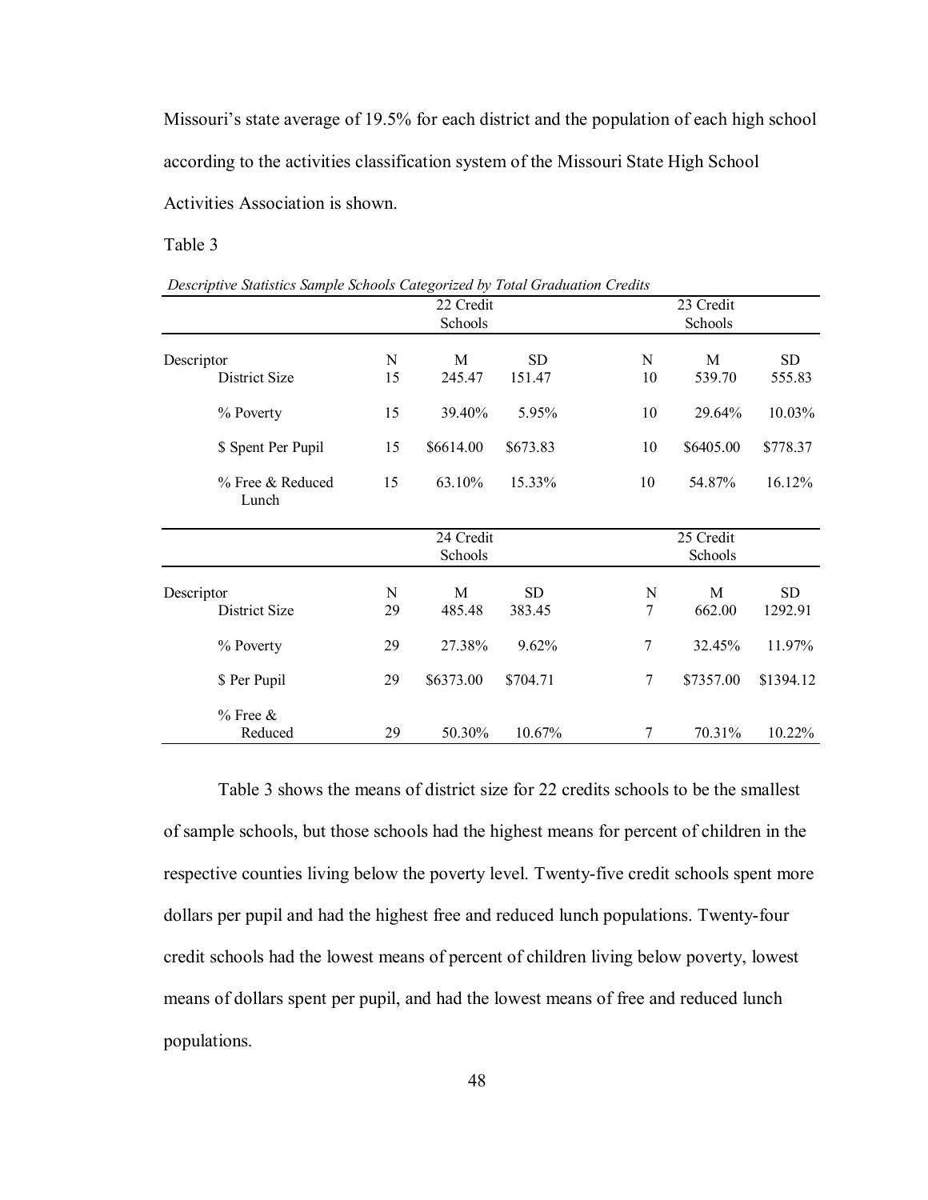Missouri's state average of 19.5% for each district and the population of each high school according to the activities classification system of the Missouri State High School Activities Association is shown.

Table 3

*Descriptive Statistics Sample Schools Categorized by Total Graduation Credits*

| | 22 Credit Schools | | | 23 Credit Schools | | |
|---|---|---|---|---|---|---|
| Descriptor | N | M | SD | N | M | SD |
| District Size | 15 | 245.47 | 151.47 | 10 | 539.70 | 555.83 |
| % Poverty | 15 | 39.40% | 5.95% | 10 | 29.64% | 10.03% |
| $ Spent Per Pupil | 15 | $6614.00 | $673.83 | 10 | $6405.00 | $778.37 |
| % Free & Reduced Lunch | 15 | 63.10% | 15.33% | 10 | 54.87% | 16.12% |
| | **24 Credit Schools** | | | **25 Credit Schools** | | |
| Descriptor | N | M | SD | N | M | SD |
| District Size | 29 | 485.48 | 383.45 | 7 | 662.00 | 1292.91 |
| % Poverty | 29 | 27.38% | 9.62% | 7 | 32.45% | 11.97% |
| $ Per Pupil | 29 | $6373.00 | $704.71 | 7 | $7357.00 | $1394.12 |
| % Free & Reduced | 29 | 50.30% | 10.67% | 7 | 70.31% | 10.22% |

Table 3 shows the means of district size for 22 credits schools to be the smallest of sample schools, but those schools had the highest means for percent of children in the respective counties living below the poverty level. Twenty-five credit schools spent more dollars per pupil and had the highest free and reduced lunch populations. Twenty-four credit schools had the lowest means of percent of children living below poverty, lowest means of dollars spent per pupil, and had the lowest means of free and reduced lunch populations.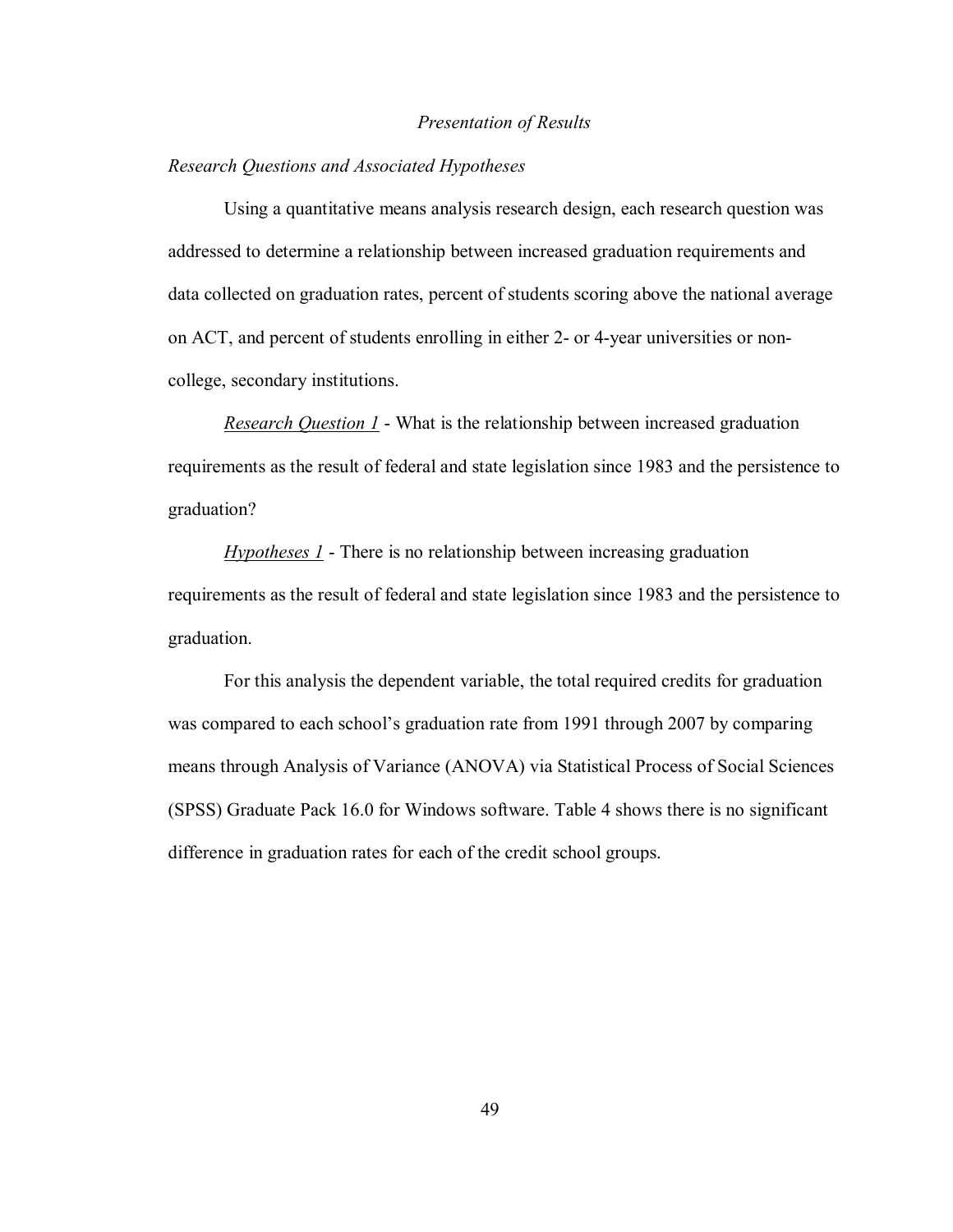*Presentation of Results*

*Research Questions and Associated Hypotheses*

Using a quantitative means analysis research design, each research question was addressed to determine a relationship between increased graduation requirements and data collected on graduation rates, percent of students scoring above the national average on ACT, and percent of students enrolling in either 2- or 4-year universities or non-college, secondary institutions.

*Research Question 1* - What is the relationship between increased graduation requirements as the result of federal and state legislation since 1983 and the persistence to graduation?

*Hypotheses 1* - There is no relationship between increasing graduation requirements as the result of federal and state legislation since 1983 and the persistence to graduation.

For this analysis the dependent variable, the total required credits for graduation was compared to each school's graduation rate from 1991 through 2007 by comparing means through Analysis of Variance (ANOVA) via Statistical Process of Social Sciences (SPSS) Graduate Pack 16.0 for Windows software. Table 4 shows there is no significant difference in graduation rates for each of the credit school groups.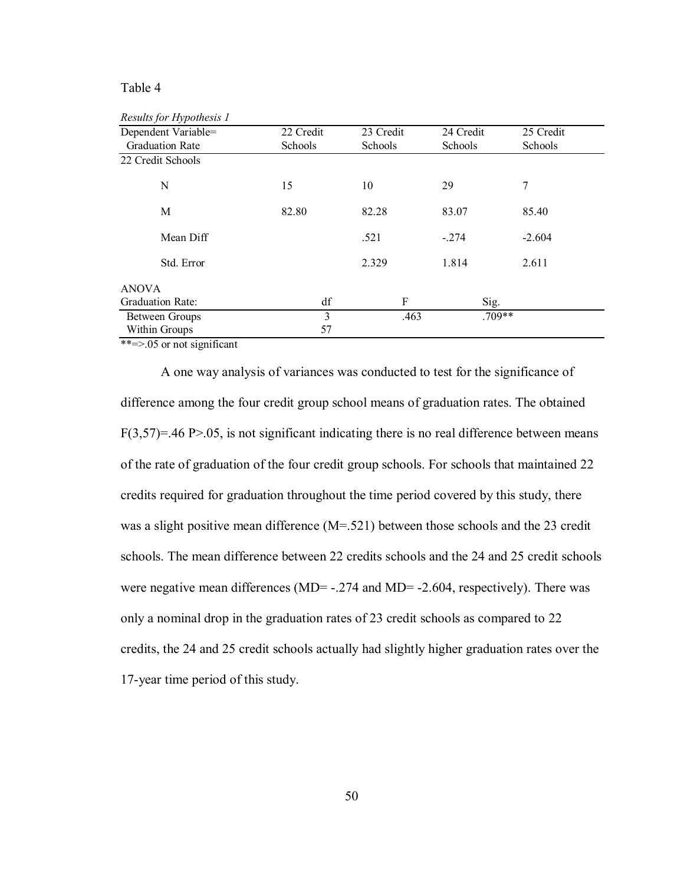Table 4

*Results for Hypothesis 1*

| Dependent Variable= Graduation Rate | 22 Credit Schools | 23 Credit Schools | 24 Credit Schools | 25 Credit Schools |
|---|---|---|---|---|
| 22 Credit Schools | | | | |
| N | 15 | 10 | 29 | 7 |
| M | 82.80 | 82.28 | 83.07 | 85.40 |
| Mean Diff | | .521 | -.274 | -2.604 |
| Std. Error | | 2.329 | 1.814 | 2.611 |

ANOVA

| Graduation Rate: | df | F | Sig. |
|---|---|---|---|
| Between Groups | 3 | .463 | .709** |
| Within Groups | 57 | | |

**=>.05 or not significant

A one way analysis of variances was conducted to test for the significance of difference among the four credit group school means of graduation rates. The obtained $F(3,57)=.46$ $P>.05$, is not significant indicating there is no real difference between means of the rate of graduation of the four credit group schools. For schools that maintained 22 credits required for graduation throughout the time period covered by this study, there was a slight positive mean difference (M=.521) between those schools and the 23 credit schools. The mean difference between 22 credits schools and the 24 and 25 credit schools were negative mean differences (MD= -.274 and MD= -2.604, respectively). There was only a nominal drop in the graduation rates of 23 credit schools as compared to 22 credits, the 24 and 25 credit schools actually had slightly higher graduation rates over the 17-year time period of this study.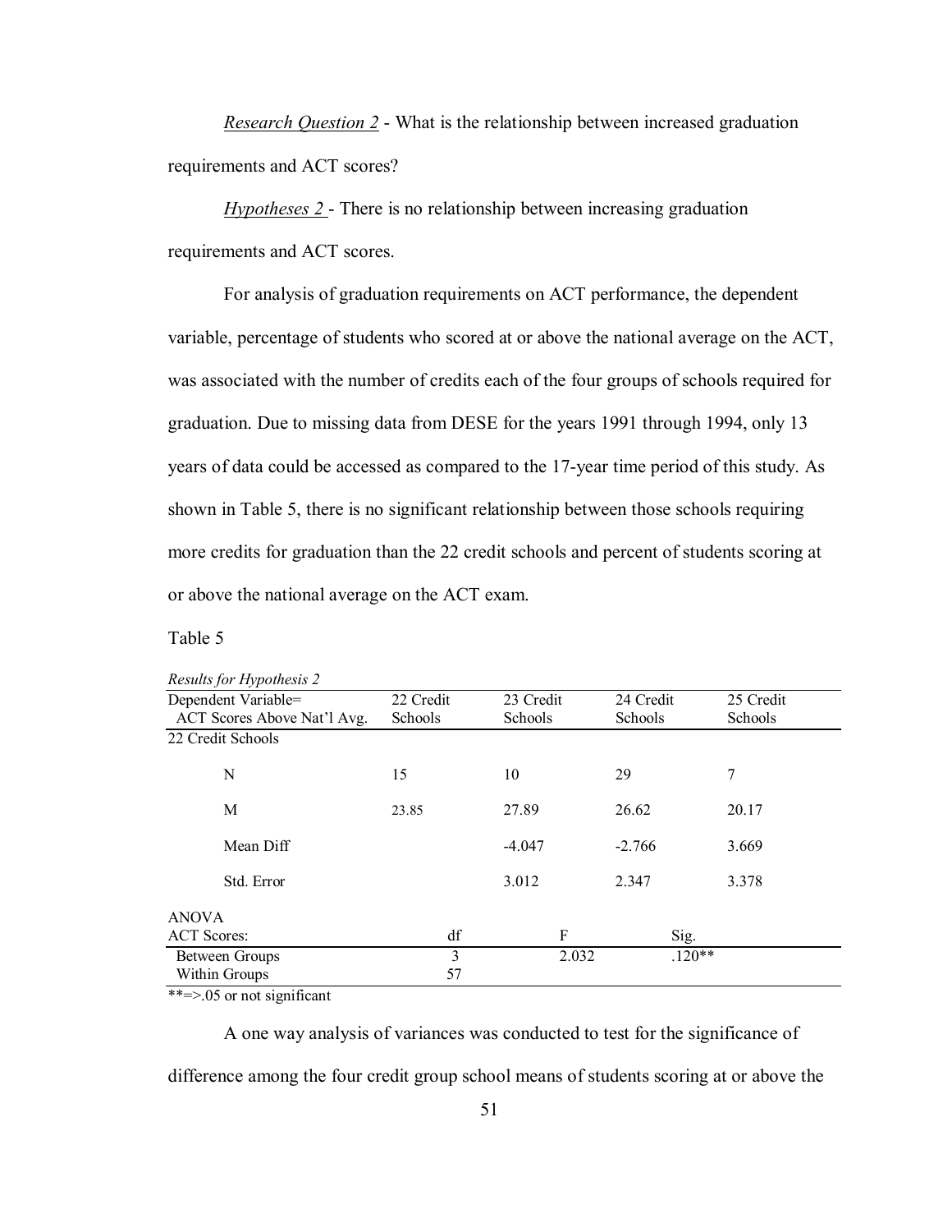*Research Question 2* - What is the relationship between increased graduation requirements and ACT scores?

*Hypotheses 2* - There is no relationship between increasing graduation requirements and ACT scores.

For analysis of graduation requirements on ACT performance, the dependent variable, percentage of students who scored at or above the national average on the ACT, was associated with the number of credits each of the four groups of schools required for graduation. Due to missing data from DESE for the years 1991 through 1994, only 13 years of data could be accessed as compared to the 17-year time period of this study. As shown in Table 5, there is no significant relationship between those schools requiring more credits for graduation than the 22 credit schools and percent of students scoring at or above the national average on the ACT exam.

Table 5

*Results for Hypothesis 2*

| Dependent Variable= ACT Scores Above Nat'l Avg. | 22 Credit Schools | 23 Credit Schools | 24 Credit Schools | 25 Credit Schools |
|---|---|---|---|---|
| 22 Credit Schools | | | | |
| N | 15 | 10 | 29 | 7 |
| M | 23.85 | 27.89 | 26.62 | 20.17 |
| Mean Diff | | -4.047 | -2.766 | 3.669 |
| Std. Error | | 3.012 | 2.347 | 3.378 |

ANOVA

| ACT Scores: | df | F | Sig. |
|---|---|---|---|
| Between Groups | 3 | 2.032 | .120** |
| Within Groups | 57 | | |

**=>.05 or not significant

A one way analysis of variances was conducted to test for the significance of difference among the four credit group school means of students scoring at or above the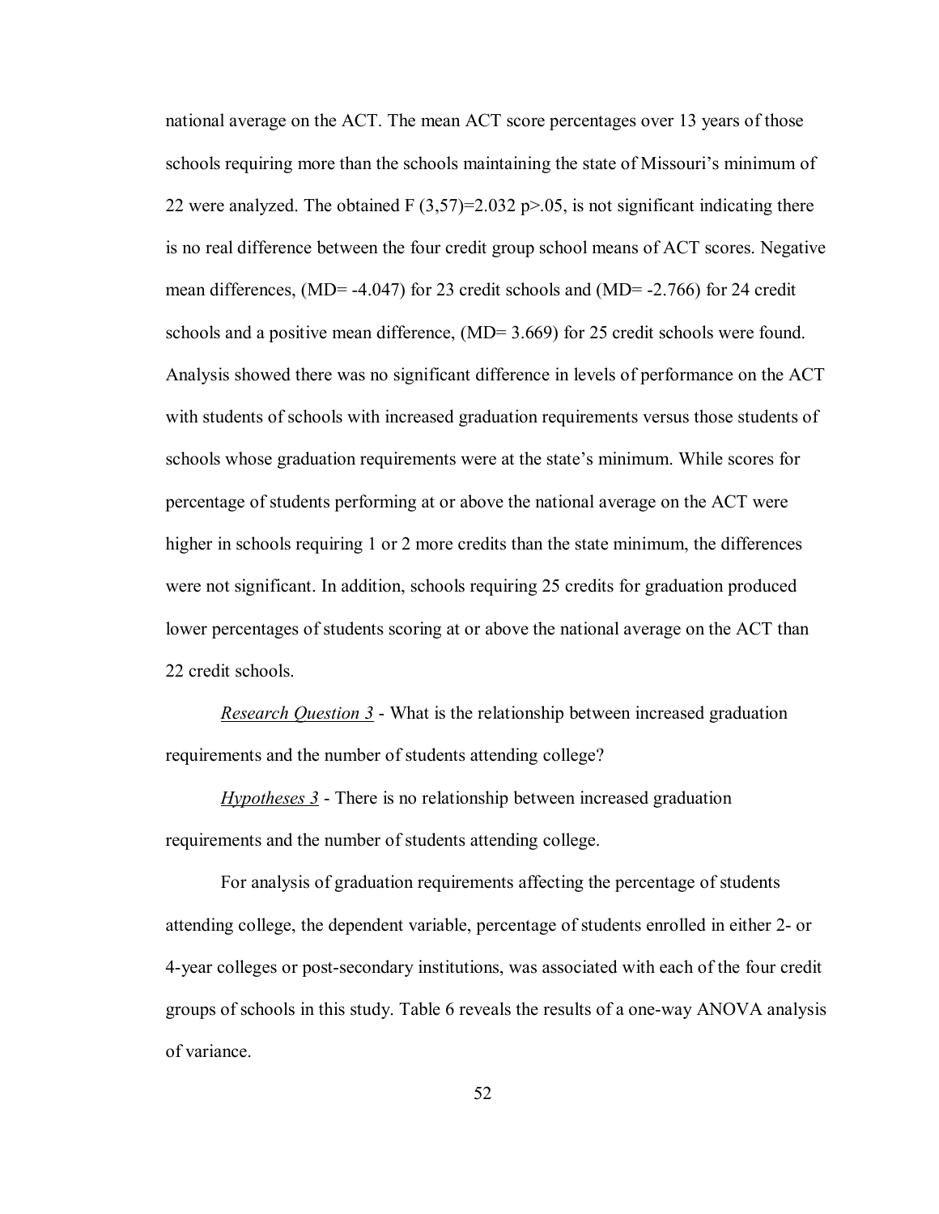national average on the ACT. The mean ACT score percentages over 13 years of those schools requiring more than the schools maintaining the state of Missouri's minimum of 22 were analyzed. The obtained $F(3,57)=2.032$ $p>.05$, is not significant indicating there is no real difference between the four credit group school means of ACT scores. Negative mean differences, (MD= -4.047) for 23 credit schools and (MD= -2.766) for 24 credit schools and a positive mean difference, (MD= 3.669) for 25 credit schools were found. Analysis showed there was no significant difference in levels of performance on the ACT with students of schools with increased graduation requirements versus those students of schools whose graduation requirements were at the state's minimum. While scores for percentage of students performing at or above the national average on the ACT were higher in schools requiring 1 or 2 more credits than the state minimum, the differences were not significant. In addition, schools requiring 25 credits for graduation produced lower percentages of students scoring at or above the national average on the ACT than 22 credit schools.

*Research Question 3* - What is the relationship between increased graduation requirements and the number of students attending college?

*Hypotheses 3* - There is no relationship between increased graduation requirements and the number of students attending college.

For analysis of graduation requirements affecting the percentage of students attending college, the dependent variable, percentage of students enrolled in either 2- or 4-year colleges or post-secondary institutions, was associated with each of the four credit groups of schools in this study. Table 6 reveals the results of a one-way ANOVA analysis of variance.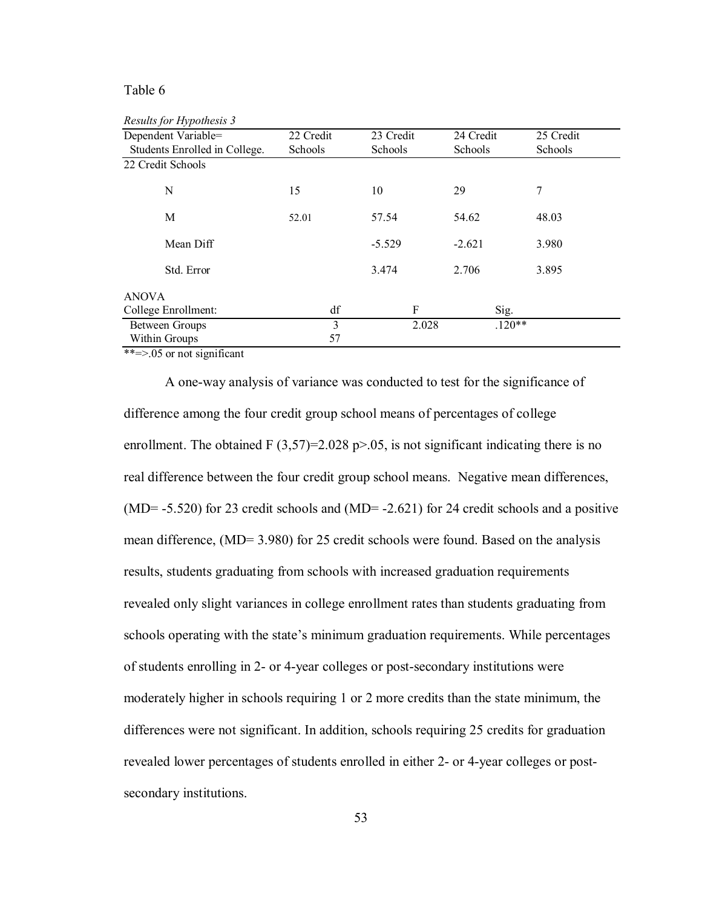Table 6

*Results for Hypothesis 3*

| Dependent Variable= Students Enrolled in College. | 22 Credit Schools | 23 Credit Schools | 24 Credit Schools | 25 Credit Schools |
|---|---|---|---|---|
| 22 Credit Schools | | | | |
| N | 15 | 10 | 29 | 7 |
| M | 52.01 | 57.54 | 54.62 | 48.03 |
| Mean Diff | | -5.529 | -2.621 | 3.980 |
| Std. Error | | 3.474 | 2.706 | 3.895 |

| ANOVA College Enrollment: | df | F | Sig. |
|---|---|---|---|
| Between Groups | 3 | 2.028 | .120** |
| Within Groups | 57 | | |

**=>.05 or not significant

A one-way analysis of variance was conducted to test for the significance of difference among the four credit group school means of percentages of college enrollment. The obtained $F(3,57)=2.028$ $p>.05$, is not significant indicating there is no real difference between the four credit group school means. Negative mean differences, (MD= -5.520) for 23 credit schools and (MD= -2.621) for 24 credit schools and a positive mean difference, (MD= 3.980) for 25 credit schools were found. Based on the analysis results, students graduating from schools with increased graduation requirements revealed only slight variances in college enrollment rates than students graduating from schools operating with the state's minimum graduation requirements. While percentages of students enrolling in 2- or 4-year colleges or post-secondary institutions were moderately higher in schools requiring 1 or 2 more credits than the state minimum, the differences were not significant. In addition, schools requiring 25 credits for graduation revealed lower percentages of students enrolled in either 2- or 4-year colleges or post-secondary institutions.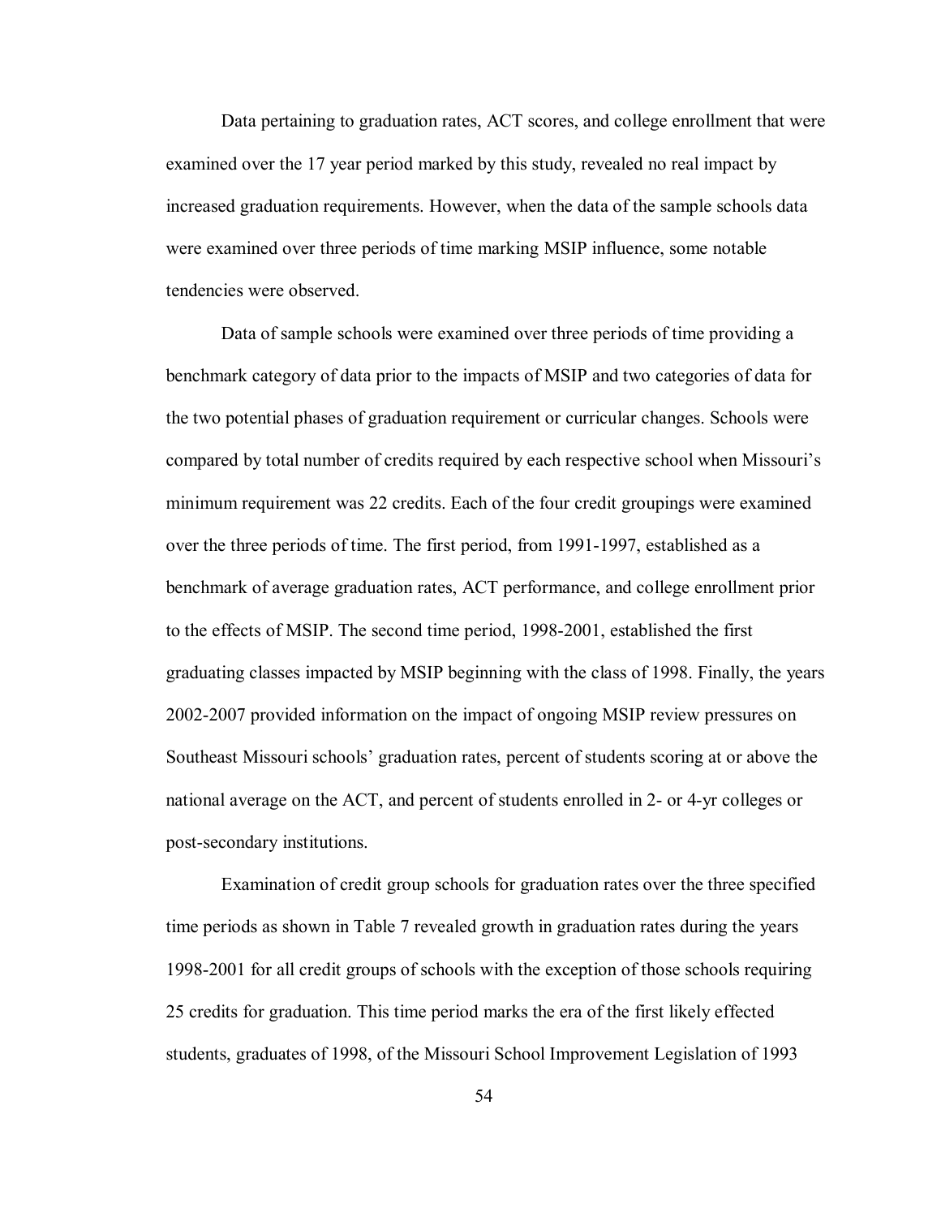Data pertaining to graduation rates, ACT scores, and college enrollment that were examined over the 17 year period marked by this study, revealed no real impact by increased graduation requirements. However, when the data of the sample schools data were examined over three periods of time marking MSIP influence, some notable tendencies were observed.

Data of sample schools were examined over three periods of time providing a benchmark category of data prior to the impacts of MSIP and two categories of data for the two potential phases of graduation requirement or curricular changes. Schools were compared by total number of credits required by each respective school when Missouri's minimum requirement was 22 credits. Each of the four credit groupings were examined over the three periods of time. The first period, from 1991-1997, established as a benchmark of average graduation rates, ACT performance, and college enrollment prior to the effects of MSIP. The second time period, 1998-2001, established the first graduating classes impacted by MSIP beginning with the class of 1998. Finally, the years 2002-2007 provided information on the impact of ongoing MSIP review pressures on Southeast Missouri schools' graduation rates, percent of students scoring at or above the national average on the ACT, and percent of students enrolled in 2- or 4-yr colleges or post-secondary institutions.

Examination of credit group schools for graduation rates over the three specified time periods as shown in Table 7 revealed growth in graduation rates during the years 1998-2001 for all credit groups of schools with the exception of those schools requiring 25 credits for graduation. This time period marks the era of the first likely effected students, graduates of 1998, of the Missouri School Improvement Legislation of 1993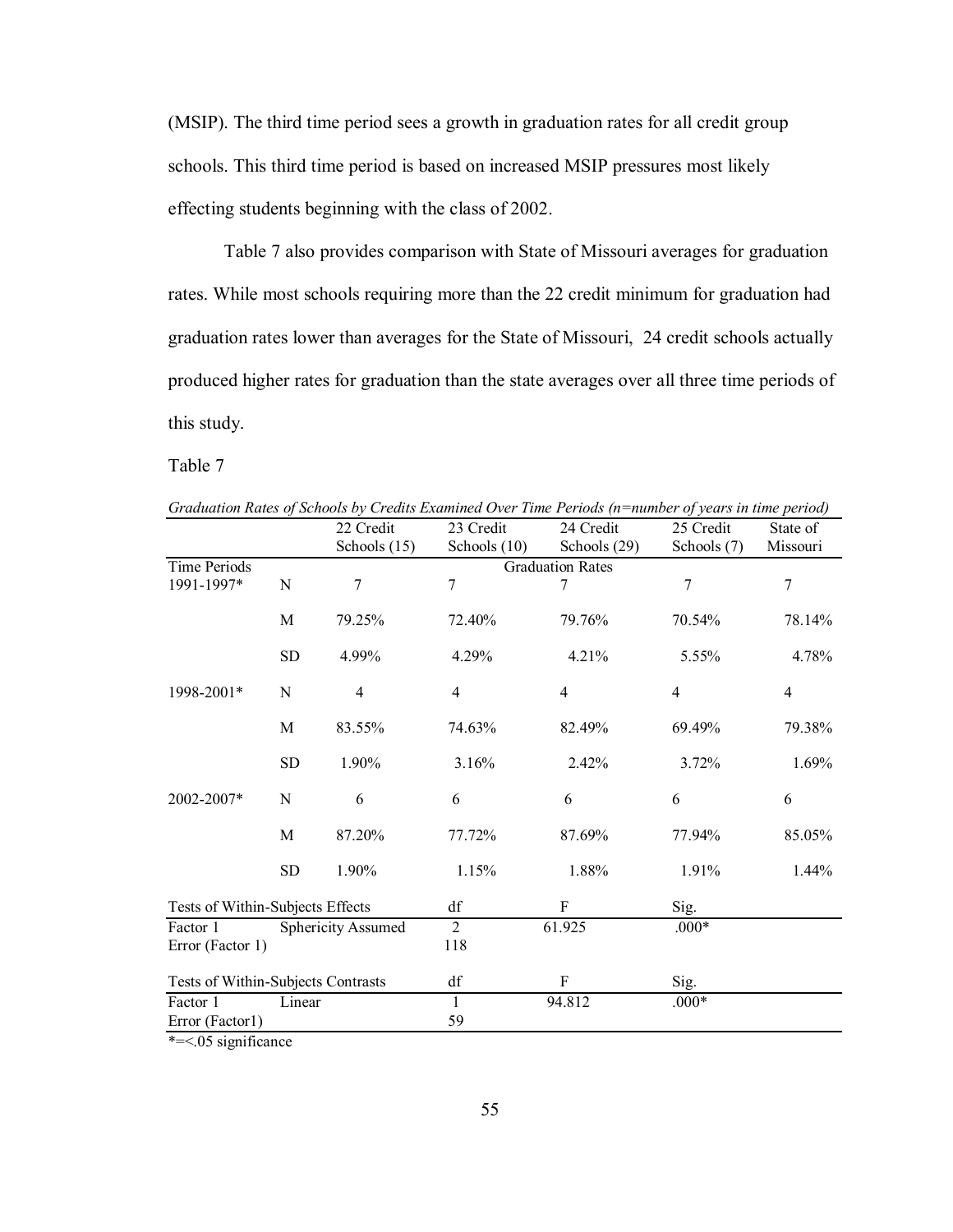(MSIP). The third time period sees a growth in graduation rates for all credit group schools. This third time period is based on increased MSIP pressures most likely effecting students beginning with the class of 2002.

Table 7 also provides comparison with State of Missouri averages for graduation rates. While most schools requiring more than the 22 credit minimum for graduation had graduation rates lower than averages for the State of Missouri, 24 credit schools actually produced higher rates for graduation than the state averages over all three time periods of this study.

Table 7

*Graduation Rates of Schools by Credits Examined Over Time Periods (n=number of years in time period)*

| | | 22 Credit Schools (15) | 23 Credit Schools (10) | 24 Credit Schools (29) | 25 Credit Schools (7) | State of Missouri |
|---|---|---|---|---|---|---|
| Time Periods | | | | Graduation Rates | | |
| 1991-1997* | N | 7 | 7 | 7 | 7 | 7 |
| | M | 79.25% | 72.40% | 79.76% | 70.54% | 78.14% |
| | SD | 4.99% | 4.29% | 4.21% | 5.55% | 4.78% |
| 1998-2001* | N | 4 | 4 | 4 | 4 | 4 |
| | M | 83.55% | 74.63% | 82.49% | 69.49% | 79.38% |
| | SD | 1.90% | 3.16% | 2.42% | 3.72% | 1.69% |
| 2002-2007* | N | 6 | 6 | 6 | 6 | 6 |
| | M | 87.20% | 77.72% | 87.69% | 77.94% | 85.05% |
| | SD | 1.90% | 1.15% | 1.88% | 1.91% | 1.44% |

| Tests of Within-Subjects Effects | | df | F | Sig. |
|---|---|---|---|---|
| Factor 1 | Sphericity Assumed | 2 | 61.925 | .000* |
| Error (Factor 1) | | 118 | | |

| Tests of Within-Subjects Contrasts | | df | F | Sig. |
|---|---|---|---|---|
| Factor 1 | Linear | 1 | 94.812 | .000* |
| Error (Factor1) | | 59 | | |

*=<.05 significance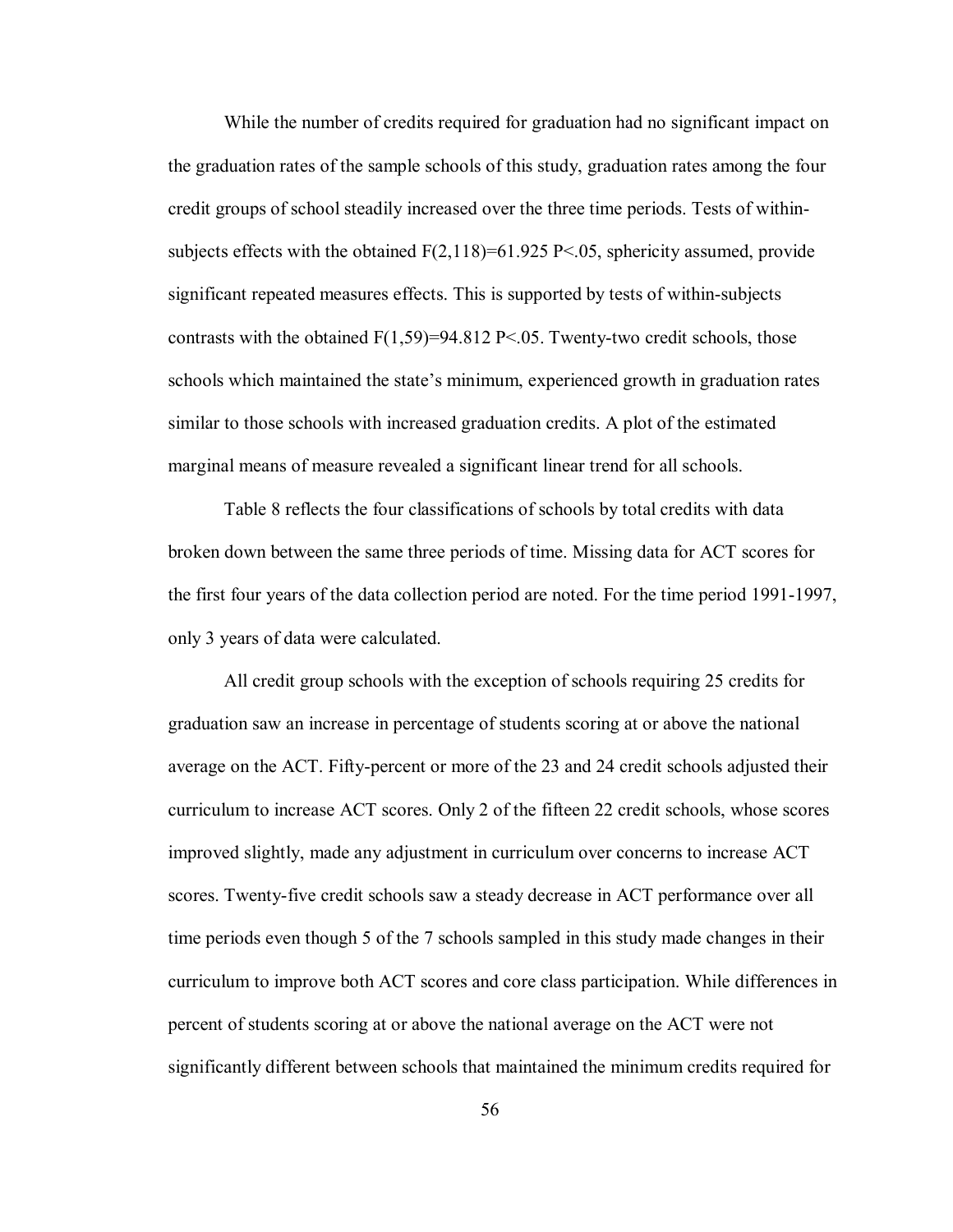While the number of credits required for graduation had no significant impact on the graduation rates of the sample schools of this study, graduation rates among the four credit groups of school steadily increased over the three time periods. Tests of within-subjects effects with the obtained $F(2,118)=61.925$ $P<.05$, sphericity assumed, provide significant repeated measures effects. This is supported by tests of within-subjects contrasts with the obtained $F(1,59)=94.812$ $P<.05$. Twenty-two credit schools, those schools which maintained the state's minimum, experienced growth in graduation rates similar to those schools with increased graduation credits. A plot of the estimated marginal means of measure revealed a significant linear trend for all schools.

Table 8 reflects the four classifications of schools by total credits with data broken down between the same three periods of time. Missing data for ACT scores for the first four years of the data collection period are noted. For the time period 1991-1997, only 3 years of data were calculated.

All credit group schools with the exception of schools requiring 25 credits for graduation saw an increase in percentage of students scoring at or above the national average on the ACT. Fifty-percent or more of the 23 and 24 credit schools adjusted their curriculum to increase ACT scores. Only 2 of the fifteen 22 credit schools, whose scores improved slightly, made any adjustment in curriculum over concerns to increase ACT scores. Twenty-five credit schools saw a steady decrease in ACT performance over all time periods even though 5 of the 7 schools sampled in this study made changes in their curriculum to improve both ACT scores and core class participation. While differences in percent of students scoring at or above the national average on the ACT were not significantly different between schools that maintained the minimum credits required for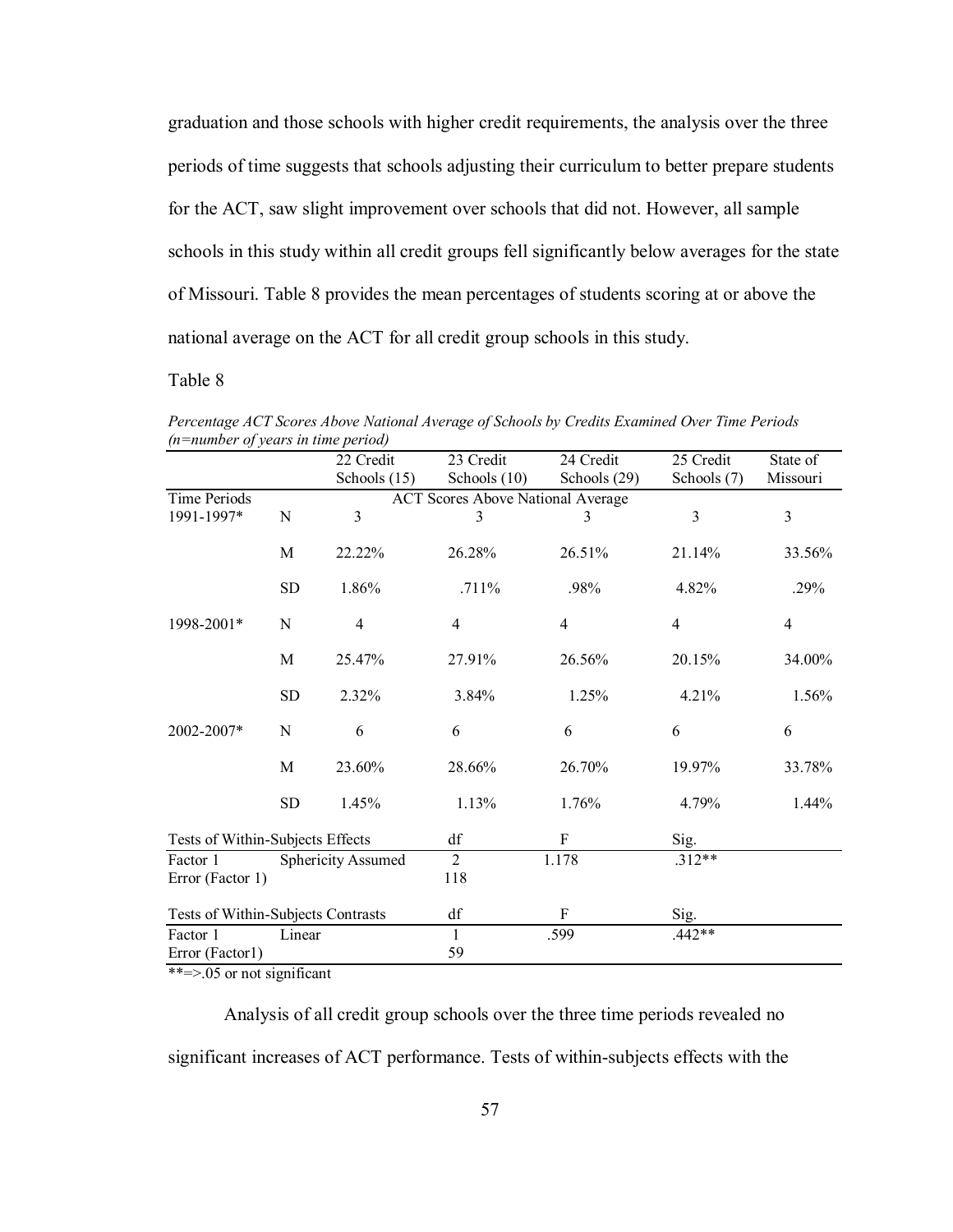graduation and those schools with higher credit requirements, the analysis over the three periods of time suggests that schools adjusting their curriculum to better prepare students for the ACT, saw slight improvement over schools that did not. However, all sample schools in this study within all credit groups fell significantly below averages for the state of Missouri. Table 8 provides the mean percentages of students scoring at or above the national average on the ACT for all credit group schools in this study.

Table 8

*Percentage ACT Scores Above National Average of Schools by Credits Examined Over Time Periods (n=number of years in time period)*

| | | 22 Credit Schools (15) | 23 Credit Schools (10) | 24 Credit Schools (29) | 25 Credit Schools (7) | State of Missouri |
|---|---|---|---|---|---|---|
| Time Periods | | ACT Scores Above National Average | | | | |
| 1991-1997* | N | 3 | 3 | 3 | 3 | 3 |
| | M | 22.22% | 26.28% | 26.51% | 21.14% | 33.56% |
| | SD | 1.86% | .711% | .98% | 4.82% | .29% |
| 1998-2001* | N | 4 | 4 | 4 | 4 | 4 |
| | M | 25.47% | 27.91% | 26.56% | 20.15% | 34.00% |
| | SD | 2.32% | 3.84% | 1.25% | 4.21% | 1.56% |
| 2002-2007* | N | 6 | 6 | 6 | 6 | 6 |
| | M | 23.60% | 28.66% | 26.70% | 19.97% | 33.78% |
| | SD | 1.45% | 1.13% | 1.76% | 4.79% | 1.44% |

| Tests of Within-Subjects Effects | | df | F | Sig. |
|---|---|---|---|---|
| Factor 1 | Sphericity Assumed | 2 | 1.178 | .312** |
| Error (Factor 1) | | 118 | | |

| Tests of Within-Subjects Contrasts | | df | F | Sig. |
|---|---|---|---|---|
| Factor 1 | Linear | 1 | .599 | .442** |
| Error (Factor1) | | 59 | | |

**=>.05 or not significant

Analysis of all credit group schools over the three time periods revealed no significant increases of ACT performance. Tests of within-subjects effects with the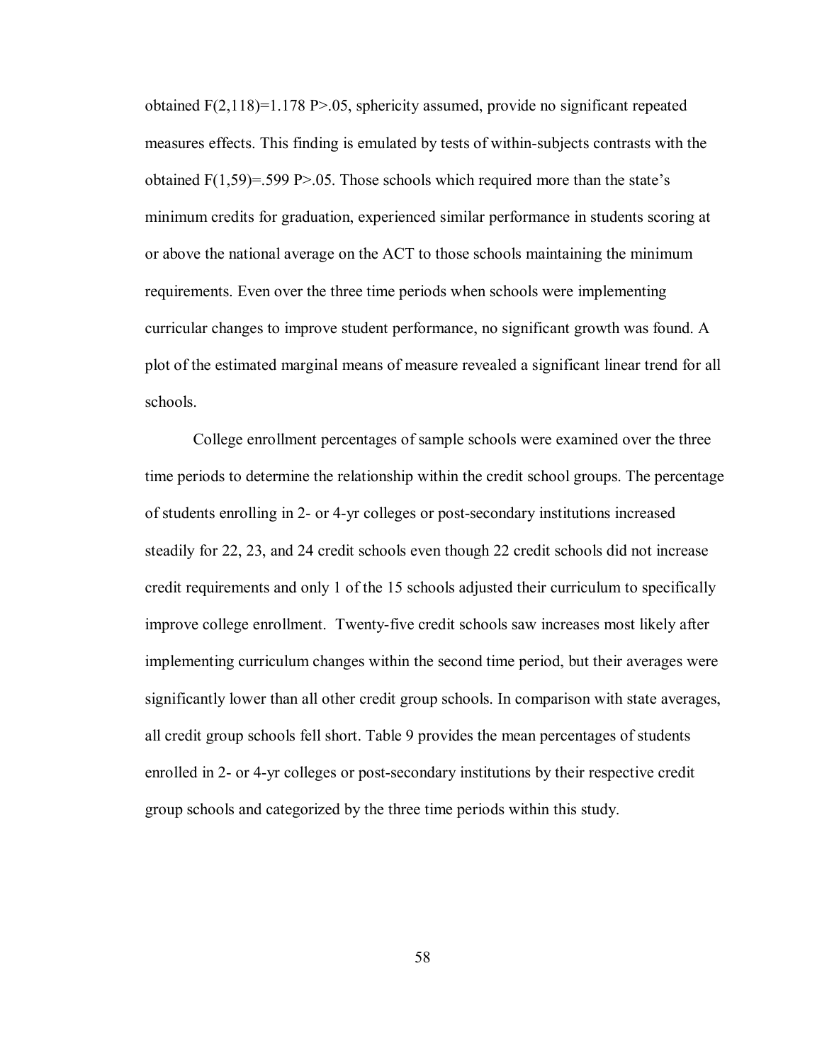obtained $F(2,118)=1.178$ $P>.05$, sphericity assumed, provide no significant repeated measures effects. This finding is emulated by tests of within-subjects contrasts with the obtained $F(1,59)=.599$ $P>.05$. Those schools which required more than the state's minimum credits for graduation, experienced similar performance in students scoring at or above the national average on the ACT to those schools maintaining the minimum requirements. Even over the three time periods when schools were implementing curricular changes to improve student performance, no significant growth was found. A plot of the estimated marginal means of measure revealed a significant linear trend for all schools.

College enrollment percentages of sample schools were examined over the three time periods to determine the relationship within the credit school groups. The percentage of students enrolling in 2- or 4-yr colleges or post-secondary institutions increased steadily for 22, 23, and 24 credit schools even though 22 credit schools did not increase credit requirements and only 1 of the 15 schools adjusted their curriculum to specifically improve college enrollment. Twenty-five credit schools saw increases most likely after implementing curriculum changes within the second time period, but their averages were significantly lower than all other credit group schools. In comparison with state averages, all credit group schools fell short. Table 9 provides the mean percentages of students enrolled in 2- or 4-yr colleges or post-secondary institutions by their respective credit group schools and categorized by the three time periods within this study.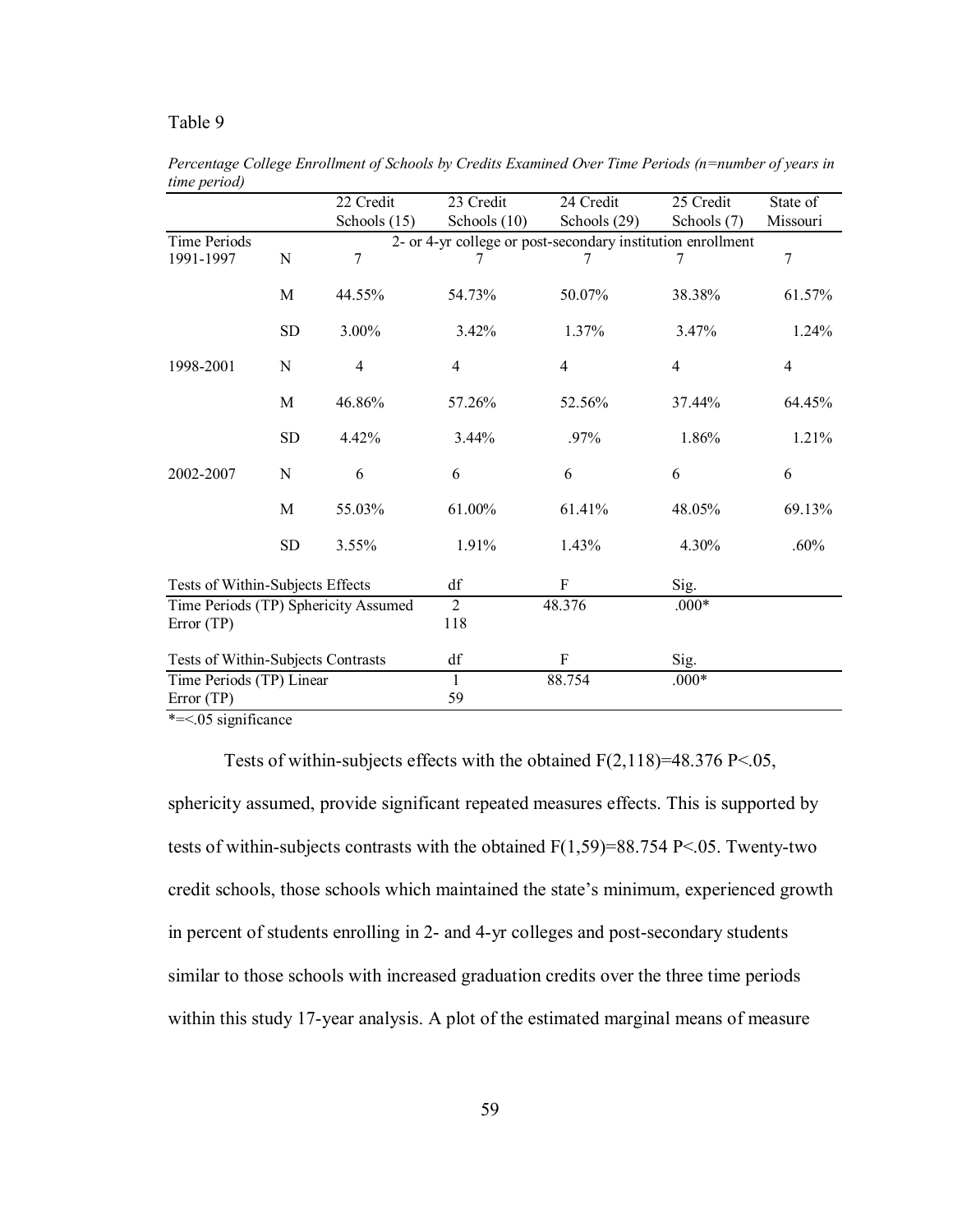Table 9

*Percentage College Enrollment of Schools by Credits Examined Over Time Periods (n=number of years in time period)*

| | | 22 Credit Schools (15) | 23 Credit Schools (10) | 24 Credit Schools (29) | 25 Credit Schools (7) | State of Missouri |
|---|---|---|---|---|---|---|
| Time Periods | | 2- or 4-yr college or post-secondary institution enrollment | | | | |
| 1991-1997 | N | 7 | 7 | 7 | 7 | 7 |
| | M | 44.55% | 54.73% | 50.07% | 38.38% | 61.57% |
| | SD | 3.00% | 3.42% | 1.37% | 3.47% | 1.24% |
| 1998-2001 | N | 4 | 4 | 4 | 4 | 4 |
| | M | 46.86% | 57.26% | 52.56% | 37.44% | 64.45% |
| | SD | 4.42% | 3.44% | .97% | 1.86% | 1.21% |
| 2002-2007 | N | 6 | 6 | 6 | 6 | 6 |
| | M | 55.03% | 61.00% | 61.41% | 48.05% | 69.13% |
| | SD | 3.55% | 1.91% | 1.43% | 4.30% | .60% |

| Tests of Within-Subjects Effects | df | F | Sig. |
|---|---|---|---|
| Time Periods (TP) Sphericity Assumed | 2 | 48.376 | .000* |
| Error (TP) | 118 | | |

| Tests of Within-Subjects Contrasts | df | F | Sig. |
|---|---|---|---|
| Time Periods (TP) Linear | 1 | 88.754 | .000* |
| Error (TP) | 59 | | |

*=<.05 significance

Tests of within-subjects effects with the obtained $F(2,118)=48.376$ $P<.05$, sphericity assumed, provide significant repeated measures effects. This is supported by tests of within-subjects contrasts with the obtained $F(1,59)=88.754$ $P<.05$. Twenty-two credit schools, those schools which maintained the state's minimum, experienced growth in percent of students enrolling in 2- and 4-yr colleges and post-secondary students similar to those schools with increased graduation credits over the three time periods within this study 17-year analysis. A plot of the estimated marginal means of measure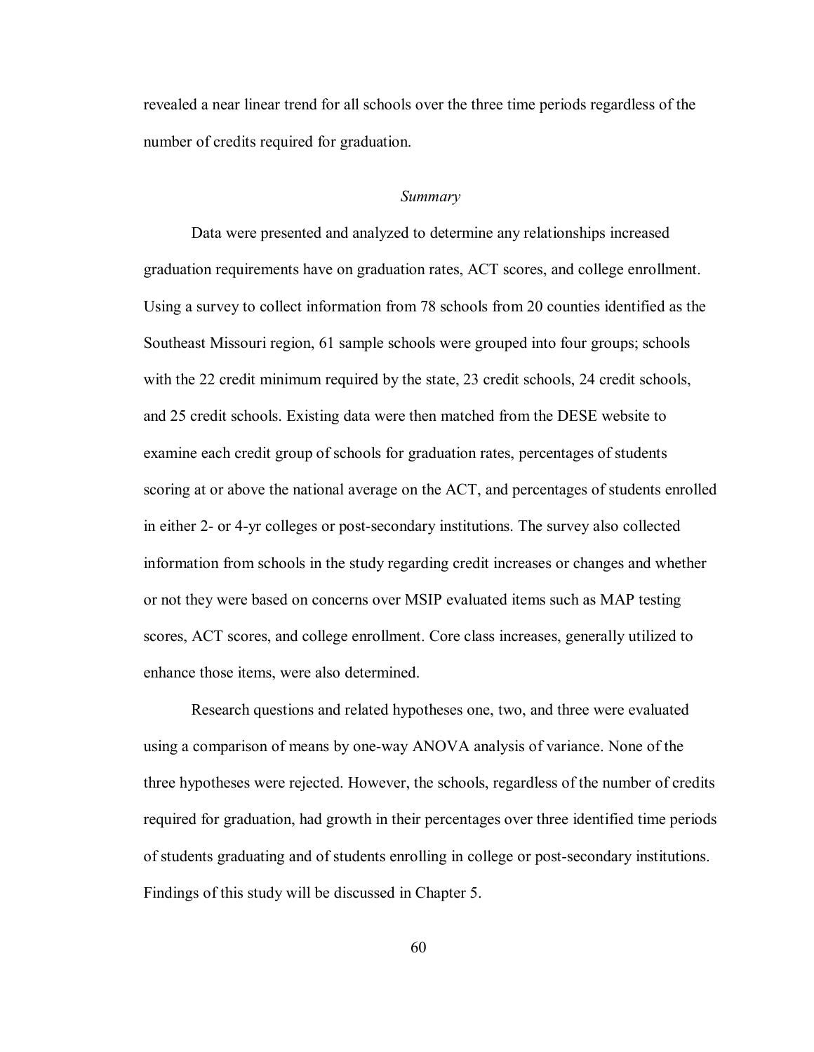revealed a near linear trend for all schools over the three time periods regardless of the number of credits required for graduation.

### *Summary*

Data were presented and analyzed to determine any relationships increased graduation requirements have on graduation rates, ACT scores, and college enrollment. Using a survey to collect information from 78 schools from 20 counties identified as the Southeast Missouri region, 61 sample schools were grouped into four groups; schools with the 22 credit minimum required by the state, 23 credit schools, 24 credit schools, and 25 credit schools. Existing data were then matched from the DESE website to examine each credit group of schools for graduation rates, percentages of students scoring at or above the national average on the ACT, and percentages of students enrolled in either 2- or 4-yr colleges or post-secondary institutions. The survey also collected information from schools in the study regarding credit increases or changes and whether or not they were based on concerns over MSIP evaluated items such as MAP testing scores, ACT scores, and college enrollment. Core class increases, generally utilized to enhance those items, were also determined.

Research questions and related hypotheses one, two, and three were evaluated using a comparison of means by one-way ANOVA analysis of variance. None of the three hypotheses were rejected. However, the schools, regardless of the number of credits required for graduation, had growth in their percentages over three identified time periods of students graduating and of students enrolling in college or post-secondary institutions. Findings of this study will be discussed in Chapter 5.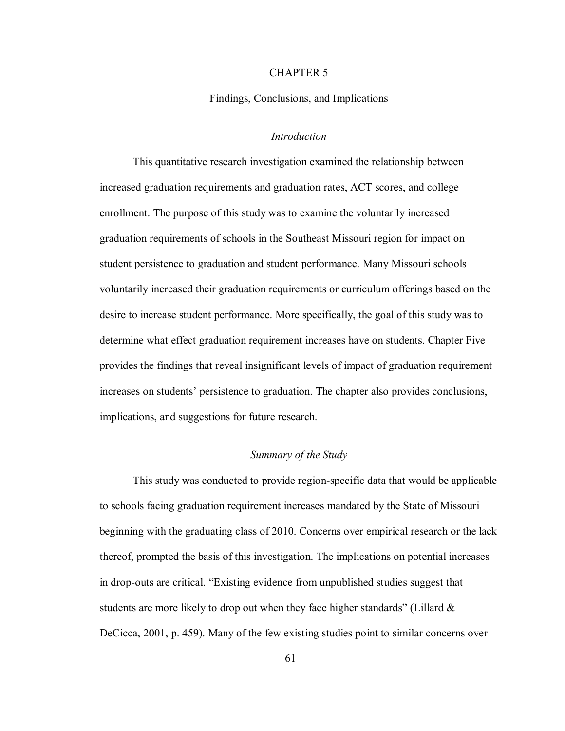# CHAPTER 5

## Findings, Conclusions, and Implications

### *Introduction*

This quantitative research investigation examined the relationship between increased graduation requirements and graduation rates, ACT scores, and college enrollment. The purpose of this study was to examine the voluntarily increased graduation requirements of schools in the Southeast Missouri region for impact on student persistence to graduation and student performance. Many Missouri schools voluntarily increased their graduation requirements or curriculum offerings based on the desire to increase student performance. More specifically, the goal of this study was to determine what effect graduation requirement increases have on students. Chapter Five provides the findings that reveal insignificant levels of impact of graduation requirement increases on students' persistence to graduation. The chapter also provides conclusions, implications, and suggestions for future research.

### *Summary of the Study*

This study was conducted to provide region-specific data that would be applicable to schools facing graduation requirement increases mandated by the State of Missouri beginning with the graduating class of 2010. Concerns over empirical research or the lack thereof, prompted the basis of this investigation. The implications on potential increases in drop-outs are critical. "Existing evidence from unpublished studies suggest that students are more likely to drop out when they face higher standards" (Lillard & DeCicca, 2001, p. 459). Many of the few existing studies point to similar concerns over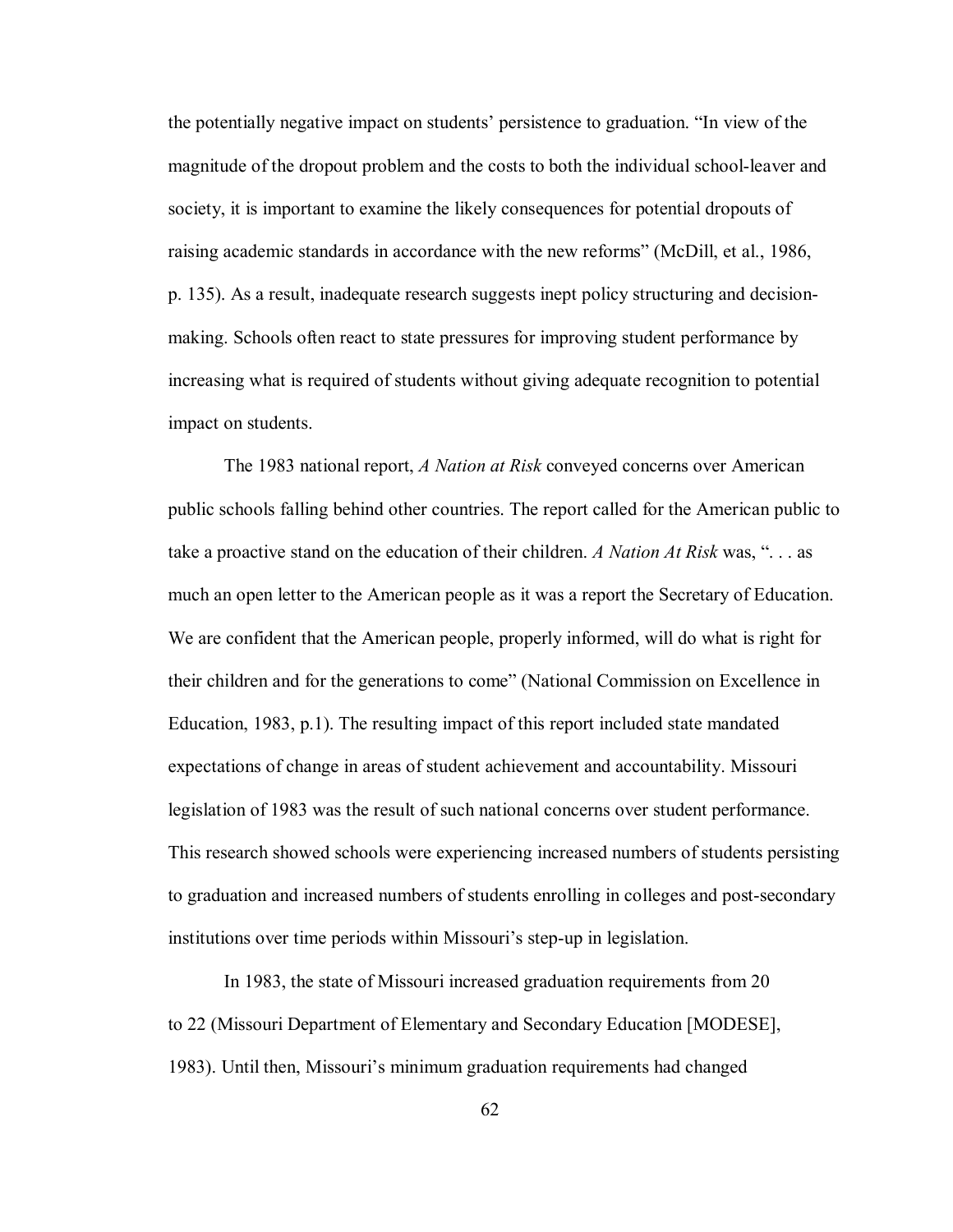the potentially negative impact on students' persistence to graduation. "In view of the magnitude of the dropout problem and the costs to both the individual school-leaver and society, it is important to examine the likely consequences for potential dropouts of raising academic standards in accordance with the new reforms" (McDill, et al., 1986, p. 135). As a result, inadequate research suggests inept policy structuring and decision-making. Schools often react to state pressures for improving student performance by increasing what is required of students without giving adequate recognition to potential impact on students.

The 1983 national report, *A Nation at Risk* conveyed concerns over American public schools falling behind other countries. The report called for the American public to take a proactive stand on the education of their children. *A Nation At Risk* was, ". . . as much an open letter to the American people as it was a report the Secretary of Education. We are confident that the American people, properly informed, will do what is right for their children and for the generations to come" (National Commission on Excellence in Education, 1983, p.1). The resulting impact of this report included state mandated expectations of change in areas of student achievement and accountability. Missouri legislation of 1983 was the result of such national concerns over student performance. This research showed schools were experiencing increased numbers of students persisting to graduation and increased numbers of students enrolling in colleges and post-secondary institutions over time periods within Missouri's step-up in legislation.

In 1983, the state of Missouri increased graduation requirements from 20 to 22 (Missouri Department of Elementary and Secondary Education [MODESE], 1983). Until then, Missouri's minimum graduation requirements had changed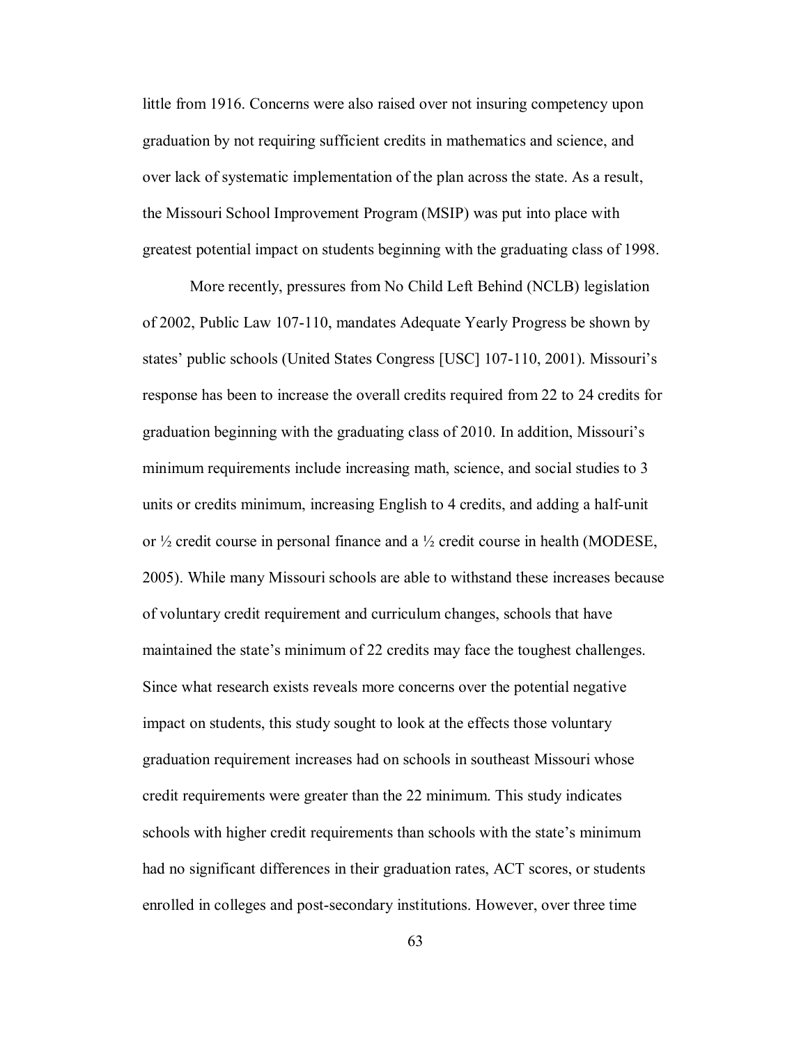little from 1916. Concerns were also raised over not insuring competency upon graduation by not requiring sufficient credits in mathematics and science, and over lack of systematic implementation of the plan across the state. As a result, the Missouri School Improvement Program (MSIP) was put into place with greatest potential impact on students beginning with the graduating class of 1998.

More recently, pressures from No Child Left Behind (NCLB) legislation of 2002, Public Law 107-110, mandates Adequate Yearly Progress be shown by states' public schools (United States Congress [USC] 107-110, 2001). Missouri's response has been to increase the overall credits required from 22 to 24 credits for graduation beginning with the graduating class of 2010. In addition, Missouri's minimum requirements include increasing math, science, and social studies to 3 units or credits minimum, increasing English to 4 credits, and adding a half-unit or ½ credit course in personal finance and a ½ credit course in health (MODESE, 2005). While many Missouri schools are able to withstand these increases because of voluntary credit requirement and curriculum changes, schools that have maintained the state's minimum of 22 credits may face the toughest challenges. Since what research exists reveals more concerns over the potential negative impact on students, this study sought to look at the effects those voluntary graduation requirement increases had on schools in southeast Missouri whose credit requirements were greater than the 22 minimum. This study indicates schools with higher credit requirements than schools with the state's minimum had no significant differences in their graduation rates, ACT scores, or students enrolled in colleges and post-secondary institutions. However, over three time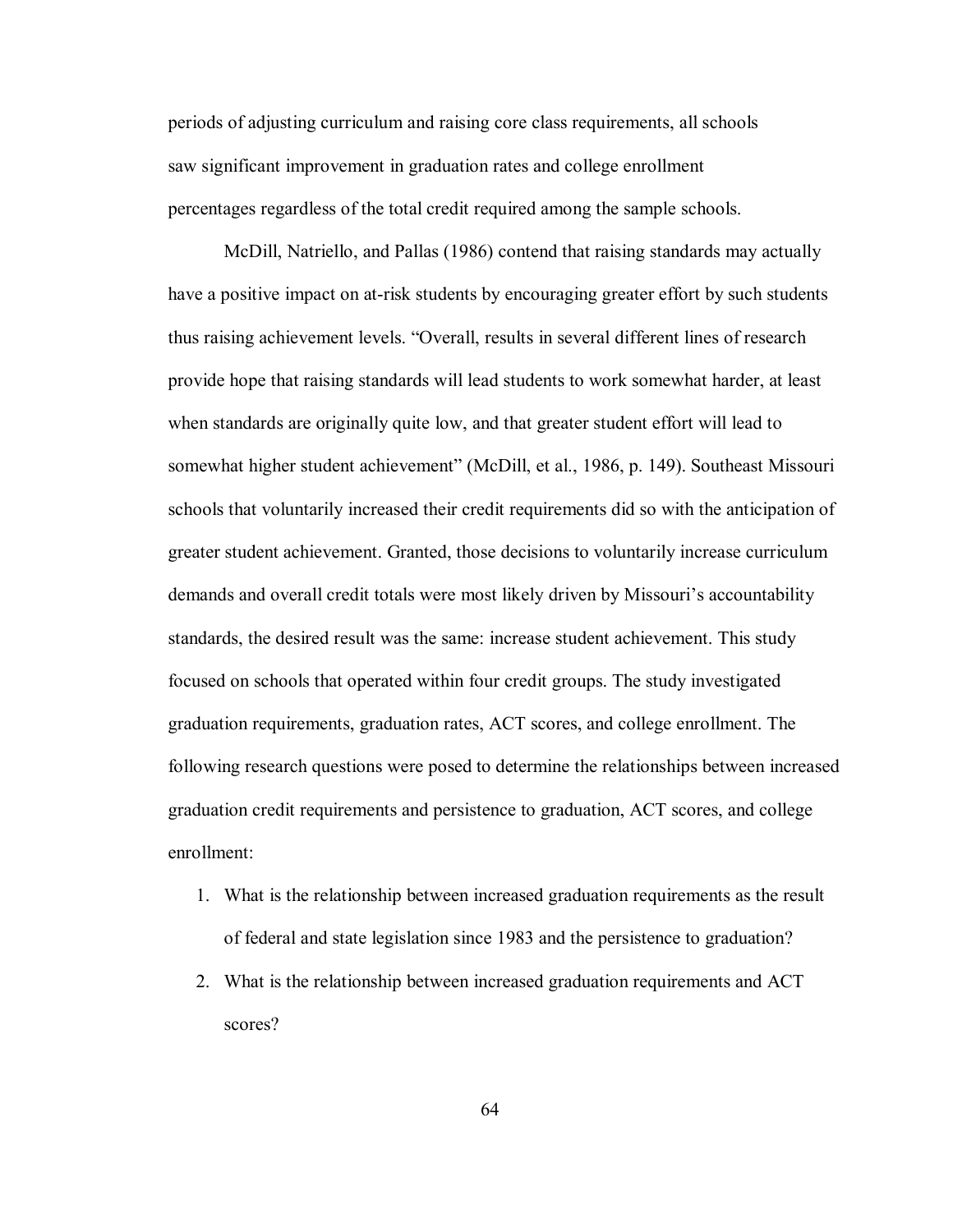periods of adjusting curriculum and raising core class requirements, all schools saw significant improvement in graduation rates and college enrollment percentages regardless of the total credit required among the sample schools.

McDill, Natriello, and Pallas (1986) contend that raising standards may actually have a positive impact on at-risk students by encouraging greater effort by such students thus raising achievement levels. “Overall, results in several different lines of research provide hope that raising standards will lead students to work somewhat harder, at least when standards are originally quite low, and that greater student effort will lead to somewhat higher student achievement” (McDill, et al., 1986, p. 149). Southeast Missouri schools that voluntarily increased their credit requirements did so with the anticipation of greater student achievement. Granted, those decisions to voluntarily increase curriculum demands and overall credit totals were most likely driven by Missouri’s accountability standards, the desired result was the same: increase student achievement. This study focused on schools that operated within four credit groups. The study investigated graduation requirements, graduation rates, ACT scores, and college enrollment. The following research questions were posed to determine the relationships between increased graduation credit requirements and persistence to graduation, ACT scores, and college enrollment:

1. What is the relationship between increased graduation requirements as the result of federal and state legislation since 1983 and the persistence to graduation?
2. What is the relationship between increased graduation requirements and ACT scores?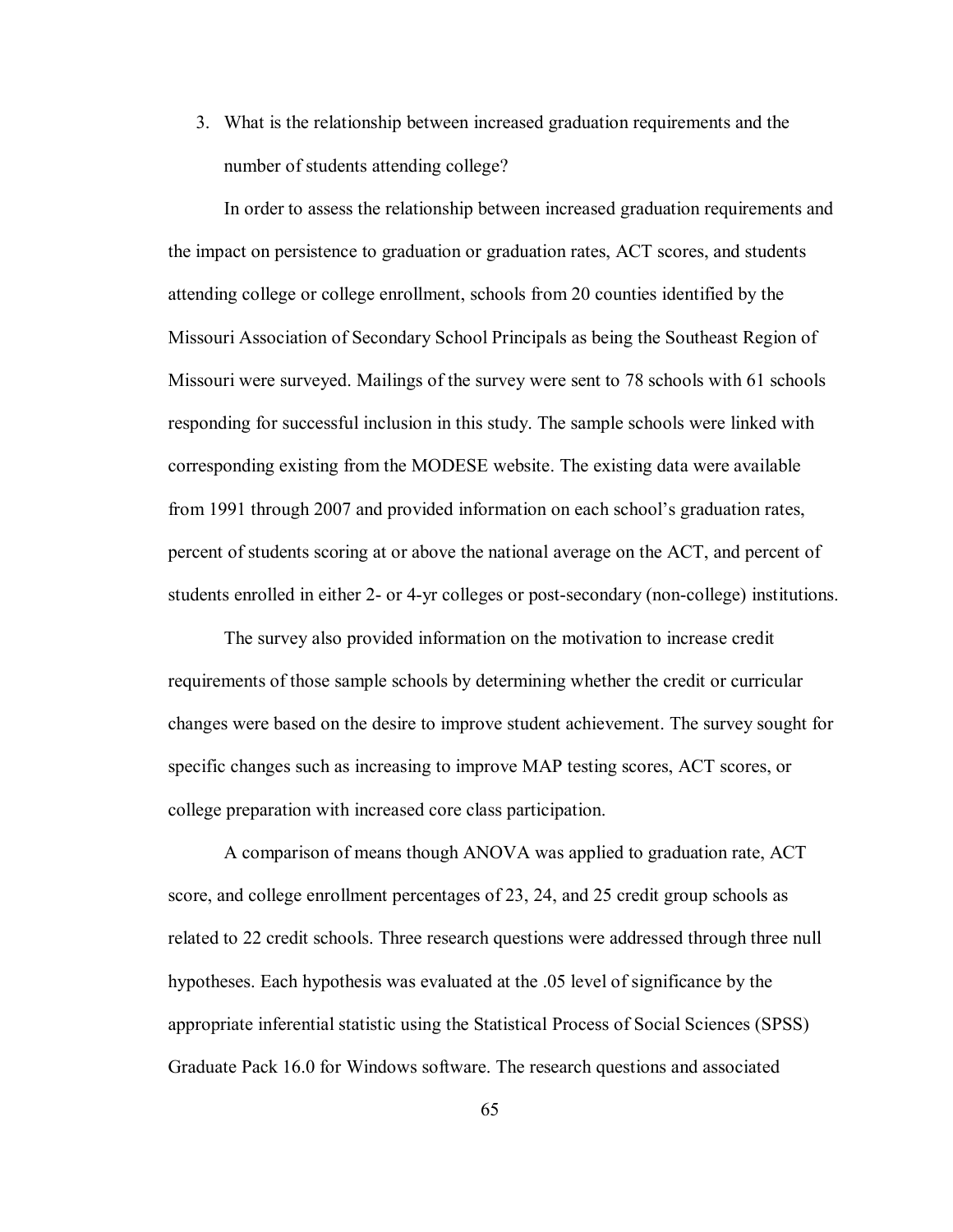3. What is the relationship between increased graduation requirements and the number of students attending college?

In order to assess the relationship between increased graduation requirements and the impact on persistence to graduation or graduation rates, ACT scores, and students attending college or college enrollment, schools from 20 counties identified by the Missouri Association of Secondary School Principals as being the Southeast Region of Missouri were surveyed. Mailings of the survey were sent to 78 schools with 61 schools responding for successful inclusion in this study. The sample schools were linked with corresponding existing from the MODESE website. The existing data were available from 1991 through 2007 and provided information on each school's graduation rates, percent of students scoring at or above the national average on the ACT, and percent of students enrolled in either 2- or 4-yr colleges or post-secondary (non-college) institutions.

The survey also provided information on the motivation to increase credit requirements of those sample schools by determining whether the credit or curricular changes were based on the desire to improve student achievement. The survey sought for specific changes such as increasing to improve MAP testing scores, ACT scores, or college preparation with increased core class participation.

A comparison of means though ANOVA was applied to graduation rate, ACT score, and college enrollment percentages of 23, 24, and 25 credit group schools as related to 22 credit schools. Three research questions were addressed through three null hypotheses. Each hypothesis was evaluated at the .05 level of significance by the appropriate inferential statistic using the Statistical Process of Social Sciences (SPSS) Graduate Pack 16.0 for Windows software. The research questions and associated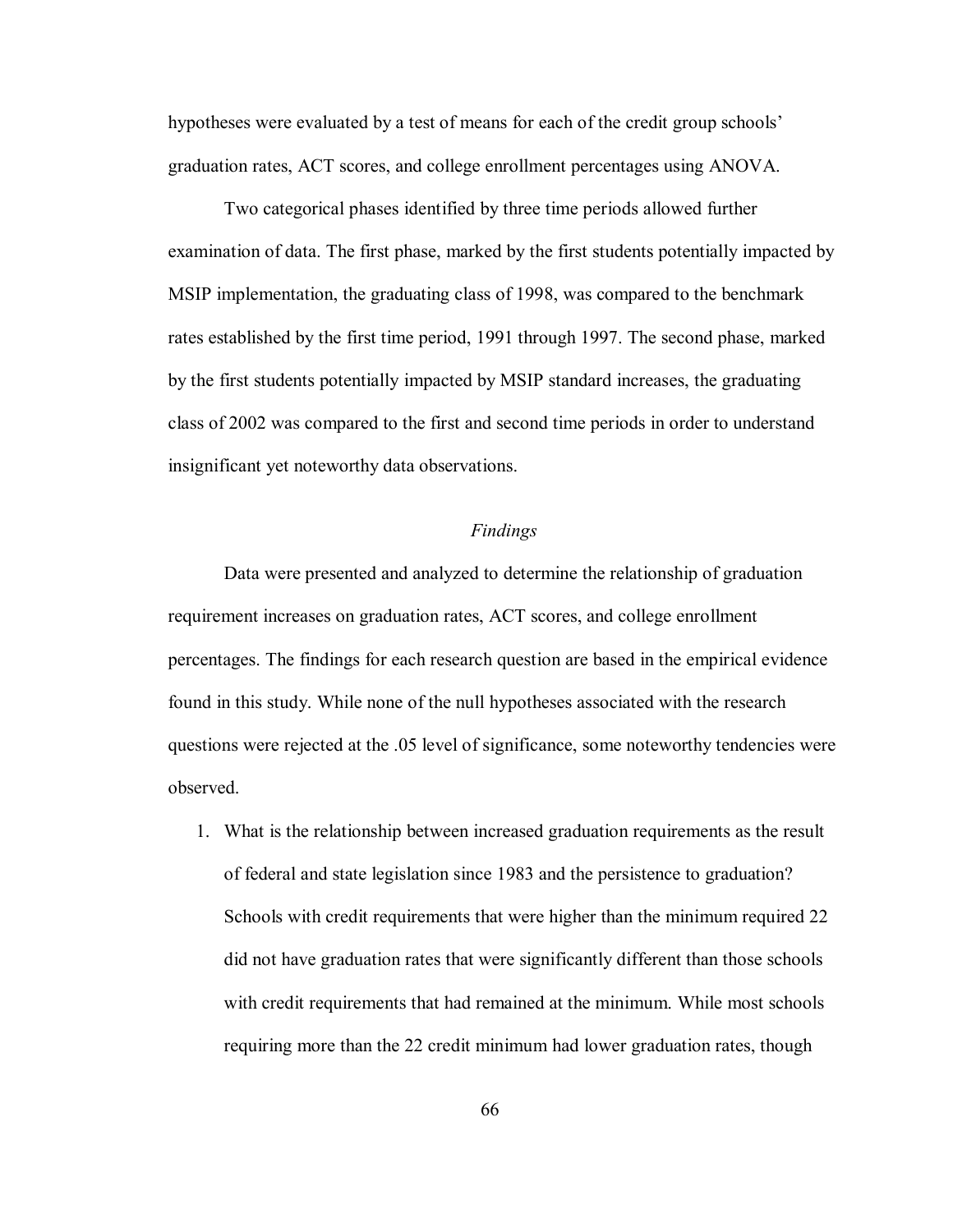hypotheses were evaluated by a test of means for each of the credit group schools' graduation rates, ACT scores, and college enrollment percentages using ANOVA.

Two categorical phases identified by three time periods allowed further examination of data. The first phase, marked by the first students potentially impacted by MSIP implementation, the graduating class of 1998, was compared to the benchmark rates established by the first time period, 1991 through 1997. The second phase, marked by the first students potentially impacted by MSIP standard increases, the graduating class of 2002 was compared to the first and second time periods in order to understand insignificant yet noteworthy data observations.

### *Findings*

Data were presented and analyzed to determine the relationship of graduation requirement increases on graduation rates, ACT scores, and college enrollment percentages. The findings for each research question are based in the empirical evidence found in this study. While none of the null hypotheses associated with the research questions were rejected at the .05 level of significance, some noteworthy tendencies were observed.

1. What is the relationship between increased graduation requirements as the result of federal and state legislation since 1983 and the persistence to graduation? Schools with credit requirements that were higher than the minimum required 22 did not have graduation rates that were significantly different than those schools with credit requirements that had remained at the minimum. While most schools requiring more than the 22 credit minimum had lower graduation rates, though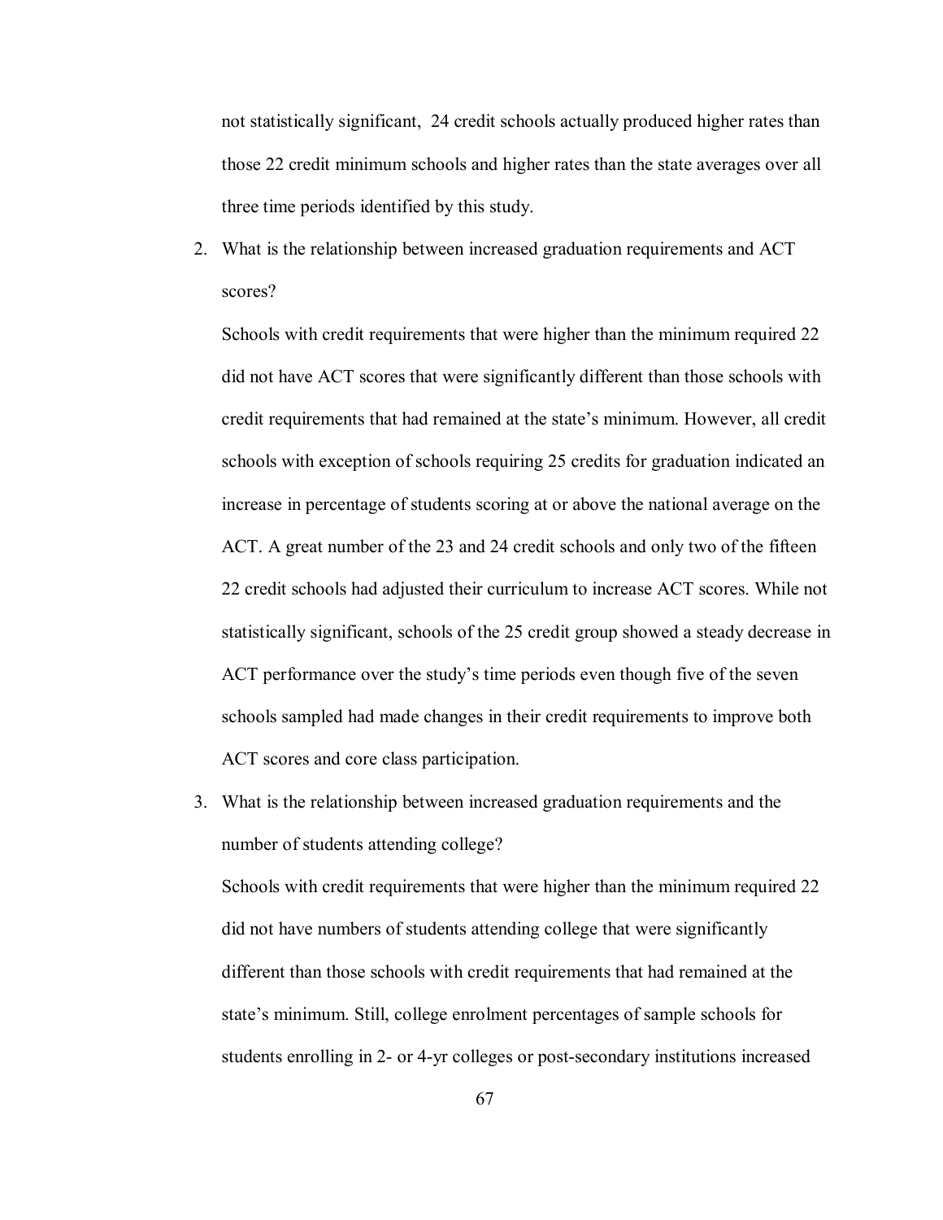not statistically significant,  24 credit schools actually produced higher rates than those 22 credit minimum schools and higher rates than the state averages over all three time periods identified by this study.

2. What is the relationship between increased graduation requirements and ACT scores?

   Schools with credit requirements that were higher than the minimum required 22 did not have ACT scores that were significantly different than those schools with credit requirements that had remained at the state's minimum. However, all credit schools with exception of schools requiring 25 credits for graduation indicated an increase in percentage of students scoring at or above the national average on the ACT. A great number of the 23 and 24 credit schools and only two of the fifteen 22 credit schools had adjusted their curriculum to increase ACT scores. While not statistically significant, schools of the 25 credit group showed a steady decrease in ACT performance over the study's time periods even though five of the seven schools sampled had made changes in their credit requirements to improve both ACT scores and core class participation.

3. What is the relationship between increased graduation requirements and the number of students attending college?

   Schools with credit requirements that were higher than the minimum required 22 did not have numbers of students attending college that were significantly different than those schools with credit requirements that had remained at the state's minimum. Still, college enrolment percentages of sample schools for students enrolling in 2- or 4-yr colleges or post-secondary institutions increased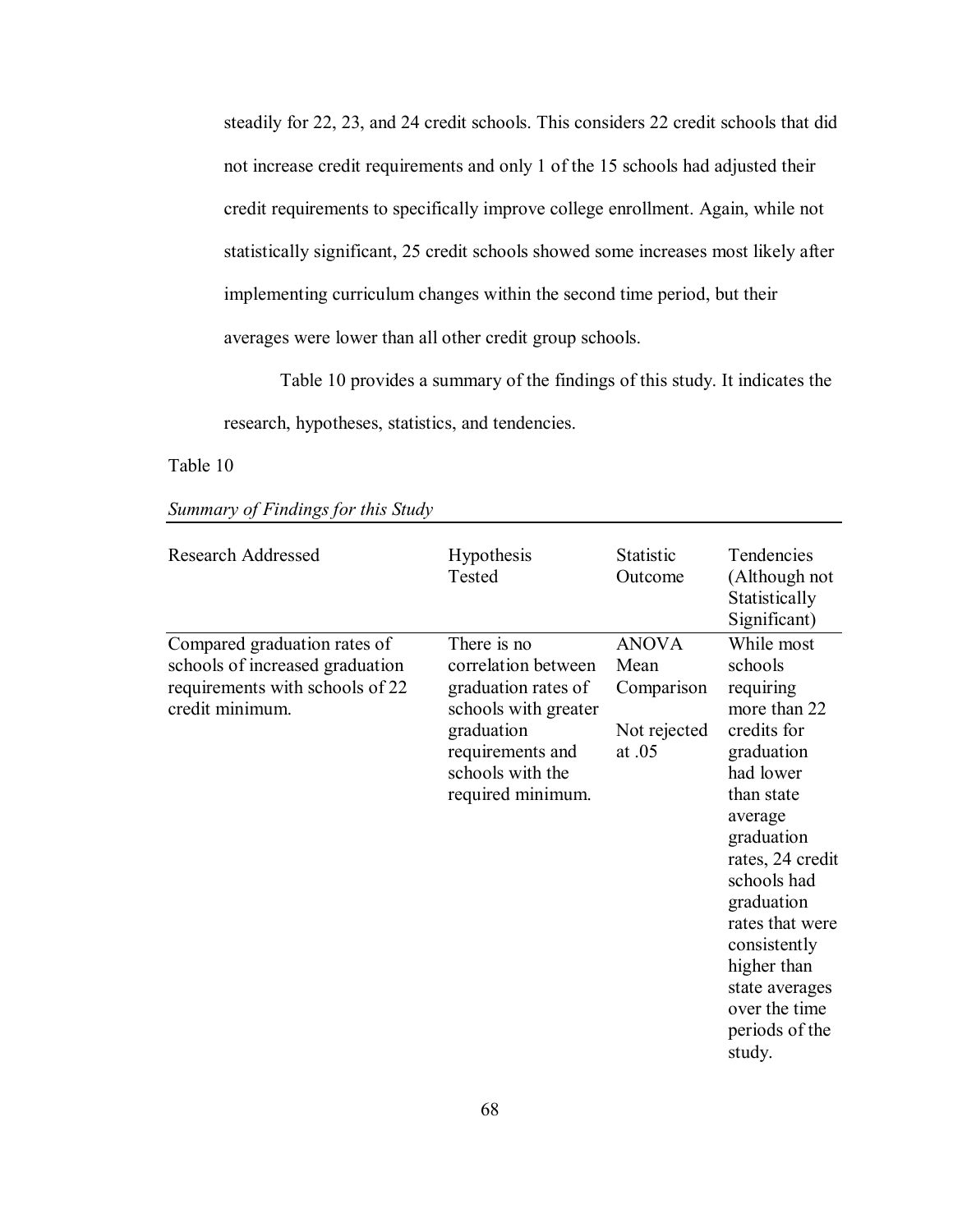steadily for 22, 23, and 24 credit schools. This considers 22 credit schools that did not increase credit requirements and only 1 of the 15 schools had adjusted their credit requirements to specifically improve college enrollment. Again, while not statistically significant, 25 credit schools showed some increases most likely after implementing curriculum changes within the second time period, but their averages were lower than all other credit group schools.

Table 10 provides a summary of the findings of this study. It indicates the research, hypotheses, statistics, and tendencies.

Table 10

*Summary of Findings for this Study*

| Research Addressed | Hypothesis Tested | Statistic Outcome | Tendencies (Although not Statistically Significant) |
|---|---|---|---|
| Compared graduation rates of schools of increased graduation requirements with schools of 22 credit minimum. | There is no correlation between graduation rates of schools with greater graduation requirements and schools with the required minimum. | ANOVA Mean Comparison<br><br>Not rejected at .05 | While most schools requiring more than 22 credits for graduation had lower than state average graduation rates, 24 credit schools had graduation rates that were consistently higher than state averages over the time periods of the study. |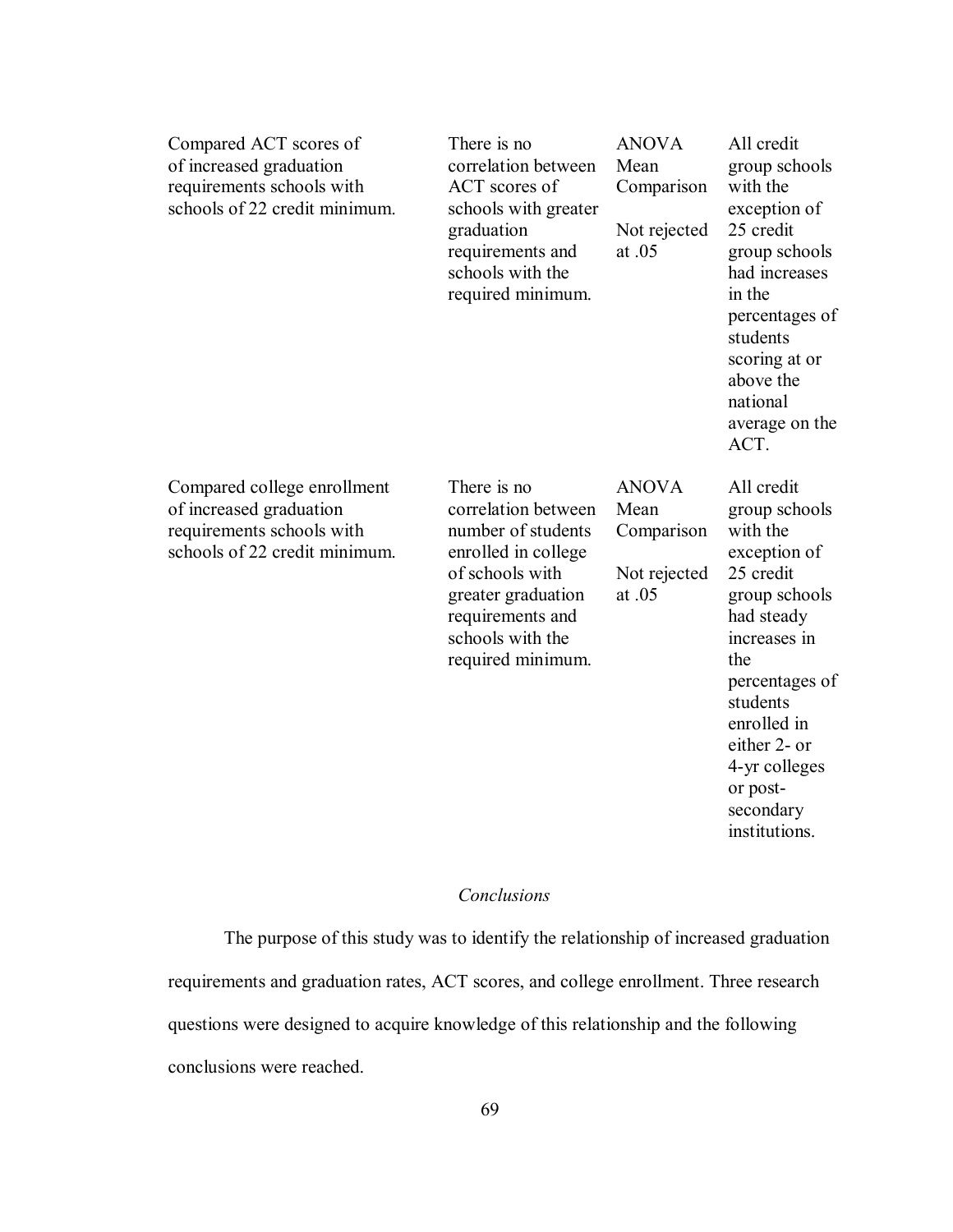| | | | |
|---|---|---|---|
| Compared ACT scores of of increased graduation requirements schools with schools of 22 credit minimum. | There is no correlation between ACT scores of schools with greater graduation requirements and schools with the required minimum. | ANOVA Mean Comparison<br><br>Not rejected at .05 | All credit group schools with the exception of 25 credit group schools had increases in the percentages of students scoring at or above the national average on the ACT. |
| Compared college enrollment of increased graduation requirements schools with schools of 22 credit minimum. | There is no correlation between number of students enrolled in college of schools with greater graduation requirements and schools with the required minimum. | ANOVA Mean Comparison<br><br>Not rejected at .05 | All credit group schools with the exception of 25 credit group schools had steady increases in the percentages of students enrolled in either 2- or 4-yr colleges or post-secondary institutions. |

### *Conclusions*

The purpose of this study was to identify the relationship of increased graduation requirements and graduation rates, ACT scores, and college enrollment. Three research questions were designed to acquire knowledge of this relationship and the following conclusions were reached.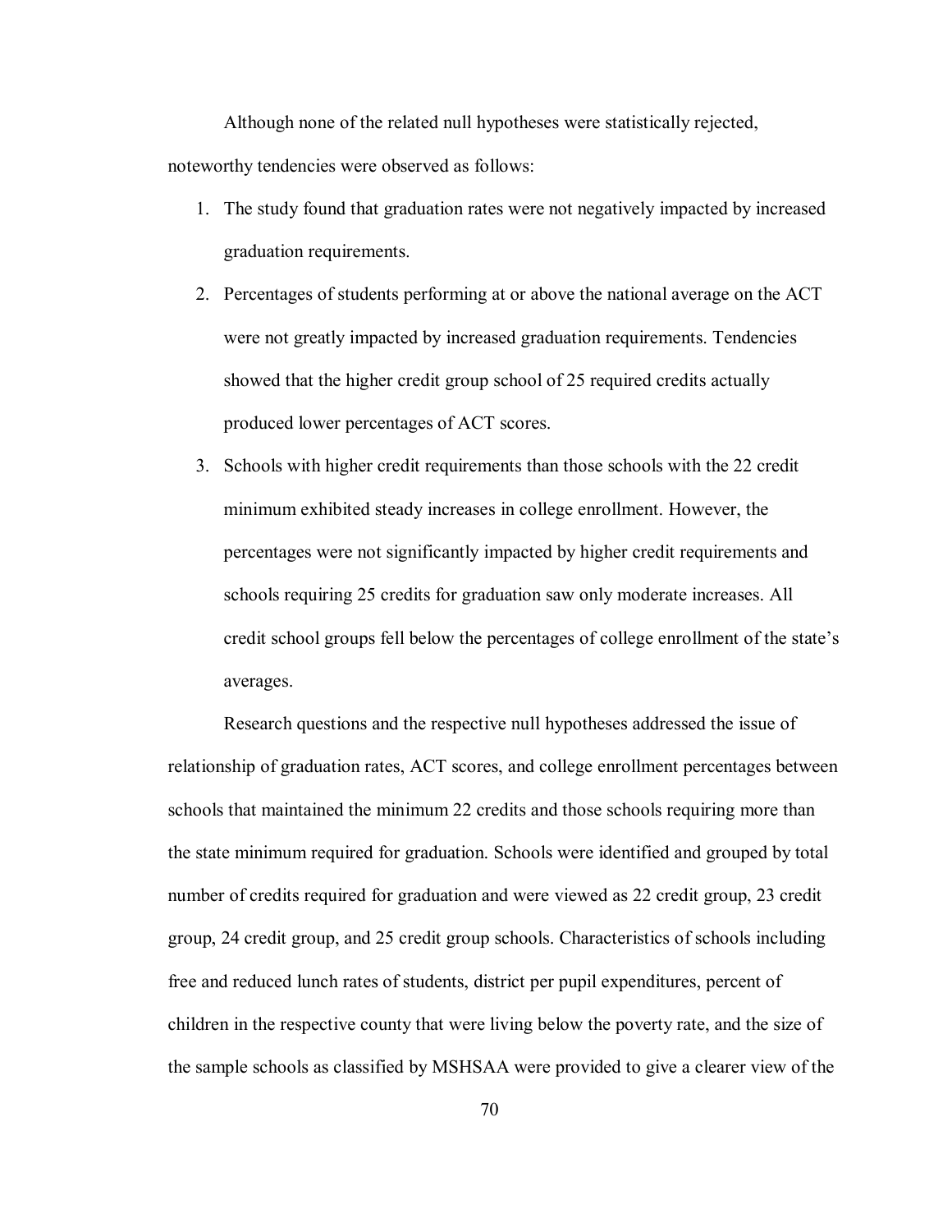Although none of the related null hypotheses were statistically rejected, noteworthy tendencies were observed as follows:

1. The study found that graduation rates were not negatively impacted by increased graduation requirements.
2. Percentages of students performing at or above the national average on the ACT were not greatly impacted by increased graduation requirements. Tendencies showed that the higher credit group school of 25 required credits actually produced lower percentages of ACT scores.
3. Schools with higher credit requirements than those schools with the 22 credit minimum exhibited steady increases in college enrollment. However, the percentages were not significantly impacted by higher credit requirements and schools requiring 25 credits for graduation saw only moderate increases. All credit school groups fell below the percentages of college enrollment of the state's averages.

Research questions and the respective null hypotheses addressed the issue of relationship of graduation rates, ACT scores, and college enrollment percentages between schools that maintained the minimum 22 credits and those schools requiring more than the state minimum required for graduation. Schools were identified and grouped by total number of credits required for graduation and were viewed as 22 credit group, 23 credit group, 24 credit group, and 25 credit group schools. Characteristics of schools including free and reduced lunch rates of students, district per pupil expenditures, percent of children in the respective county that were living below the poverty rate, and the size of the sample schools as classified by MSHSAA were provided to give a clearer view of the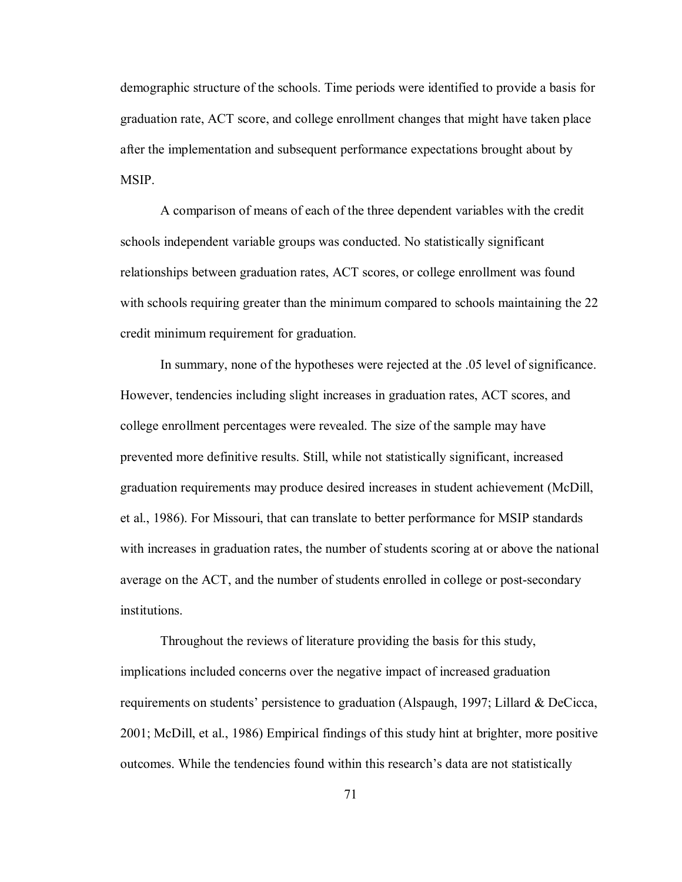demographic structure of the schools. Time periods were identified to provide a basis for graduation rate, ACT score, and college enrollment changes that might have taken place after the implementation and subsequent performance expectations brought about by MSIP.

A comparison of means of each of the three dependent variables with the credit schools independent variable groups was conducted. No statistically significant relationships between graduation rates, ACT scores, or college enrollment was found with schools requiring greater than the minimum compared to schools maintaining the 22 credit minimum requirement for graduation.

In summary, none of the hypotheses were rejected at the .05 level of significance. However, tendencies including slight increases in graduation rates, ACT scores, and college enrollment percentages were revealed. The size of the sample may have prevented more definitive results. Still, while not statistically significant, increased graduation requirements may produce desired increases in student achievement (McDill, et al., 1986). For Missouri, that can translate to better performance for MSIP standards with increases in graduation rates, the number of students scoring at or above the national average on the ACT, and the number of students enrolled in college or post-secondary institutions.

Throughout the reviews of literature providing the basis for this study, implications included concerns over the negative impact of increased graduation requirements on students' persistence to graduation (Alspaugh, 1997; Lillard & DeCicca, 2001; McDill, et al., 1986) Empirical findings of this study hint at brighter, more positive outcomes. While the tendencies found within this research's data are not statistically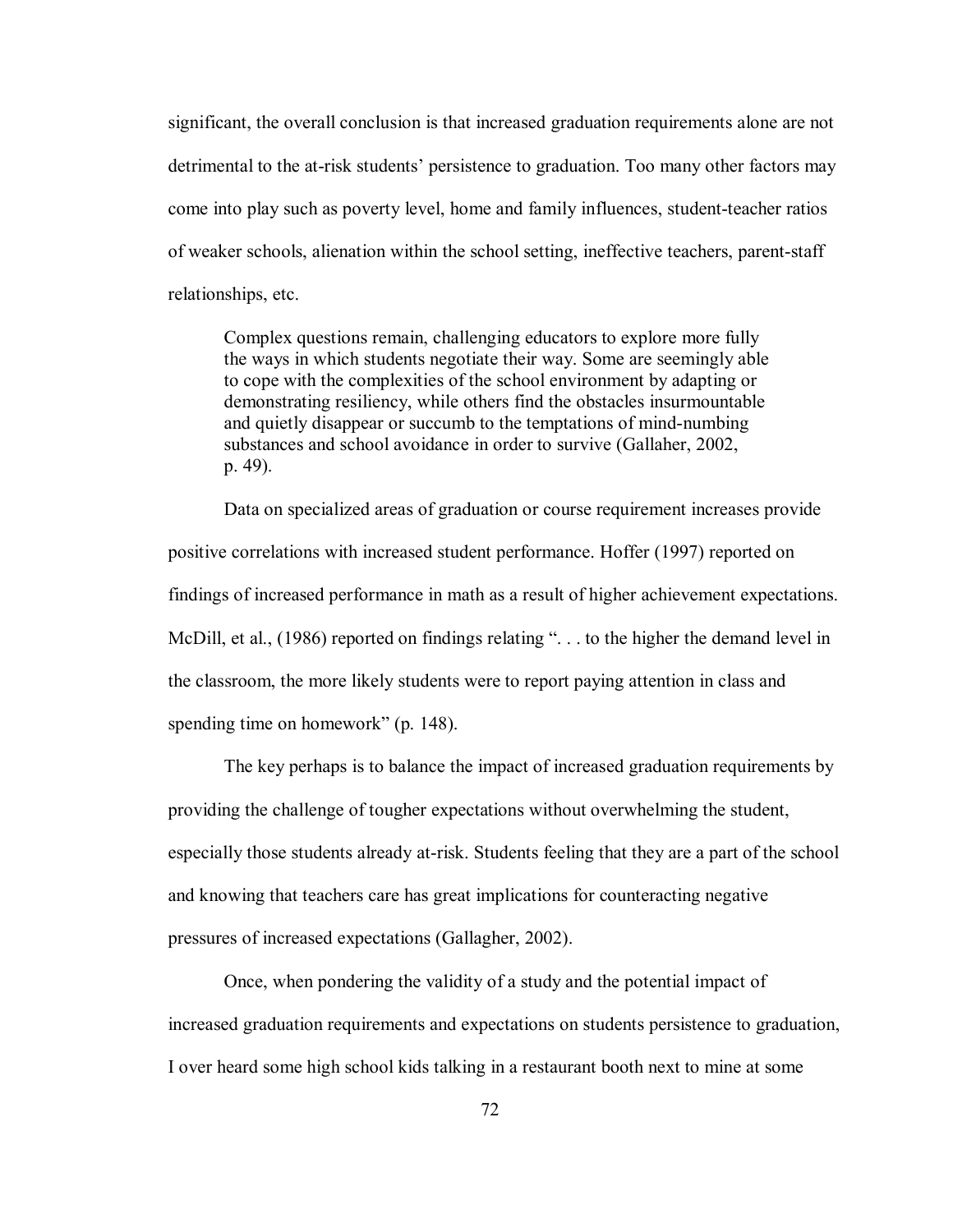significant, the overall conclusion is that increased graduation requirements alone are not detrimental to the at-risk students' persistence to graduation. Too many other factors may come into play such as poverty level, home and family influences, student-teacher ratios of weaker schools, alienation within the school setting, ineffective teachers, parent-staff relationships, etc.

> Complex questions remain, challenging educators to explore more fully the ways in which students negotiate their way. Some are seemingly able to cope with the complexities of the school environment by adapting or demonstrating resiliency, while others find the obstacles insurmountable and quietly disappear or succumb to the temptations of mind-numbing substances and school avoidance in order to survive (Gallaher, 2002, p. 49).

Data on specialized areas of graduation or course requirement increases provide positive correlations with increased student performance. Hoffer (1997) reported on findings of increased performance in math as a result of higher achievement expectations. McDill, et al., (1986) reported on findings relating ". . . to the higher the demand level in the classroom, the more likely students were to report paying attention in class and spending time on homework" (p. 148).

The key perhaps is to balance the impact of increased graduation requirements by providing the challenge of tougher expectations without overwhelming the student, especially those students already at-risk. Students feeling that they are a part of the school and knowing that teachers care has great implications for counteracting negative pressures of increased expectations (Gallagher, 2002).

Once, when pondering the validity of a study and the potential impact of increased graduation requirements and expectations on students persistence to graduation, I over heard some high school kids talking in a restaurant booth next to mine at some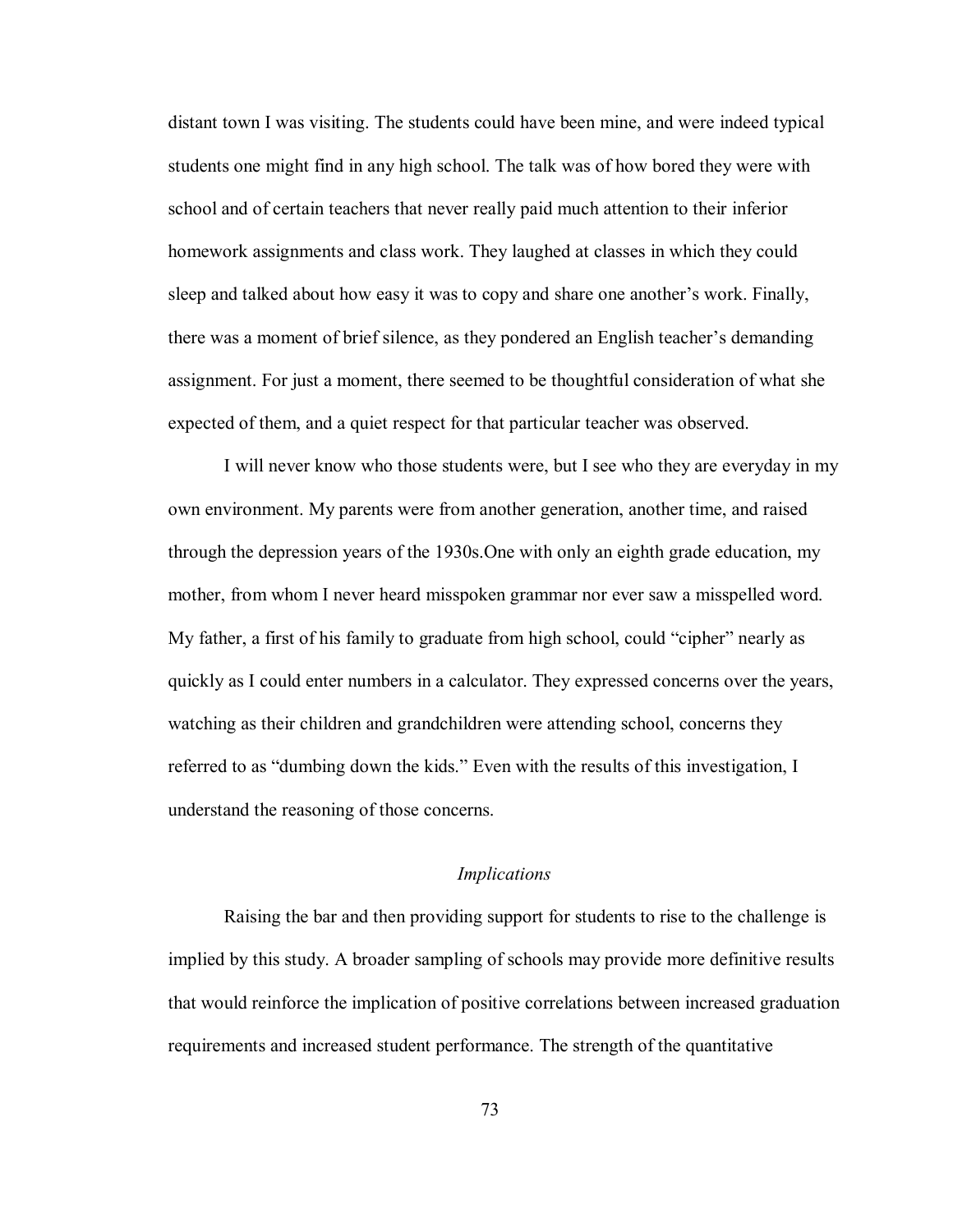distant town I was visiting. The students could have been mine, and were indeed typical students one might find in any high school. The talk was of how bored they were with school and of certain teachers that never really paid much attention to their inferior homework assignments and class work. They laughed at classes in which they could sleep and talked about how easy it was to copy and share one another's work. Finally, there was a moment of brief silence, as they pondered an English teacher's demanding assignment. For just a moment, there seemed to be thoughtful consideration of what she expected of them, and a quiet respect for that particular teacher was observed.

I will never know who those students were, but I see who they are everyday in my own environment. My parents were from another generation, another time, and raised through the depression years of the 1930s.One with only an eighth grade education, my mother, from whom I never heard misspoken grammar nor ever saw a misspelled word. My father, a first of his family to graduate from high school, could "cipher" nearly as quickly as I could enter numbers in a calculator. They expressed concerns over the years, watching as their children and grandchildren were attending school, concerns they referred to as "dumbing down the kids." Even with the results of this investigation, I understand the reasoning of those concerns.

### *Implications*

Raising the bar and then providing support for students to rise to the challenge is implied by this study. A broader sampling of schools may provide more definitive results that would reinforce the implication of positive correlations between increased graduation requirements and increased student performance. The strength of the quantitative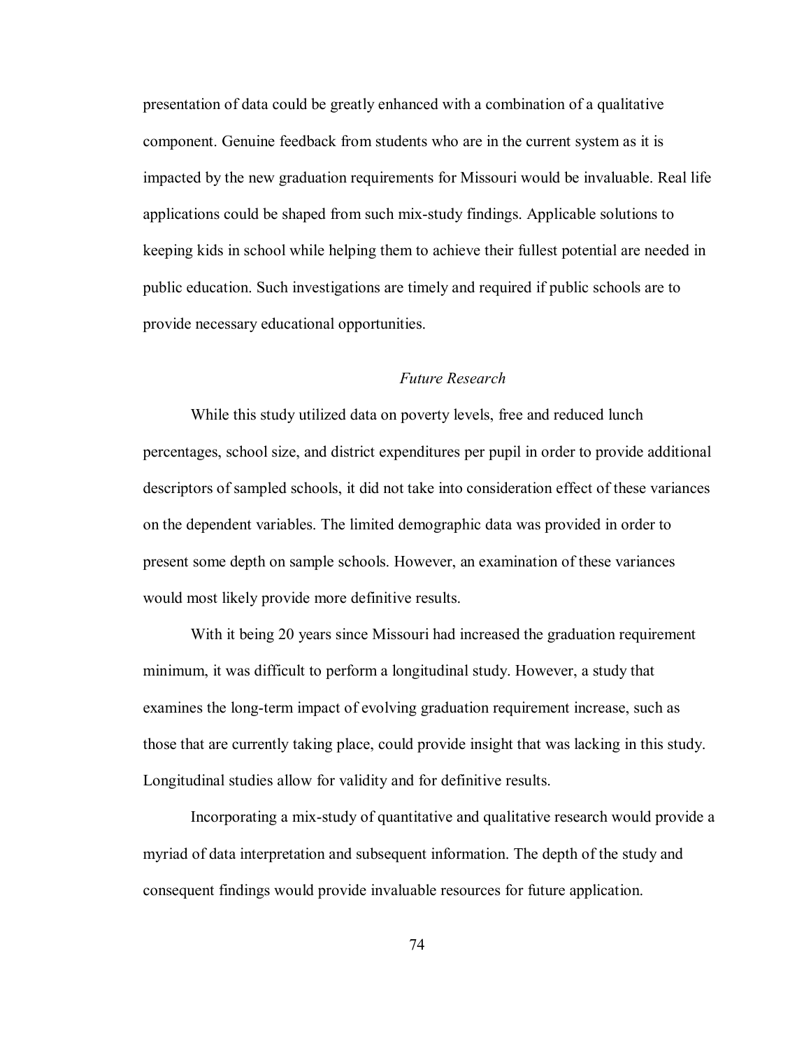presentation of data could be greatly enhanced with a combination of a qualitative component. Genuine feedback from students who are in the current system as it is impacted by the new graduation requirements for Missouri would be invaluable. Real life applications could be shaped from such mix-study findings. Applicable solutions to keeping kids in school while helping them to achieve their fullest potential are needed in public education. Such investigations are timely and required if public schools are to provide necessary educational opportunities.

### *Future Research*

While this study utilized data on poverty levels, free and reduced lunch percentages, school size, and district expenditures per pupil in order to provide additional descriptors of sampled schools, it did not take into consideration effect of these variances on the dependent variables. The limited demographic data was provided in order to present some depth on sample schools. However, an examination of these variances would most likely provide more definitive results.

With it being 20 years since Missouri had increased the graduation requirement minimum, it was difficult to perform a longitudinal study. However, a study that examines the long-term impact of evolving graduation requirement increase, such as those that are currently taking place, could provide insight that was lacking in this study. Longitudinal studies allow for validity and for definitive results.

Incorporating a mix-study of quantitative and qualitative research would provide a myriad of data interpretation and subsequent information. The depth of the study and consequent findings would provide invaluable resources for future application.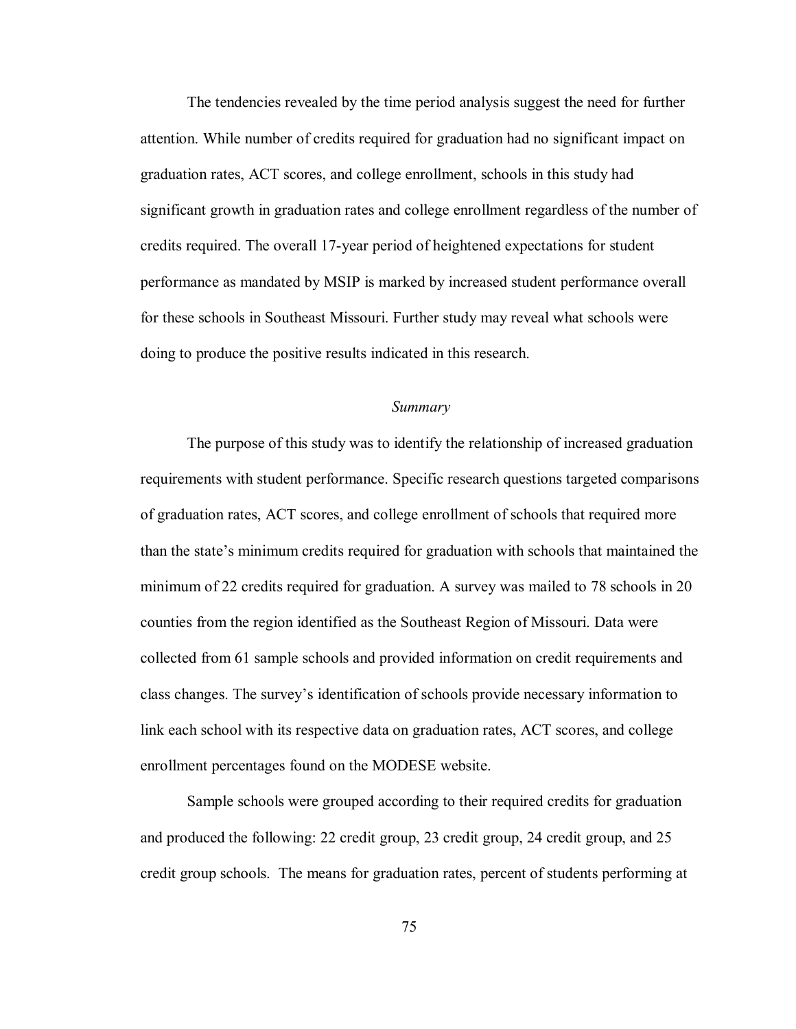The tendencies revealed by the time period analysis suggest the need for further attention. While number of credits required for graduation had no significant impact on graduation rates, ACT scores, and college enrollment, schools in this study had significant growth in graduation rates and college enrollment regardless of the number of credits required. The overall 17-year period of heightened expectations for student performance as mandated by MSIP is marked by increased student performance overall for these schools in Southeast Missouri. Further study may reveal what schools were doing to produce the positive results indicated in this research.

### *Summary*

The purpose of this study was to identify the relationship of increased graduation requirements with student performance. Specific research questions targeted comparisons of graduation rates, ACT scores, and college enrollment of schools that required more than the state's minimum credits required for graduation with schools that maintained the minimum of 22 credits required for graduation. A survey was mailed to 78 schools in 20 counties from the region identified as the Southeast Region of Missouri. Data were collected from 61 sample schools and provided information on credit requirements and class changes. The survey's identification of schools provide necessary information to link each school with its respective data on graduation rates, ACT scores, and college enrollment percentages found on the MODESE website.

Sample schools were grouped according to their required credits for graduation and produced the following: 22 credit group, 23 credit group, 24 credit group, and 25 credit group schools. The means for graduation rates, percent of students performing at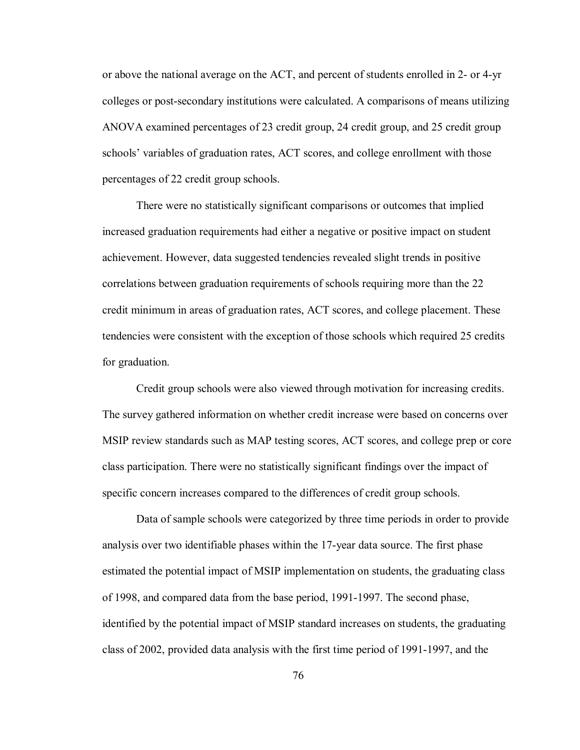or above the national average on the ACT, and percent of students enrolled in 2- or 4-yr colleges or post-secondary institutions were calculated. A comparisons of means utilizing ANOVA examined percentages of 23 credit group, 24 credit group, and 25 credit group schools' variables of graduation rates, ACT scores, and college enrollment with those percentages of 22 credit group schools.

There were no statistically significant comparisons or outcomes that implied increased graduation requirements had either a negative or positive impact on student achievement. However, data suggested tendencies revealed slight trends in positive correlations between graduation requirements of schools requiring more than the 22 credit minimum in areas of graduation rates, ACT scores, and college placement. These tendencies were consistent with the exception of those schools which required 25 credits for graduation.

Credit group schools were also viewed through motivation for increasing credits. The survey gathered information on whether credit increase were based on concerns over MSIP review standards such as MAP testing scores, ACT scores, and college prep or core class participation. There were no statistically significant findings over the impact of specific concern increases compared to the differences of credit group schools.

Data of sample schools were categorized by three time periods in order to provide analysis over two identifiable phases within the 17-year data source. The first phase estimated the potential impact of MSIP implementation on students, the graduating class of 1998, and compared data from the base period, 1991-1997. The second phase, identified by the potential impact of MSIP standard increases on students, the graduating class of 2002, provided data analysis with the first time period of 1991-1997, and the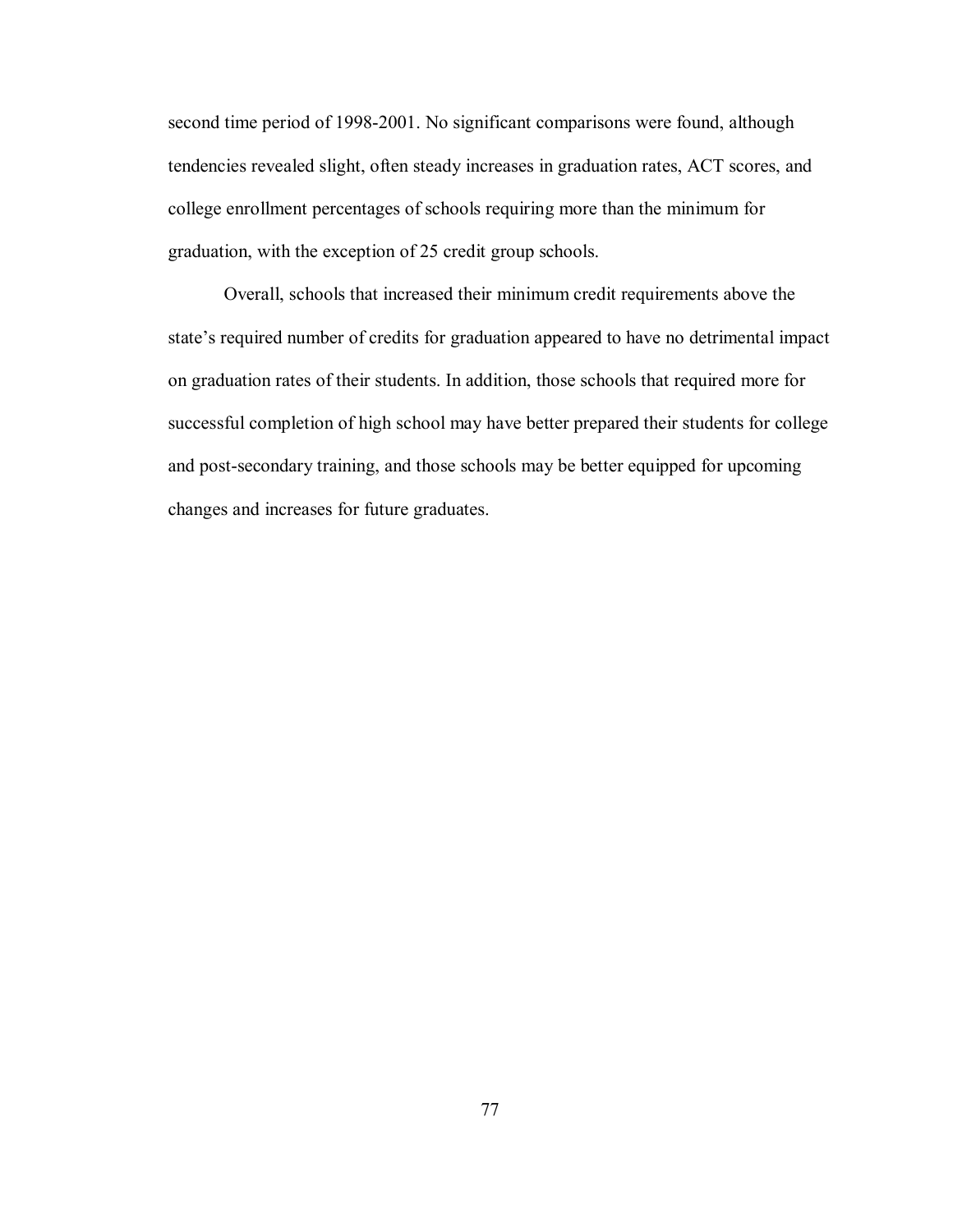second time period of 1998-2001. No significant comparisons were found, although tendencies revealed slight, often steady increases in graduation rates, ACT scores, and college enrollment percentages of schools requiring more than the minimum for graduation, with the exception of 25 credit group schools.

Overall, schools that increased their minimum credit requirements above the state's required number of credits for graduation appeared to have no detrimental impact on graduation rates of their students. In addition, those schools that required more for successful completion of high school may have better prepared their students for college and post-secondary training, and those schools may be better equipped for upcoming changes and increases for future graduates.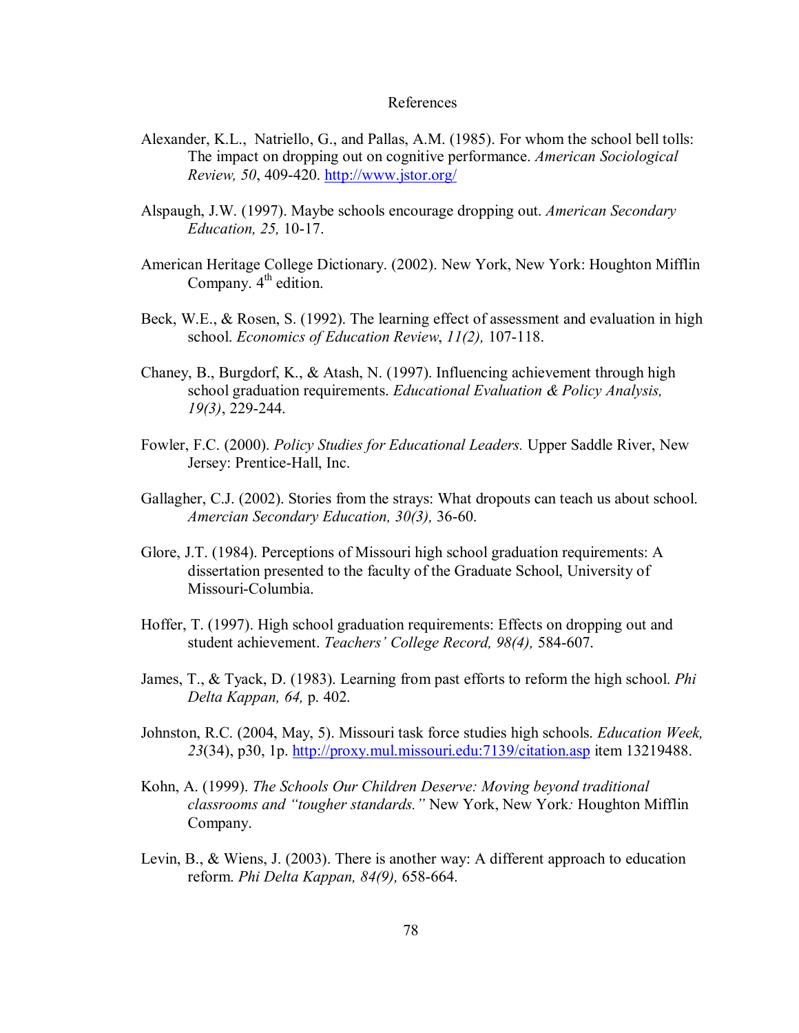# References

Alexander, K.L., Natriello, G., and Pallas, A.M. (1985). For whom the school bell tolls: The impact on dropping out on cognitive performance. *American Sociological Review, 50*, 409-420. http://www.jstor.org/

Alspaugh, J.W. (1997). Maybe schools encourage dropping out. *American Secondary Education, 25,* 10-17.

American Heritage College Dictionary. (2002). New York, New York: Houghton Mifflin Company. 4th edition.

Beck, W.E., & Rosen, S. (1992). The learning effect of assessment and evaluation in high school. *Economics of Education Review*, *11(2),* 107-118.

Chaney, B., Burgdorf, K., & Atash, N. (1997). Influencing achievement through high school graduation requirements. *Educational Evaluation & Policy Analysis, 19(3)*, 229-244.

Fowler, F.C. (2000). *Policy Studies for Educational Leaders.* Upper Saddle River, New Jersey: Prentice-Hall, Inc.

Gallagher, C.J. (2002). Stories from the strays: What dropouts can teach us about school. *Amercian Secondary Education, 30(3),* 36-60.

Glore, J.T. (1984). Perceptions of Missouri high school graduation requirements: A dissertation presented to the faculty of the Graduate School, University of Missouri-Columbia.

Hoffer, T. (1997). High school graduation requirements: Effects on dropping out and student achievement. *Teachers' College Record, 98(4),* 584-607.

James, T., & Tyack, D. (1983). Learning from past efforts to reform the high school. *Phi Delta Kappan, 64,* p. 402.

Johnston, R.C. (2004, May, 5). Missouri task force studies high schools. *Education Week, 23*(34), p30, 1p. http://proxy.mul.missouri.edu:7139/citation.asp item 13219488.

Kohn, A. (1999). *The Schools Our Children Deserve: Moving beyond traditional classrooms and "tougher standards."* New York, New York*:* Houghton Mifflin Company.

Levin, B., & Wiens, J. (2003). There is another way: A different approach to education reform. *Phi Delta Kappan, 84(9),* 658-664.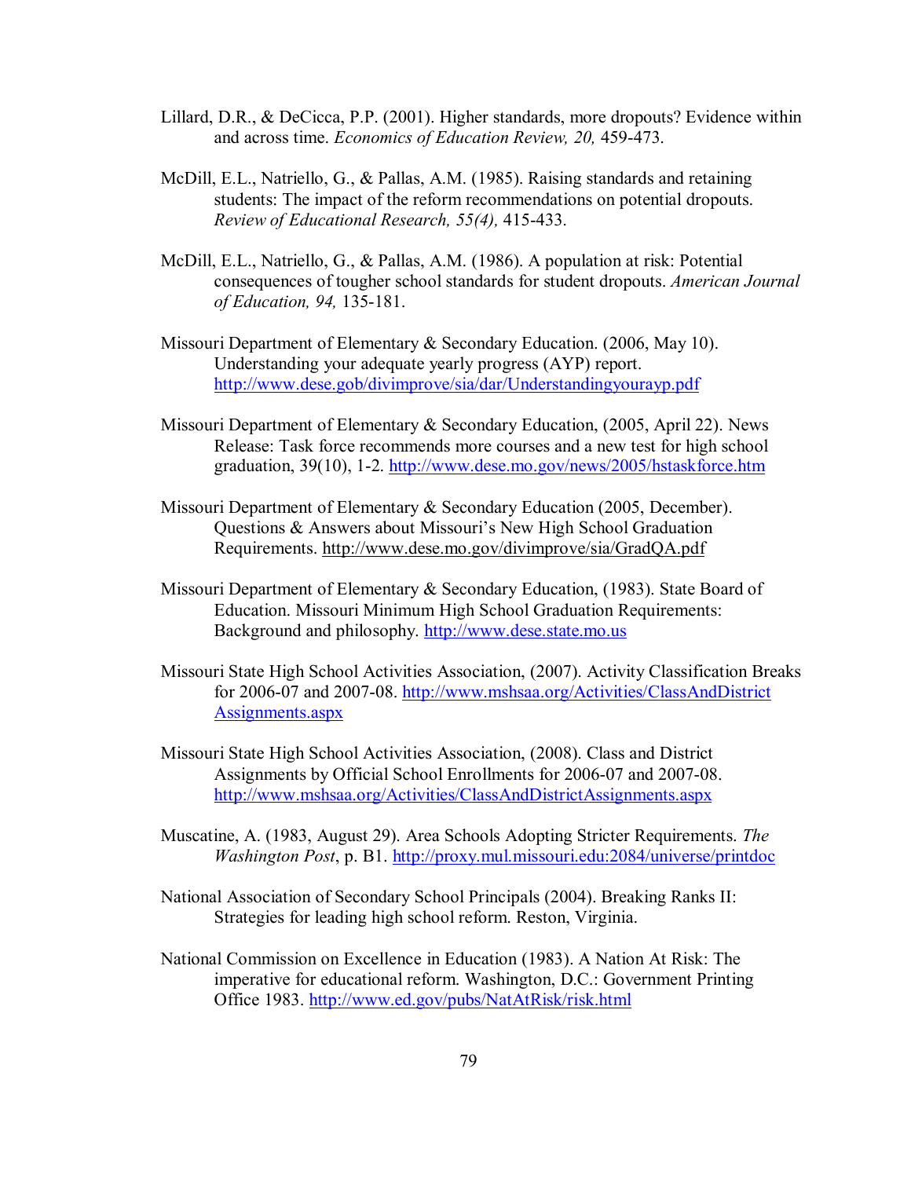Lillard, D.R., & DeCicca, P.P. (2001). Higher standards, more dropouts? Evidence within and across time. *Economics of Education Review, 20,* 459-473.

McDill, E.L., Natriello, G., & Pallas, A.M. (1985). Raising standards and retaining students: The impact of the reform recommendations on potential dropouts. *Review of Educational Research, 55(4),* 415-433.

McDill, E.L., Natriello, G., & Pallas, A.M. (1986). A population at risk: Potential consequences of tougher school standards for student dropouts. *American Journal of Education, 94,* 135-181.

Missouri Department of Elementary & Secondary Education. (2006, May 10). Understanding your adequate yearly progress (AYP) report. http://www.dese.gob/divimprove/sia/dar/Understandingyourayp.pdf

Missouri Department of Elementary & Secondary Education, (2005, April 22). News Release: Task force recommends more courses and a new test for high school graduation, 39(10), 1-2. http://www.dese.mo.gov/news/2005/hstaskforce.htm

Missouri Department of Elementary & Secondary Education (2005, December). Questions & Answers about Missouri's New High School Graduation Requirements. http://www.dese.mo.gov/divimprove/sia/GradQA.pdf

Missouri Department of Elementary & Secondary Education, (1983). State Board of Education. Missouri Minimum High School Graduation Requirements: Background and philosophy. http://www.dese.state.mo.us

Missouri State High School Activities Association, (2007). Activity Classification Breaks for 2006-07 and 2007-08. http://www.mshsaa.org/Activities/ClassAndDistrictAssignments.aspx

Missouri State High School Activities Association, (2008). Class and District Assignments by Official School Enrollments for 2006-07 and 2007-08. http://www.mshsaa.org/Activities/ClassAndDistrictAssignments.aspx

Muscatine, A. (1983, August 29). Area Schools Adopting Stricter Requirements. *The Washington Post*, p. B1. http://proxy.mul.missouri.edu:2084/universe/printdoc

National Association of Secondary School Principals (2004). Breaking Ranks II: Strategies for leading high school reform. Reston, Virginia.

National Commission on Excellence in Education (1983). A Nation At Risk: The imperative for educational reform. Washington, D.C.: Government Printing Office 1983. http://www.ed.gov/pubs/NatAtRisk/risk.html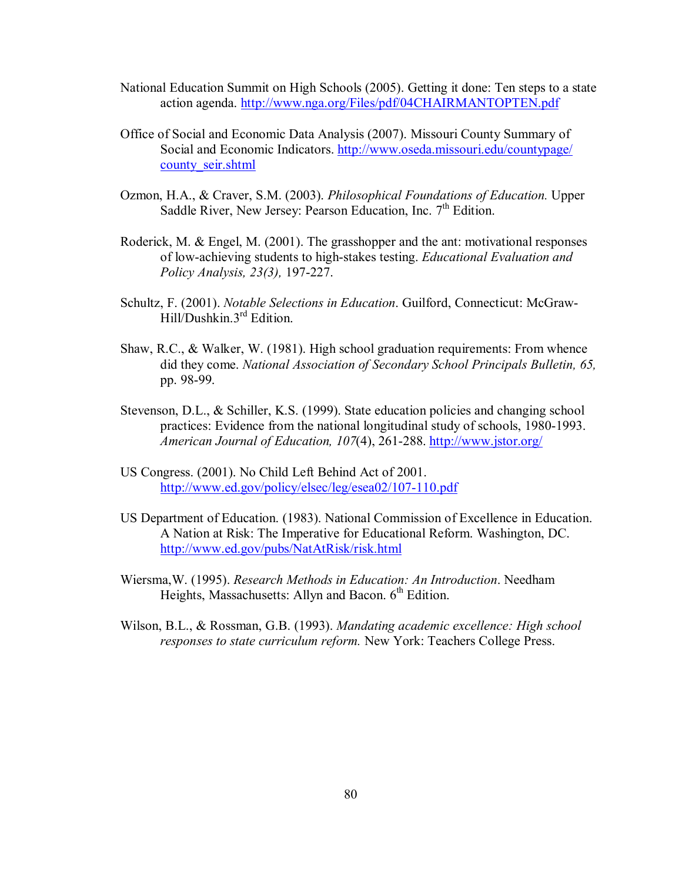National Education Summit on High Schools (2005). Getting it done: Ten steps to a state action agenda. http://www.nga.org/Files/pdf/04CHAIRMANTOPTEN.pdf

Office of Social and Economic Data Analysis (2007). Missouri County Summary of Social and Economic Indicators. http://www.oseda.missouri.edu/countypage/county_seir.shtml

Ozmon, H.A., & Craver, S.M. (2003). *Philosophical Foundations of Education.* Upper Saddle River, New Jersey: Pearson Education, Inc. 7th Edition.

Roderick, M. & Engel, M. (2001). The grasshopper and the ant: motivational responses of low-achieving students to high-stakes testing. *Educational Evaluation and Policy Analysis, 23(3),* 197-227.

Schultz, F. (2001). *Notable Selections in Education*. Guilford, Connecticut: McGraw-Hill/Dushkin.3rd Edition.

Shaw, R.C., & Walker, W. (1981). High school graduation requirements: From whence did they come. *National Association of Secondary School Principals Bulletin, 65,* pp. 98-99.

Stevenson, D.L., & Schiller, K.S. (1999). State education policies and changing school practices: Evidence from the national longitudinal study of schools, 1980-1993. *American Journal of Education, 107*(4), 261-288. http://www.jstor.org/

US Congress. (2001). No Child Left Behind Act of 2001. http://www.ed.gov/policy/elsec/leg/esea02/107-110.pdf

US Department of Education. (1983). National Commission of Excellence in Education. A Nation at Risk: The Imperative for Educational Reform. Washington, DC. http://www.ed.gov/pubs/NatAtRisk/risk.html

Wiersma,W. (1995). *Research Methods in Education: An Introduction*. Needham Heights, Massachusetts: Allyn and Bacon. 6th Edition.

Wilson, B.L., & Rossman, G.B. (1993). *Mandating academic excellence: High school responses to state curriculum reform.* New York: Teachers College Press.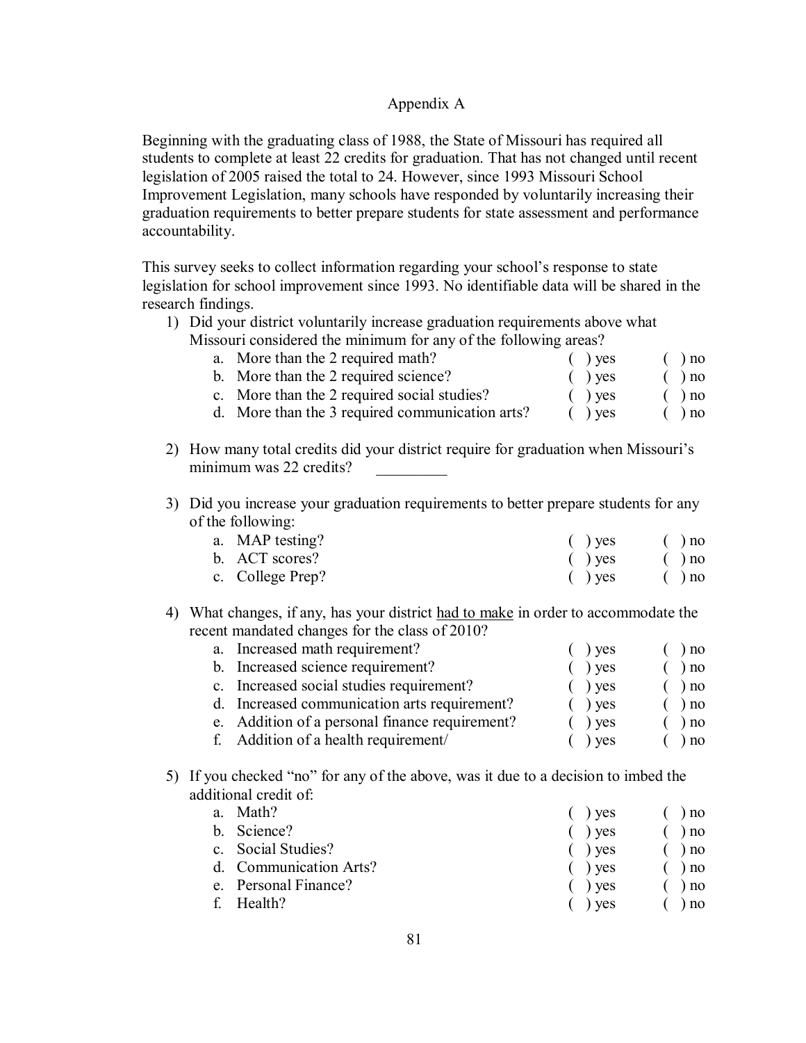# Appendix A

Beginning with the graduating class of 1988, the State of Missouri has required all students to complete at least 22 credits for graduation. That has not changed until recent legislation of 2005 raised the total to 24. However, since 1993 Missouri School Improvement Legislation, many schools have responded by voluntarily increasing their graduation requirements to better prepare students for state assessment and performance accountability.

This survey seeks to collect information regarding your school's response to state legislation for school improvement since 1993. No identifiable data will be shared in the research findings.

1) Did your district voluntarily increase graduation requirements above what Missouri considered the minimum for any of the following areas?
   a. More than the 2 required math? ( ) yes ( ) no
   b. More than the 2 required science? ( ) yes ( ) no
   c. More than the 2 required social studies? ( ) yes ( ) no
   d. More than the 3 required communication arts? ( ) yes ( ) no

2) How many total credits did your district require for graduation when Missouri's minimum was 22 credits? _________

3) Did you increase your graduation requirements to better prepare students for any of the following:
   a. MAP testing? ( ) yes ( ) no
   b. ACT scores? ( ) yes ( ) no
   c. College Prep? ( ) yes ( ) no

4) What changes, if any, has your district <u>had to make</u> in order to accommodate the recent mandated changes for the class of 2010?
   a. Increased math requirement? ( ) yes ( ) no
   b. Increased science requirement? ( ) yes ( ) no
   c. Increased social studies requirement? ( ) yes ( ) no
   d. Increased communication arts requirement? ( ) yes ( ) no
   e. Addition of a personal finance requirement? ( ) yes ( ) no
   f. Addition of a health requirement/ ( ) yes ( ) no

5) If you checked "no" for any of the above, was it due to a decision to imbed the additional credit of:
   a. Math? ( ) yes ( ) no
   b. Science? ( ) yes ( ) no
   c. Social Studies? ( ) yes ( ) no
   d. Communication Arts? ( ) yes ( ) no
   e. Personal Finance? ( ) yes ( ) no
   f. Health? ( ) yes ( ) no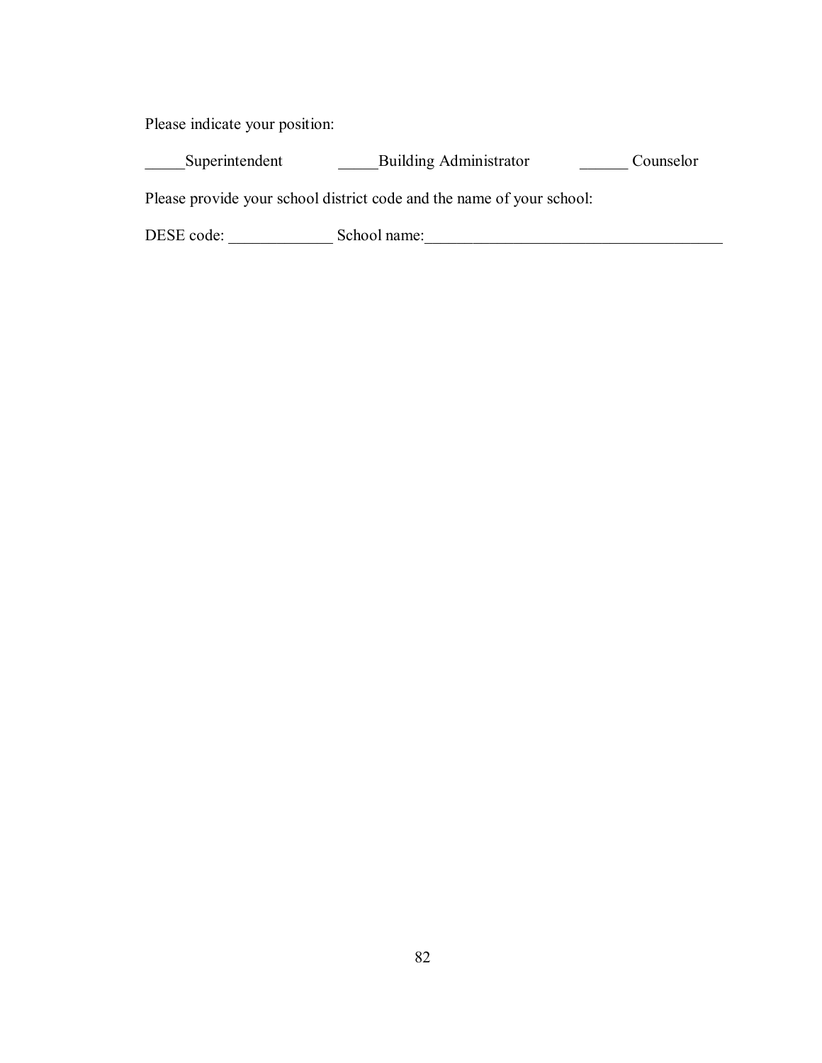Please indicate your position:

_____Superintendent _____Building Administrator ______ Counselor

Please provide your school district code and the name of your school:

DESE code: _____________ School name:______________________________________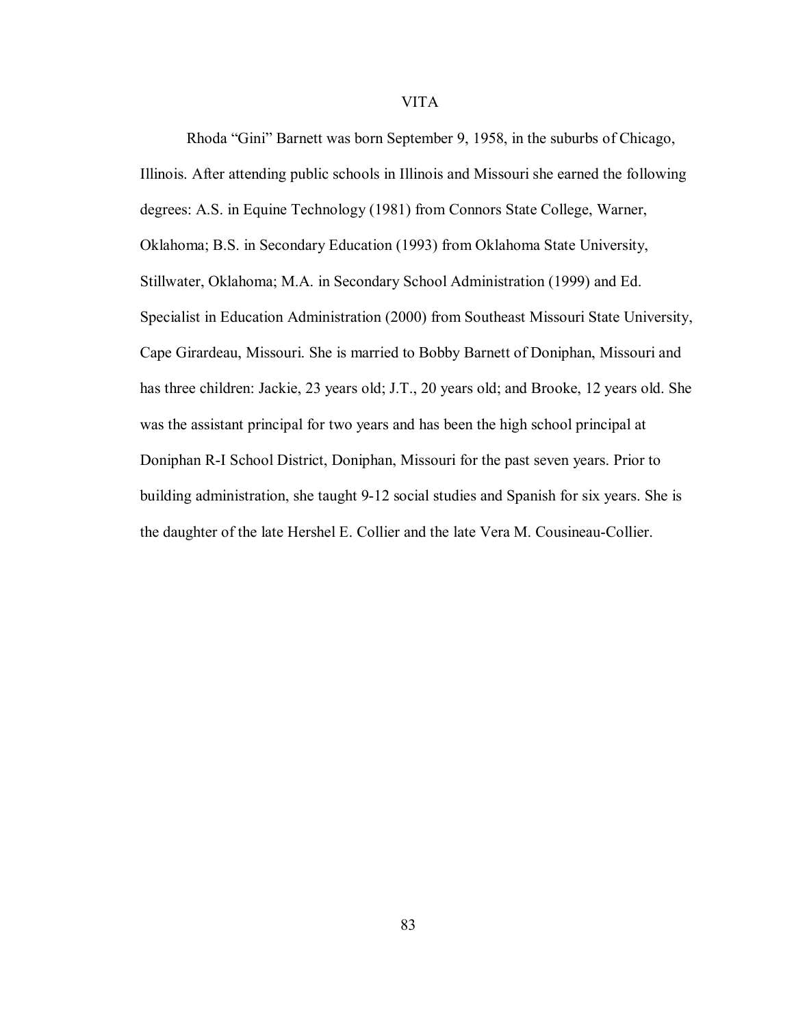# VITA

Rhoda "Gini" Barnett was born September 9, 1958, in the suburbs of Chicago, Illinois. After attending public schools in Illinois and Missouri she earned the following degrees: A.S. in Equine Technology (1981) from Connors State College, Warner, Oklahoma; B.S. in Secondary Education (1993) from Oklahoma State University, Stillwater, Oklahoma; M.A. in Secondary School Administration (1999) and Ed. Specialist in Education Administration (2000) from Southeast Missouri State University, Cape Girardeau, Missouri. She is married to Bobby Barnett of Doniphan, Missouri and has three children: Jackie, 23 years old; J.T., 20 years old; and Brooke, 12 years old. She was the assistant principal for two years and has been the high school principal at Doniphan R-I School District, Doniphan, Missouri for the past seven years. Prior to building administration, she taught 9-12 social studies and Spanish for six years. She is the daughter of the late Hershel E. Collier and the late Vera M. Cousineau-Collier.